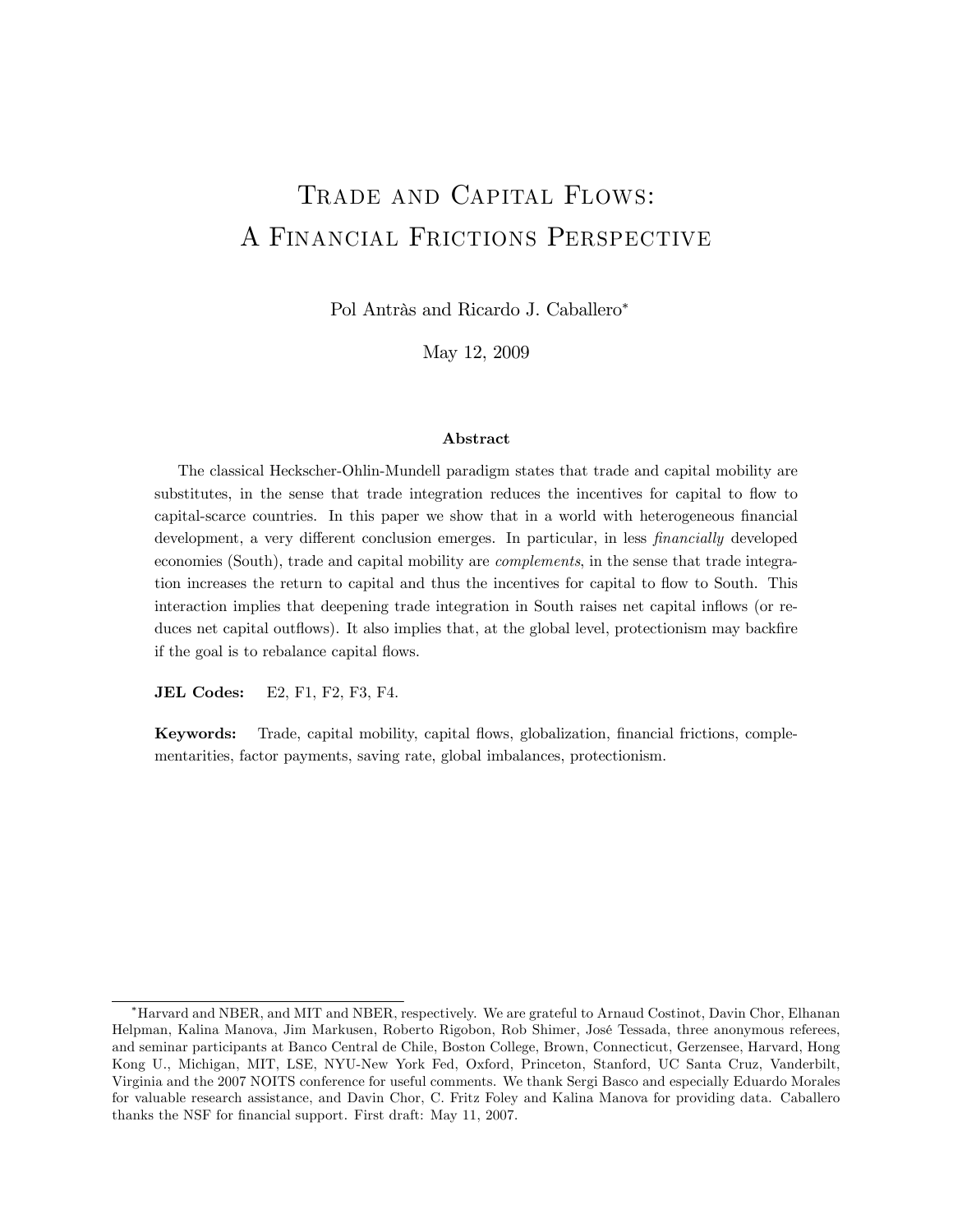# Trade and Capital Flows: A Financial Frictions Perspective

Pol Antràs and Ricardo J. Caballero*

May 12, 2009

### Abstract

The classical Heckscher-Ohlin-Mundell paradigm states that trade and capital mobility are substitutes, in the sense that trade integration reduces the incentives for capital to flow to capital-scarce countries. In this paper we show that in a world with heterogeneous financial development, a very different conclusion emerges. In particular, in less *financially* developed economies (South), trade and capital mobility are *complements*, in the sense that trade integration increases the return to capital and thus the incentives for capital to flow to South. This interaction implies that deepening trade integration in South raises net capital inflows (or reduces net capital outflows). It also implies that, at the global level, protectionism may backfire if the goal is to rebalance capital flows.

**JEL Codes:** E2, F1, F2, F3, F4.

**Keywords:** Trade, capital mobility, capital flows, globalization, financial frictions, complementarities, factor payments, saving rate, global imbalances, protectionism.

---

*Harvard and NBER, and MIT and NBER, respectively. We are grateful to Arnaud Costinot, Davin Chor, Elhanan Helpman, Kalina Manova, Jim Markusen, Roberto Rigobon, Rob Shimer, José Tessada, three anonymous referees, and seminar participants at Banco Central de Chile, Boston College, Brown, Connecticut, Gerzensee, Harvard, Hong Kong U., Michigan, MIT, LSE, NYU-New York Fed, Oxford, Princeton, Stanford, UC Santa Cruz, Vanderbilt, Virginia and the 2007 NOITS conference for useful comments. We thank Sergi Basco and especially Eduardo Morales for valuable research assistance, and Davin Chor, C. Fritz Foley and Kalina Manova for providing data. Caballero thanks the NSF for financial support. First draft: May 11, 2007.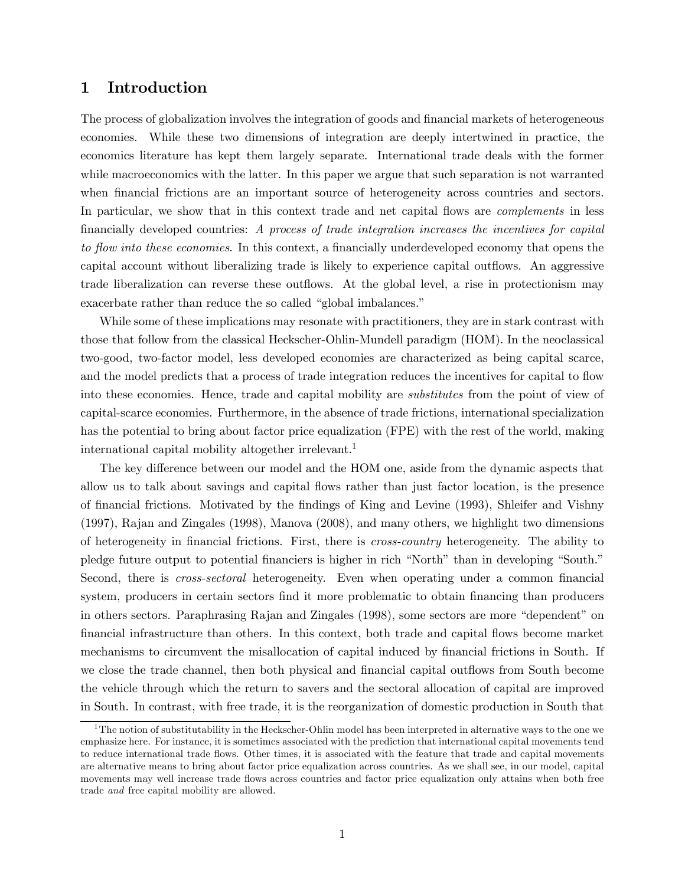# 1 Introduction

The process of globalization involves the integration of goods and financial markets of heterogeneous economies. While these two dimensions of integration are deeply intertwined in practice, the economics literature has kept them largely separate. International trade deals with the former while macroeconomics with the latter. In this paper we argue that such separation is not warranted when financial frictions are an important source of heterogeneity across countries and sectors. In particular, we show that in this context trade and net capital flows are *complements* in less financially developed countries: *A process of trade integration increases the incentives for capital to flow into these economies*. In this context, a financially underdeveloped economy that opens the capital account without liberalizing trade is likely to experience capital outflows. An aggressive trade liberalization can reverse these outflows. At the global level, a rise in protectionism may exacerbate rather than reduce the so called "global imbalances."

While some of these implications may resonate with practitioners, they are in stark contrast with those that follow from the classical Heckscher-Ohlin-Mundell paradigm (HOM). In the neoclassical two-good, two-factor model, less developed economies are characterized as being capital scarce, and the model predicts that a process of trade integration reduces the incentives for capital to flow into these economies. Hence, trade and capital mobility are *substitutes* from the point of view of capital-scarce economies. Furthermore, in the absence of trade frictions, international specialization has the potential to bring about factor price equalization (FPE) with the rest of the world, making international capital mobility altogether irrelevant.[1]

The key difference between our model and the HOM one, aside from the dynamic aspects that allow us to talk about savings and capital flows rather than just factor location, is the presence of financial frictions. Motivated by the findings of King and Levine (1993), Shleifer and Vishny (1997), Rajan and Zingales (1998), Manova (2008), and many others, we highlight two dimensions of heterogeneity in financial frictions. First, there is *cross-country* heterogeneity. The ability to pledge future output to potential financiers is higher in rich "North" than in developing "South." Second, there is *cross-sectoral* heterogeneity. Even when operating under a common financial system, producers in certain sectors find it more problematic to obtain financing than producers in others sectors. Paraphrasing Rajan and Zingales (1998), some sectors are more "dependent" on financial infrastructure than others. In this context, both trade and capital flows become market mechanisms to circumvent the misallocation of capital induced by financial frictions in South. If we close the trade channel, then both physical and financial capital outflows from South become the vehicle through which the return to savers and the sectoral allocation of capital are improved in South. In contrast, with free trade, it is the reorganization of domestic production in South that

[1] The notion of substitutability in the Heckscher-Ohlin model has been interpreted in alternative ways to the one we emphasize here. For instance, it is sometimes associated with the prediction that international capital movements tend to reduce international trade flows. Other times, it is associated with the feature that trade and capital movements are alternative means to bring about factor price equalization across countries. As we shall see, in our model, capital movements may well increase trade flows across countries and factor price equalization only attains when both free trade *and* free capital mobility are allowed.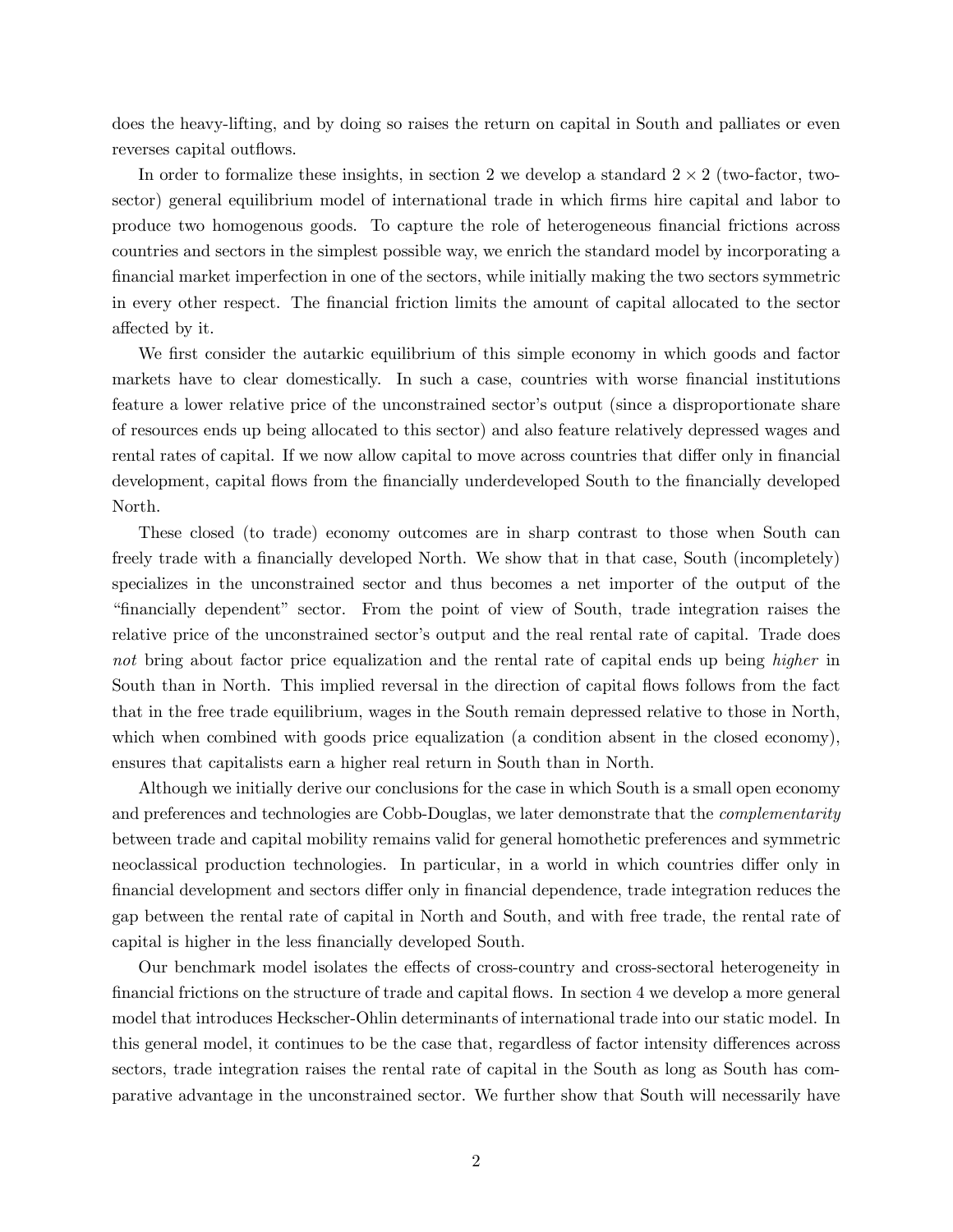does the heavy-lifting, and by doing so raises the return on capital in South and palliates or even reverses capital outflows.

In order to formalize these insights, in section 2 we develop a standard $2 \times 2$ (two-factor, two-sector) general equilibrium model of international trade in which firms hire capital and labor to produce two homogenous goods. To capture the role of heterogeneous financial frictions across countries and sectors in the simplest possible way, we enrich the standard model by incorporating a financial market imperfection in one of the sectors, while initially making the two sectors symmetric in every other respect. The financial friction limits the amount of capital allocated to the sector affected by it.

We first consider the autarkic equilibrium of this simple economy in which goods and factor markets have to clear domestically. In such a case, countries with worse financial institutions feature a lower relative price of the unconstrained sector's output (since a disproportionate share of resources ends up being allocated to this sector) and also feature relatively depressed wages and rental rates of capital. If we now allow capital to move across countries that differ only in financial development, capital flows from the financially underdeveloped South to the financially developed North.

These closed (to trade) economy outcomes are in sharp contrast to those when South can freely trade with a financially developed North. We show that in that case, South (incompletely) specializes in the unconstrained sector and thus becomes a net importer of the output of the "financially dependent" sector. From the point of view of South, trade integration raises the relative price of the unconstrained sector's output and the real rental rate of capital. Trade does *not* bring about factor price equalization and the rental rate of capital ends up being *higher* in South than in North. This implied reversal in the direction of capital flows follows from the fact that in the free trade equilibrium, wages in the South remain depressed relative to those in North, which when combined with goods price equalization (a condition absent in the closed economy), ensures that capitalists earn a higher real return in South than in North.

Although we initially derive our conclusions for the case in which South is a small open economy and preferences and technologies are Cobb-Douglas, we later demonstrate that the *complementarity* between trade and capital mobility remains valid for general homothetic preferences and symmetric neoclassical production technologies. In particular, in a world in which countries differ only in financial development and sectors differ only in financial dependence, trade integration reduces the gap between the rental rate of capital in North and South, and with free trade, the rental rate of capital is higher in the less financially developed South.

Our benchmark model isolates the effects of cross-country and cross-sectoral heterogeneity in financial frictions on the structure of trade and capital flows. In section 4 we develop a more general model that introduces Heckscher-Ohlin determinants of international trade into our static model. In this general model, it continues to be the case that, regardless of factor intensity differences across sectors, trade integration raises the rental rate of capital in the South as long as South has comparative advantage in the unconstrained sector. We further show that South will necessarily have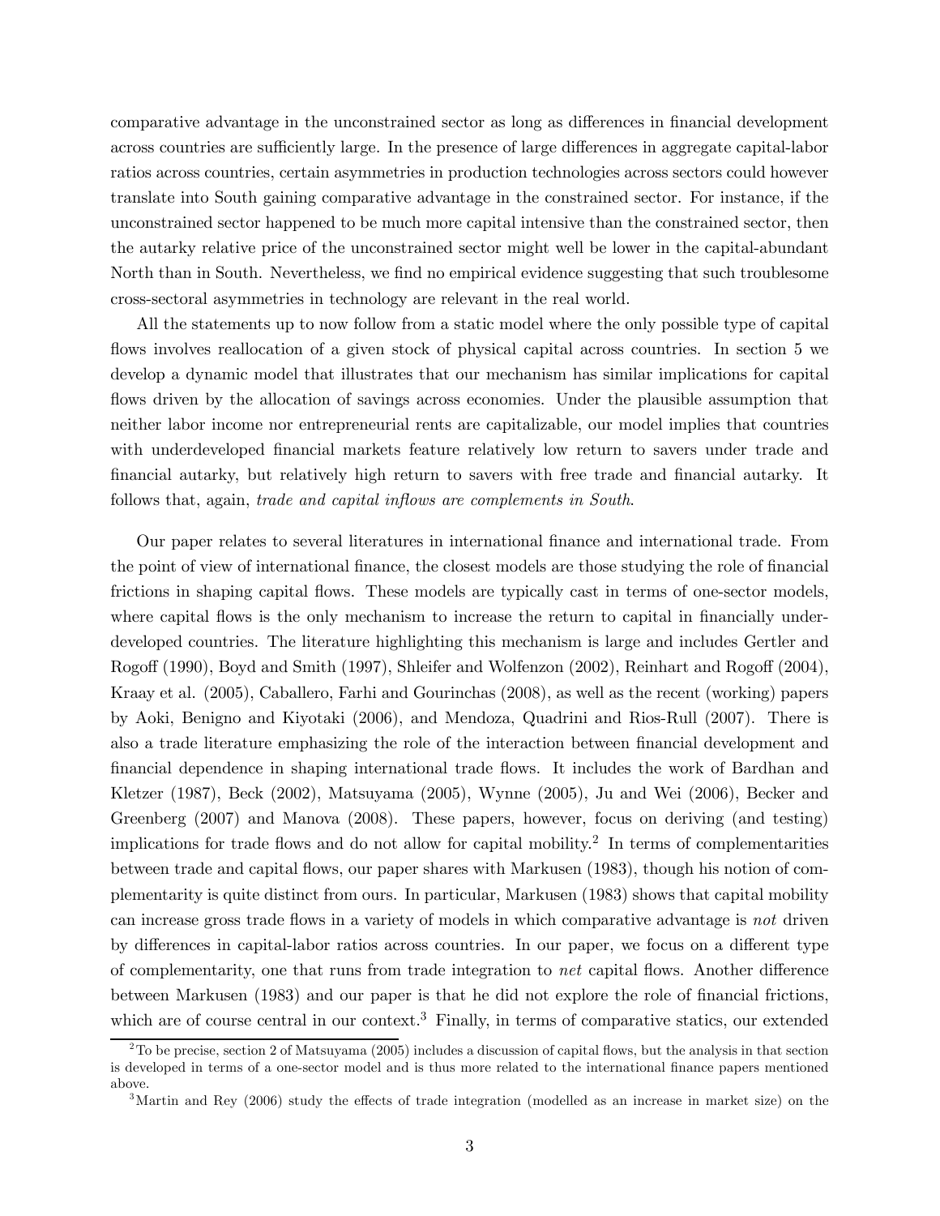comparative advantage in the unconstrained sector as long as differences in financial development across countries are sufficiently large. In the presence of large differences in aggregate capital-labor ratios across countries, certain asymmetries in production technologies across sectors could however translate into South gaining comparative advantage in the constrained sector. For instance, if the unconstrained sector happened to be much more capital intensive than the constrained sector, then the autarky relative price of the unconstrained sector might well be lower in the capital-abundant North than in South. Nevertheless, we find no empirical evidence suggesting that such troublesome cross-sectoral asymmetries in technology are relevant in the real world.

All the statements up to now follow from a static model where the only possible type of capital flows involves reallocation of a given stock of physical capital across countries. In section 5 we develop a dynamic model that illustrates that our mechanism has similar implications for capital flows driven by the allocation of savings across economies. Under the plausible assumption that neither labor income nor entrepreneurial rents are capitalizable, our model implies that countries with underdeveloped financial markets feature relatively low return to savers under trade and financial autarky, but relatively high return to savers with free trade and financial autarky. It follows that, again, *trade and capital inflows are complements in South*.

Our paper relates to several literatures in international finance and international trade. From the point of view of international finance, the closest models are those studying the role of financial frictions in shaping capital flows. These models are typically cast in terms of one-sector models, where capital flows is the only mechanism to increase the return to capital in financially underdeveloped countries. The literature highlighting this mechanism is large and includes Gertler and Rogoff (1990), Boyd and Smith (1997), Shleifer and Wolfenzon (2002), Reinhart and Rogoff (2004), Kraay et al. (2005), Caballero, Farhi and Gourinchas (2008), as well as the recent (working) papers by Aoki, Benigno and Kiyotaki (2006), and Mendoza, Quadrini and Rios-Rull (2007). There is also a trade literature emphasizing the role of the interaction between financial development and financial dependence in shaping international trade flows. It includes the work of Bardhan and Kletzer (1987), Beck (2002), Matsuyama (2005), Wynne (2005), Ju and Wei (2006), Becker and Greenberg (2007) and Manova (2008). These papers, however, focus on deriving (and testing) implications for trade flows and do not allow for capital mobility.[2] In terms of complementarities between trade and capital flows, our paper shares with Markusen (1983), though his notion of complementarity is quite distinct from ours. In particular, Markusen (1983) shows that capital mobility can increase gross trade flows in a variety of models in which comparative advantage is *not* driven by differences in capital-labor ratios across countries. In our paper, we focus on a different type of complementarity, one that runs from trade integration to *net* capital flows. Another difference between Markusen (1983) and our paper is that he did not explore the role of financial frictions, which are of course central in our context.[3] Finally, in terms of comparative statics, our extended

[2] To be precise, section 2 of Matsuyama (2005) includes a discussion of capital flows, but the analysis in that section is developed in terms of a one-sector model and is thus more related to the international finance papers mentioned above.

[3] Martin and Rey (2006) study the effects of trade integration (modelled as an increase in market size) on the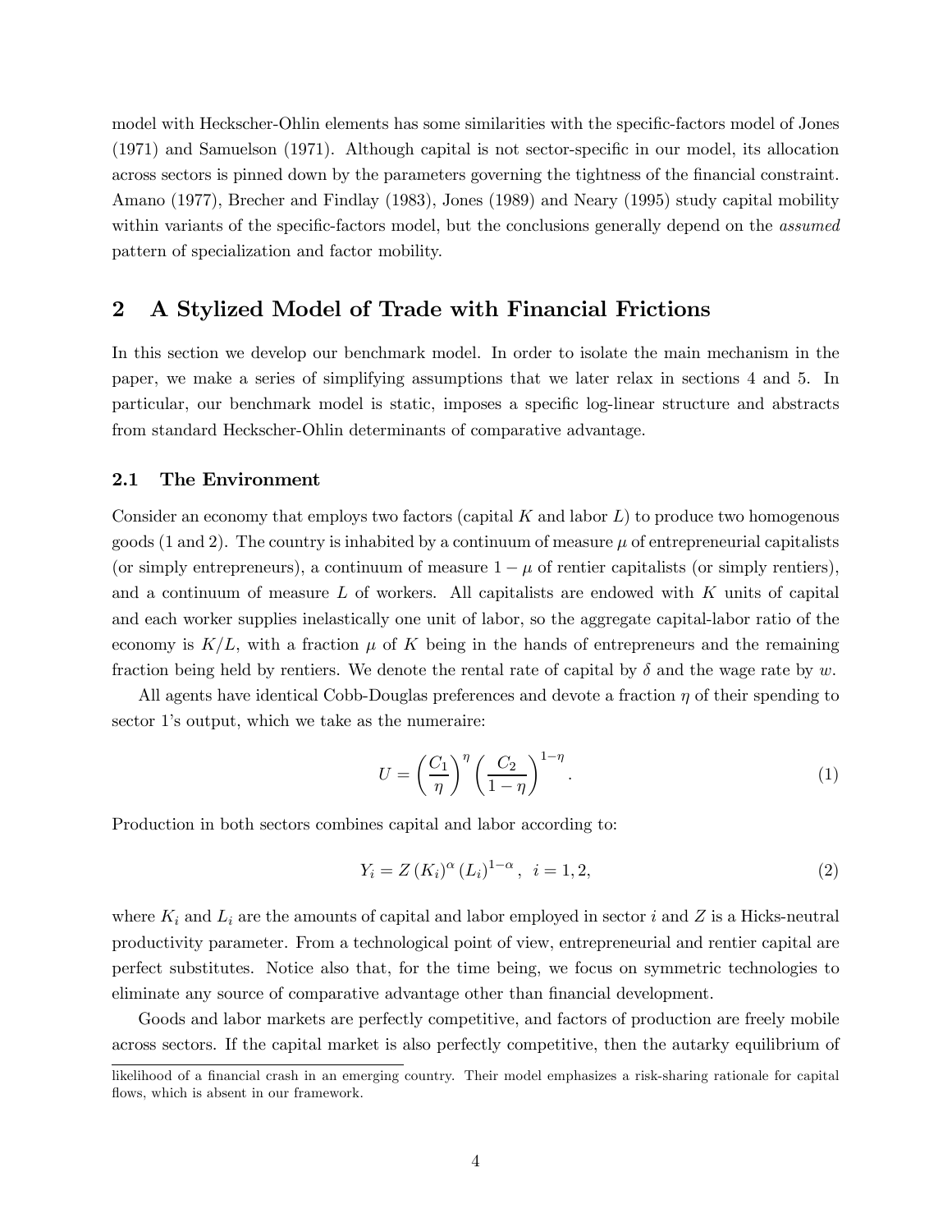model with Heckscher-Ohlin elements has some similarities with the specific-factors model of Jones (1971) and Samuelson (1971). Although capital is not sector-specific in our model, its allocation across sectors is pinned down by the parameters governing the tightness of the financial constraint. Amano (1977), Brecher and Findlay (1983), Jones (1989) and Neary (1995) study capital mobility within variants of the specific-factors model, but the conclusions generally depend on the *assumed* pattern of specialization and factor mobility.

## 2 A Stylized Model of Trade with Financial Frictions

In this section we develop our benchmark model. In order to isolate the main mechanism in the paper, we make a series of simplifying assumptions that we later relax in sections 4 and 5. In particular, our benchmark model is static, imposes a specific log-linear structure and abstracts from standard Heckscher-Ohlin determinants of comparative advantage.

### 2.1 The Environment

Consider an economy that employs two factors (capital $K$ and labor $L$) to produce two homogenous goods (1 and 2). The country is inhabited by a continuum of measure $\mu$ of entrepreneurial capitalists (or simply entrepreneurs), a continuum of measure $1-\mu$ of rentier capitalists (or simply rentiers), and a continuum of measure $L$ of workers. All capitalists are endowed with $K$ units of capital and each worker supplies inelastically one unit of labor, so the aggregate capital-labor ratio of the economy is $K/L$, with a fraction $\mu$ of $K$ being in the hands of entrepreneurs and the remaining fraction being held by rentiers. We denote the rental rate of capital by $\delta$ and the wage rate by $w$.

All agents have identical Cobb-Douglas preferences and devote a fraction $\eta$ of their spending to sector 1's output, which we take as the numeraire:

$$U = \left(\frac{C_1}{\eta}\right)^{\eta} \left(\frac{C_2}{1-\eta}\right)^{1-\eta}. \tag{1}$$

Production in both sectors combines capital and labor according to:

$$Y_i = Z \left(K_i\right)^{\alpha} \left(L_i\right)^{1-\alpha}, \;\; i = 1, 2, \tag{2}$$

where $K_i$ and $L_i$ are the amounts of capital and labor employed in sector $i$ and $Z$ is a Hicks-neutral productivity parameter. From a technological point of view, entrepreneurial and rentier capital are perfect substitutes. Notice also that, for the time being, we focus on symmetric technologies to eliminate any source of comparative advantage other than financial development.

Goods and labor markets are perfectly competitive, and factors of production are freely mobile across sectors. If the capital market is also perfectly competitive, then the autarky equilibrium of

likelihood of a financial crash in an emerging country. Their model emphasizes a risk-sharing rationale for capital flows, which is absent in our framework.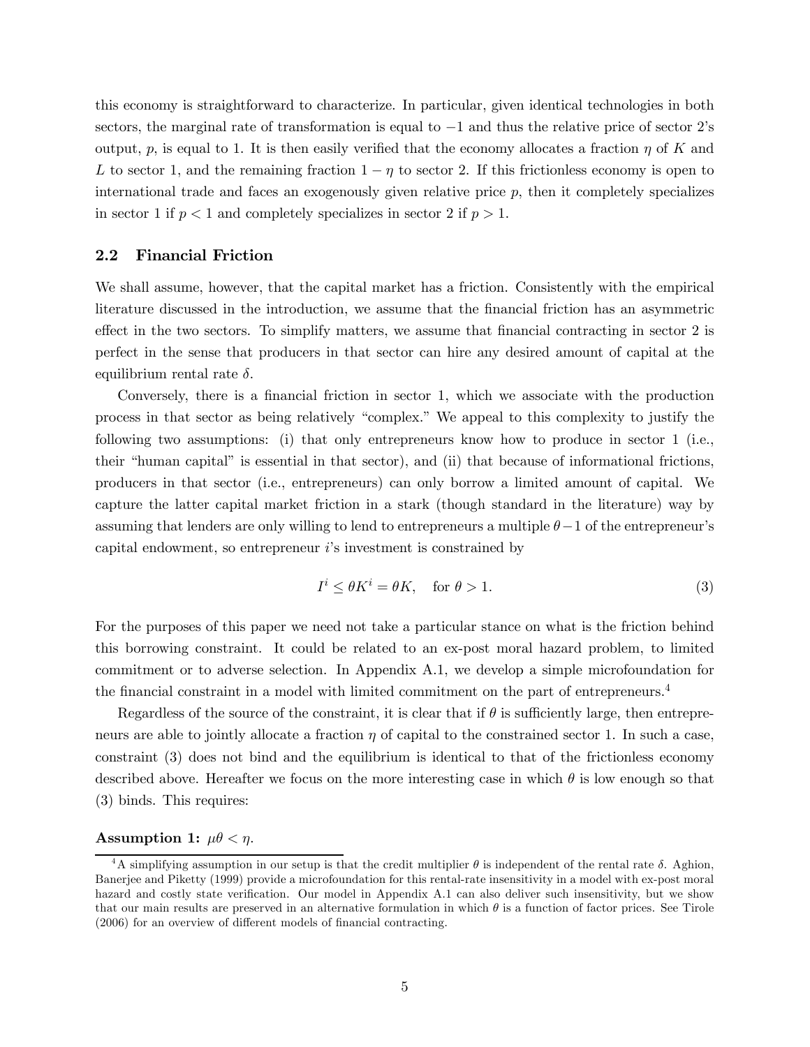this economy is straightforward to characterize. In particular, given identical technologies in both sectors, the marginal rate of transformation is equal to $-1$ and thus the relative price of sector 2's output, $p$, is equal to 1. It is then easily verified that the economy allocates a fraction $\eta$ of $K$ and $L$ to sector 1, and the remaining fraction $1-\eta$ to sector 2. If this frictionless economy is open to international trade and faces an exogenously given relative price $p$, then it completely specializes in sector 1 if $p < 1$ and completely specializes in sector 2 if $p > 1$.

## 2.2 Financial Friction

We shall assume, however, that the capital market has a friction. Consistently with the empirical literature discussed in the introduction, we assume that the financial friction has an asymmetric effect in the two sectors. To simplify matters, we assume that financial contracting in sector 2 is perfect in the sense that producers in that sector can hire any desired amount of capital at the equilibrium rental rate $\delta$.

Conversely, there is a financial friction in sector 1, which we associate with the production process in that sector as being relatively "complex." We appeal to this complexity to justify the following two assumptions: (i) that only entrepreneurs know how to produce in sector 1 (i.e., their "human capital" is essential in that sector), and (ii) that because of informational frictions, producers in that sector (i.e., entrepreneurs) can only borrow a limited amount of capital. We capture the latter capital market friction in a stark (though standard in the literature) way by assuming that lenders are only willing to lend to entrepreneurs a multiple $\theta - 1$ of the entrepreneur's capital endowment, so entrepreneur $i$'s investment is constrained by

$$I^i \leq \theta K^i = \theta K, \quad \text{for } \theta > 1. \tag{3}$$

For the purposes of this paper we need not take a particular stance on what is the friction behind this borrowing constraint. It could be related to an ex-post moral hazard problem, to limited commitment or to adverse selection. In Appendix A.1, we develop a simple microfoundation for the financial constraint in a model with limited commitment on the part of entrepreneurs.[4]

Regardless of the source of the constraint, it is clear that if $\theta$ is sufficiently large, then entrepreneurs are able to jointly allocate a fraction $\eta$ of capital to the constrained sector 1. In such a case, constraint (3) does not bind and the equilibrium is identical to that of the frictionless economy described above. Hereafter we focus on the more interesting case in which $\theta$ is low enough so that (3) binds. This requires:

**Assumption 1:** $\mu\theta < \eta$.

[4] A simplifying assumption in our setup is that the credit multiplier $\theta$ is independent of the rental rate $\delta$. Aghion, Banerjee and Piketty (1999) provide a microfoundation for this rental-rate insensitivity in a model with ex-post moral hazard and costly state verification. Our model in Appendix A.1 can also deliver such insensitivity, but we show that our main results are preserved in an alternative formulation in which $\theta$ is a function of factor prices. See Tirole (2006) for an overview of different models of financial contracting.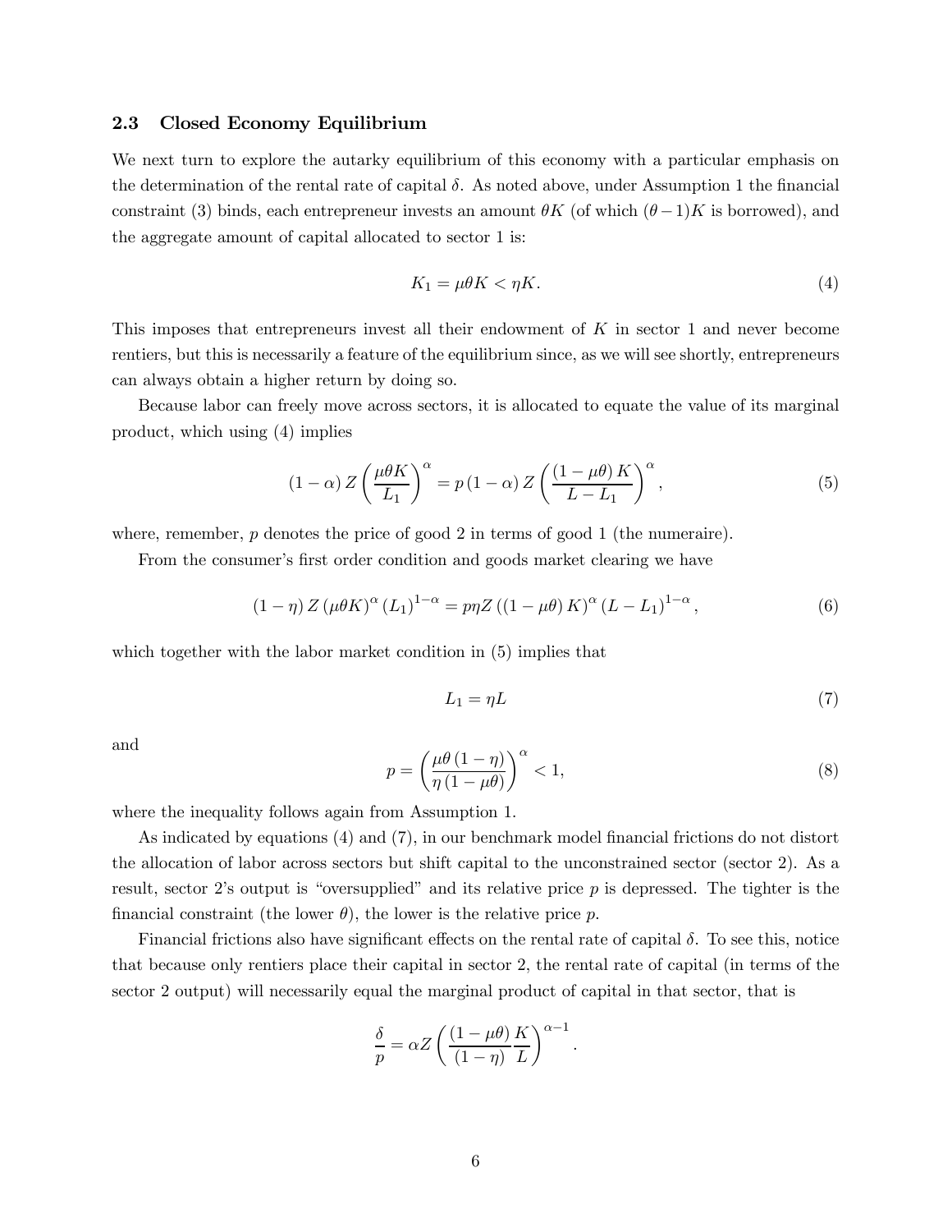### 2.3 Closed Economy Equilibrium

We next turn to explore the autarky equilibrium of this economy with a particular emphasis on the determination of the rental rate of capital $\delta$. As noted above, under Assumption 1 the financial constraint (3) binds, each entrepreneur invests an amount $\theta K$ (of which $(\theta - 1)K$ is borrowed), and the aggregate amount of capital allocated to sector 1 is:

$$K_1 = \mu\theta K < \eta K. \tag{4}$$

This imposes that entrepreneurs invest all their endowment of $K$ in sector 1 and never become rentiers, but this is necessarily a feature of the equilibrium since, as we will see shortly, entrepreneurs can always obtain a higher return by doing so.

Because labor can freely move across sectors, it is allocated to equate the value of its marginal product, which using (4) implies

$$(1-\alpha) Z \left(\frac{\mu\theta K}{L_1}\right)^{\alpha} = p(1-\alpha) Z \left(\frac{(1-\mu\theta) K}{L - L_1}\right)^{\alpha}, \tag{5}$$

where, remember, $p$ denotes the price of good 2 in terms of good 1 (the numeraire).

From the consumer's first order condition and goods market clearing we have

$$(1-\eta) Z (\mu\theta K)^{\alpha} (L_1)^{1-\alpha} = p\eta Z ((1-\mu\theta) K)^{\alpha} (L - L_1)^{1-\alpha}, \tag{6}$$

which together with the labor market condition in (5) implies that

$$L_1 = \eta L \tag{7}$$

and

$$p = \left(\frac{\mu\theta(1-\eta)}{\eta(1-\mu\theta)}\right)^{\alpha} < 1, \tag{8}$$

where the inequality follows again from Assumption 1.

As indicated by equations (4) and (7), in our benchmark model financial frictions do not distort the allocation of labor across sectors but shift capital to the unconstrained sector (sector 2). As a result, sector 2's output is "oversupplied" and its relative price $p$ is depressed. The tighter is the financial constraint (the lower $\theta$), the lower is the relative price $p$.

Financial frictions also have significant effects on the rental rate of capital $\delta$. To see this, notice that because only rentiers place their capital in sector 2, the rental rate of capital (in terms of the sector 2 output) will necessarily equal the marginal product of capital in that sector, that is

$$\frac{\delta}{p} = \alpha Z \left(\frac{(1-\mu\theta)}{(1-\eta)} \frac{K}{L}\right)^{\alpha-1}.$$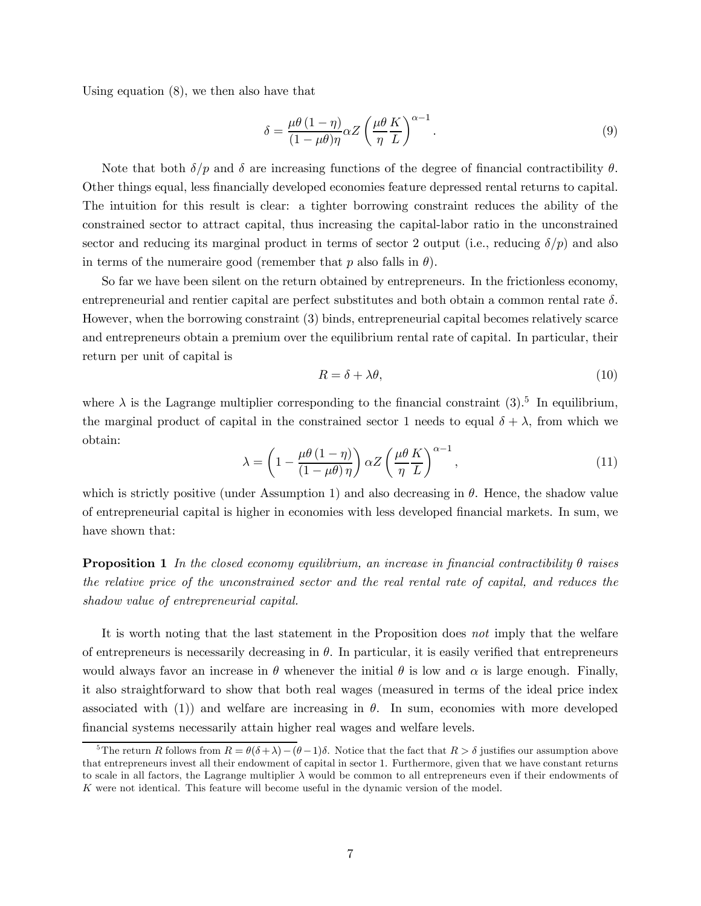Using equation (8), we then also have that

$$\delta = \frac{\mu\theta\left(1-\eta\right)}{(1-\mu\theta)\eta}\alpha Z\left(\frac{\mu\theta}{\eta}\frac{K}{L}\right)^{\alpha-1}. \tag{9}$$

Note that both $\delta/p$ and $\delta$ are increasing functions of the degree of financial contractibility $\theta$. Other things equal, less financially developed economies feature depressed rental returns to capital. The intuition for this result is clear: a tighter borrowing constraint reduces the ability of the constrained sector to attract capital, thus increasing the capital-labor ratio in the unconstrained sector and reducing its marginal product in terms of sector 2 output (i.e., reducing $\delta/p$) and also in terms of the numeraire good (remember that $p$ also falls in $\theta$).

So far we have been silent on the return obtained by entrepreneurs. In the frictionless economy, entrepreneurial and rentier capital are perfect substitutes and both obtain a common rental rate $\delta$. However, when the borrowing constraint (3) binds, entrepreneurial capital becomes relatively scarce and entrepreneurs obtain a premium over the equilibrium rental rate of capital. In particular, their return per unit of capital is

$$R = \delta + \lambda\theta, \tag{10}$$

where $\lambda$ is the Lagrange multiplier corresponding to the financial constraint (3).[5] In equilibrium, the marginal product of capital in the constrained sector 1 needs to equal $\delta + \lambda$, from which we obtain:

$$\lambda = \left(1 - \frac{\mu\theta\left(1-\eta\right)}{\left(1-\mu\theta\right)\eta}\right)\alpha Z\left(\frac{\mu\theta}{\eta}\frac{K}{L}\right)^{\alpha-1}, \tag{11}$$

which is strictly positive (under Assumption 1) and also decreasing in $\theta$. Hence, the shadow value of entrepreneurial capital is higher in economies with less developed financial markets. In sum, we have shown that:

**Proposition 1** *In the closed economy equilibrium, an increase in financial contractibility $\theta$ raises the relative price of the unconstrained sector and the real rental rate of capital, and reduces the shadow value of entrepreneurial capital.*

It is worth noting that the last statement in the Proposition does *not* imply that the welfare of entrepreneurs is necessarily decreasing in $\theta$. In particular, it is easily verified that entrepreneurs would always favor an increase in $\theta$ whenever the initial $\theta$ is low and $\alpha$ is large enough. Finally, it also straightforward to show that both real wages (measured in terms of the ideal price index associated with (1)) and welfare are increasing in $\theta$. In sum, economies with more developed financial systems necessarily attain higher real wages and welfare levels.

---

[5] The return $R$ follows from $R = \theta(\delta + \lambda) - (\theta - 1)\delta$. Notice that the fact that $R > \delta$ justifies our assumption above that entrepreneurs invest all their endowment of capital in sector 1. Furthermore, given that we have constant returns to scale in all factors, the Lagrange multiplier $\lambda$ would be common to all entrepreneurs even if their endowments of $K$ were not identical. This feature will become useful in the dynamic version of the model.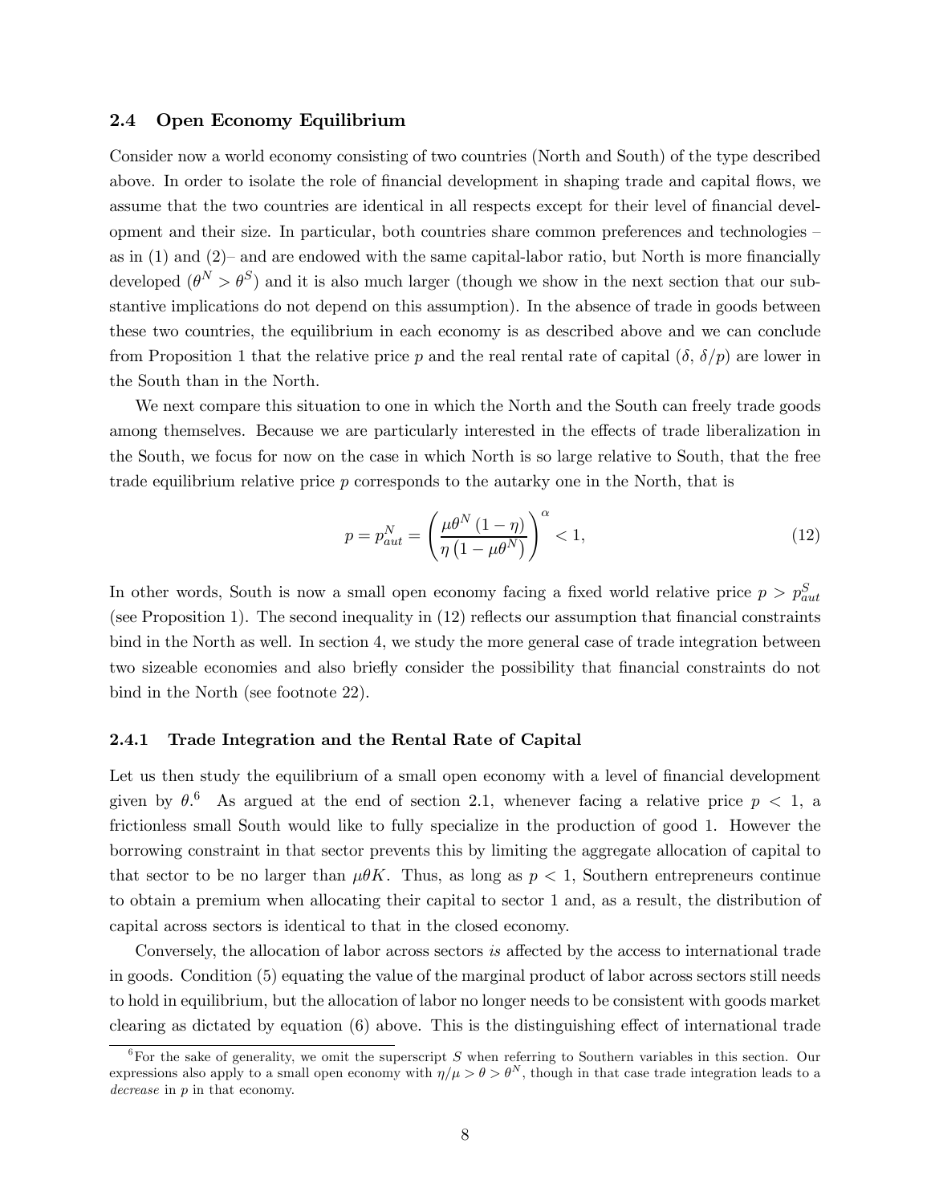### 2.4 Open Economy Equilibrium

Consider now a world economy consisting of two countries (North and South) of the type described above. In order to isolate the role of financial development in shaping trade and capital flows, we assume that the two countries are identical in all respects except for their level of financial development and their size. In particular, both countries share common preferences and technologies – as in (1) and (2)– and are endowed with the same capital-labor ratio, but North is more financially developed ($\theta^N > \theta^S$) and it is also much larger (though we show in the next section that our substantive implications do not depend on this assumption). In the absence of trade in goods between these two countries, the equilibrium in each economy is as described above and we can conclude from Proposition 1 that the relative price $p$ and the real rental rate of capital ($\delta$, $\delta/p$) are lower in the South than in the North.

We next compare this situation to one in which the North and the South can freely trade goods among themselves. Because we are particularly interested in the effects of trade liberalization in the South, we focus for now on the case in which North is so large relative to South, that the free trade equilibrium relative price $p$ corresponds to the autarky one in the North, that is

$$p = p^N_{aut} = \left( \frac{\mu \theta^N (1 - \eta)}{\eta (1 - \mu \theta^N)} \right)^{\alpha} < 1, \tag{12}$$

In other words, South is now a small open economy facing a fixed world relative price $p > p^S_{aut}$ (see Proposition 1). The second inequality in (12) reflects our assumption that financial constraints bind in the North as well. In section 4, we study the more general case of trade integration between two sizeable economies and also briefly consider the possibility that financial constraints do not bind in the North (see footnote 22).

#### 2.4.1 Trade Integration and the Rental Rate of Capital

Let us then study the equilibrium of a small open economy with a level of financial development given by $\theta$.[6] As argued at the end of section 2.1, whenever facing a relative price $p < 1$, a frictionless small South would like to fully specialize in the production of good 1. However the borrowing constraint in that sector prevents this by limiting the aggregate allocation of capital to that sector to be no larger than $\mu \theta K$. Thus, as long as $p < 1$, Southern entrepreneurs continue to obtain a premium when allocating their capital to sector 1 and, as a result, the distribution of capital across sectors is identical to that in the closed economy.

Conversely, the allocation of labor across sectors *is* affected by the access to international trade in goods. Condition (5) equating the value of the marginal product of labor across sectors still needs to hold in equilibrium, but the allocation of labor no longer needs to be consistent with goods market clearing as dictated by equation (6) above. This is the distinguishing effect of international trade

[6] For the sake of generality, we omit the superscript $S$ when referring to Southern variables in this section. Our expressions also apply to a small open economy with $\eta/\mu > \theta > \theta^N$, though in that case trade integration leads to a *decrease* in $p$ in that economy.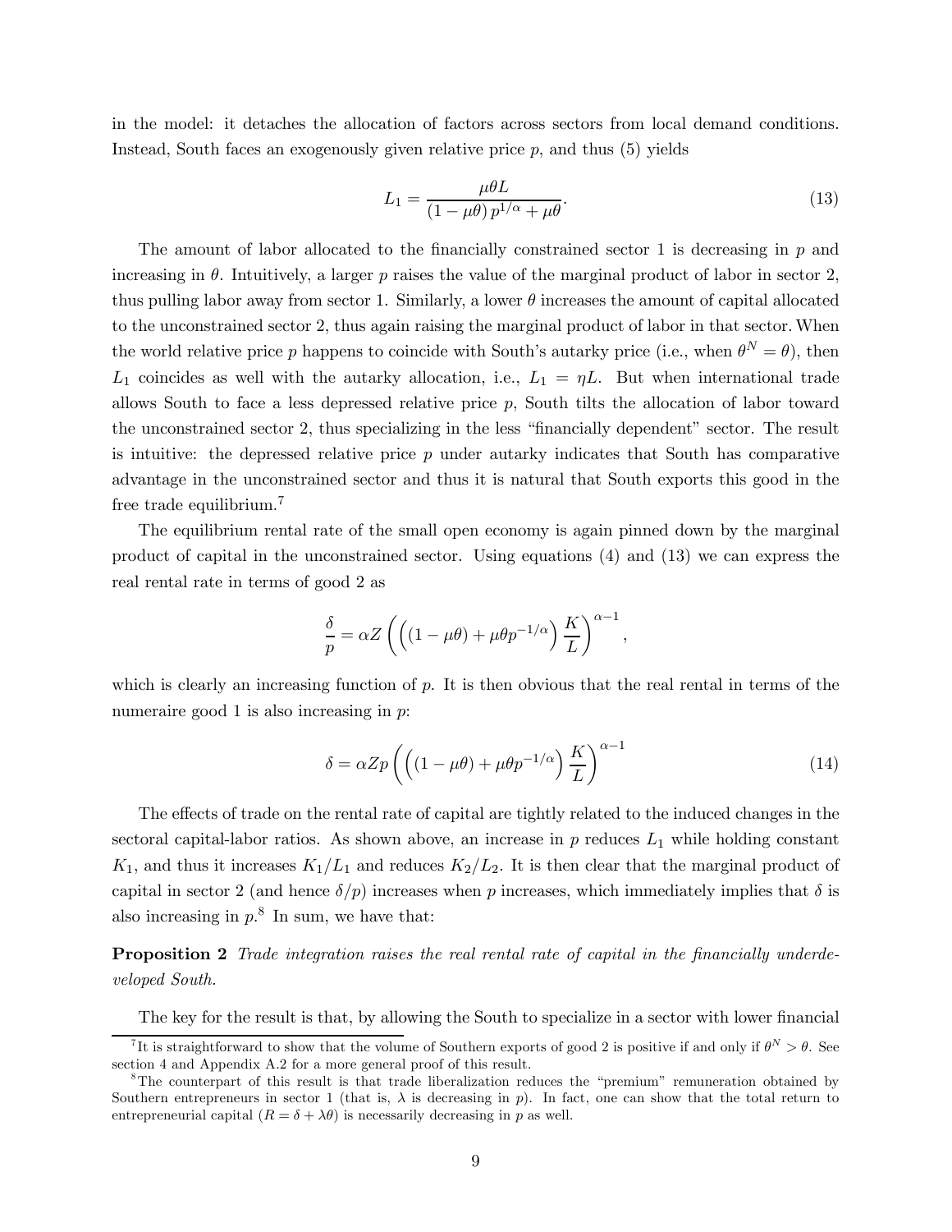in the model: it detaches the allocation of factors across sectors from local demand conditions. Instead, South faces an exogenously given relative price $p$, and thus (5) yields

$$L_1 = \frac{\mu\theta L}{(1-\mu\theta)\, p^{1/\alpha} + \mu\theta}. \tag{13}$$

The amount of labor allocated to the financially constrained sector 1 is decreasing in $p$ and increasing in $\theta$. Intuitively, a larger $p$ raises the value of the marginal product of labor in sector 2, thus pulling labor away from sector 1. Similarly, a lower $\theta$ increases the amount of capital allocated to the unconstrained sector 2, thus again raising the marginal product of labor in that sector. When the world relative price $p$ happens to coincide with South's autarky price (i.e., when $\theta^N = \theta$), then $L_1$ coincides as well with the autarky allocation, i.e., $L_1 = \eta L$. But when international trade allows South to face a less depressed relative price $p$, South tilts the allocation of labor toward the unconstrained sector 2, thus specializing in the less "financially dependent" sector. The result is intuitive: the depressed relative price $p$ under autarky indicates that South has comparative advantage in the unconstrained sector and thus it is natural that South exports this good in the free trade equilibrium.[7]

The equilibrium rental rate of the small open economy is again pinned down by the marginal product of capital in the unconstrained sector. Using equations (4) and (13) we can express the real rental rate in terms of good 2 as

$$\frac{\delta}{p} = \alpha Z \left( \left( (1-\mu\theta) + \mu\theta p^{-1/\alpha} \right) \frac{K}{L} \right)^{\alpha - 1},$$

which is clearly an increasing function of $p$. It is then obvious that the real rental in terms of the numeraire good 1 is also increasing in $p$:

$$\delta = \alpha Z p \left( \left( (1-\mu\theta) + \mu\theta p^{-1/\alpha} \right) \frac{K}{L} \right)^{\alpha - 1} \tag{14}$$

The effects of trade on the rental rate of capital are tightly related to the induced changes in the sectoral capital-labor ratios. As shown above, an increase in $p$ reduces $L_1$ while holding constant $K_1$, and thus it increases $K_1/L_1$ and reduces $K_2/L_2$. It is then clear that the marginal product of capital in sector 2 (and hence $\delta/p$) increases when $p$ increases, which immediately implies that $\delta$ is also increasing in $p$.[8] In sum, we have that:

**Proposition 2** *Trade integration raises the real rental rate of capital in the financially underdeveloped South.*

The key for the result is that, by allowing the South to specialize in a sector with lower financial

[7] It is straightforward to show that the volume of Southern exports of good 2 is positive if and only if $\theta^N > \theta$. See section 4 and Appendix A.2 for a more general proof of this result.

[8] The counterpart of this result is that trade liberalization reduces the "premium" remuneration obtained by Southern entrepreneurs in sector 1 (that is, $\lambda$ is decreasing in $p$). In fact, one can show that the total return to entrepreneurial capital ($R = \delta + \lambda\theta$) is necessarily decreasing in $p$ as well.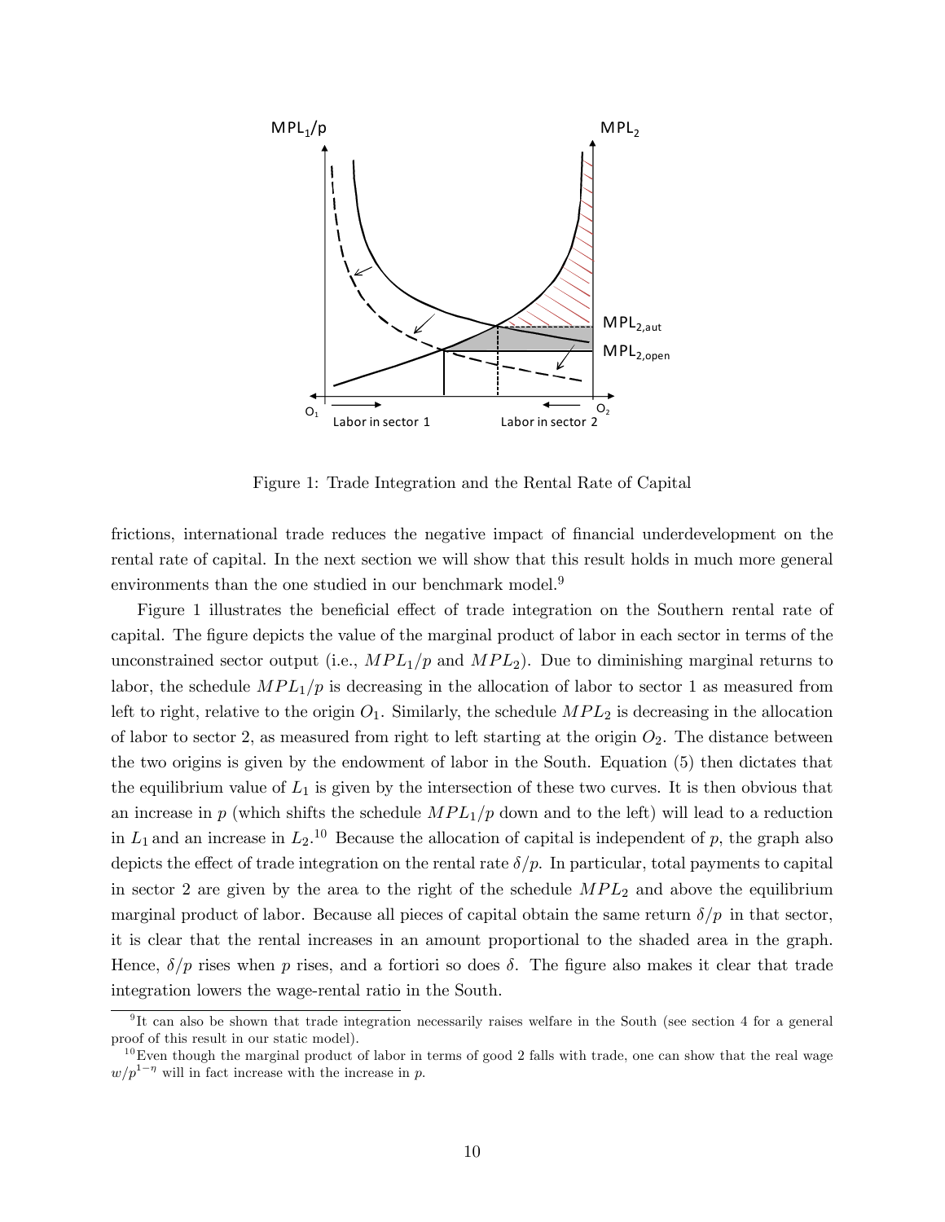Figure 1: Trade Integration and the Rental Rate of Capital

frictions, international trade reduces the negative impact of financial underdevelopment on the rental rate of capital. In the next section we will show that this result holds in much more general environments than the one studied in our benchmark model.[9]

Figure 1 illustrates the beneficial effect of trade integration on the Southern rental rate of capital. The figure depicts the value of the marginal product of labor in each sector in terms of the unconstrained sector output (i.e., $MPL_1/p$ and $MPL_2$). Due to diminishing marginal returns to labor, the schedule $MPL_1/p$ is decreasing in the allocation of labor to sector 1 as measured from left to right, relative to the origin $O_1$. Similarly, the schedule $MPL_2$ is decreasing in the allocation of labor to sector 2, as measured from right to left starting at the origin $O_2$. The distance between the two origins is given by the endowment of labor in the South. Equation (5) then dictates that the equilibrium value of $L_1$ is given by the intersection of these two curves. It is then obvious that an increase in $p$ (which shifts the schedule $MPL_1/p$ down and to the left) will lead to a reduction in $L_1$ and an increase in $L_2$.[10] Because the allocation of capital is independent of $p$, the graph also depicts the effect of trade integration on the rental rate $\delta/p$. In particular, total payments to capital in sector 2 are given by the area to the right of the schedule $MPL_2$ and above the equilibrium marginal product of labor. Because all pieces of capital obtain the same return $\delta/p$ in that sector, it is clear that the rental increases in an amount proportional to the shaded area in the graph. Hence, $\delta/p$ rises when $p$ rises, and a fortiori so does $\delta$. The figure also makes it clear that trade integration lowers the wage-rental ratio in the South.

[9] It can also be shown that trade integration necessarily raises welfare in the South (see section 4 for a general proof of this result in our static model).

[10] Even though the marginal product of labor in terms of good 2 falls with trade, one can show that the real wage $w/p^{1-\eta}$ will in fact increase with the increase in $p$.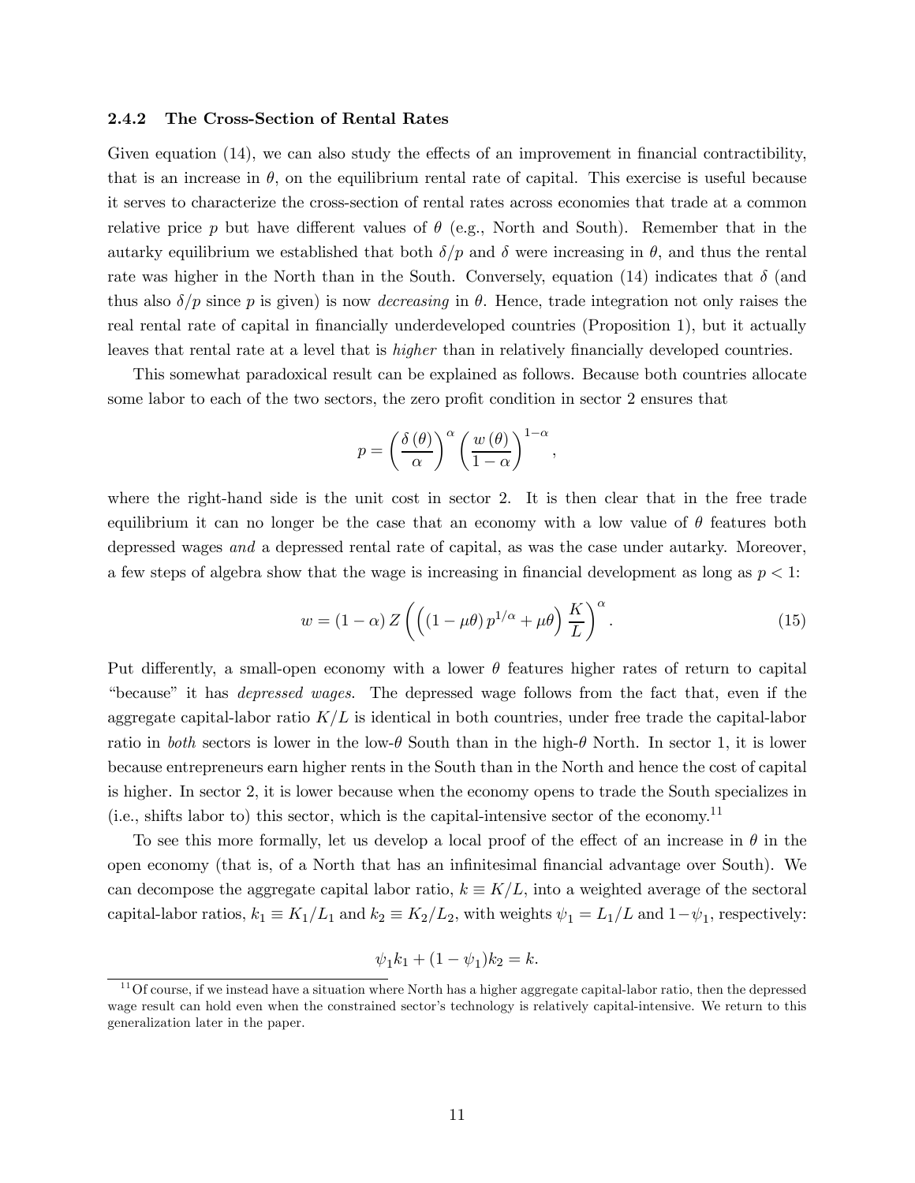### 2.4.2 The Cross-Section of Rental Rates

Given equation (14), we can also study the effects of an improvement in financial contractibility, that is an increase in $\theta$, on the equilibrium rental rate of capital. This exercise is useful because it serves to characterize the cross-section of rental rates across economies that trade at a common relative price $p$ but have different values of $\theta$ (e.g., North and South). Remember that in the autarky equilibrium we established that both $\delta/p$ and $\delta$ were increasing in $\theta$, and thus the rental rate was higher in the North than in the South. Conversely, equation (14) indicates that $\delta$ (and thus also $\delta/p$ since $p$ is given) is now *decreasing* in $\theta$. Hence, trade integration not only raises the real rental rate of capital in financially underdeveloped countries (Proposition 1), but it actually leaves that rental rate at a level that is *higher* than in relatively financially developed countries.

This somewhat paradoxical result can be explained as follows. Because both countries allocate some labor to each of the two sectors, the zero profit condition in sector 2 ensures that

$$p = \left(\frac{\delta(\theta)}{\alpha}\right)^{\alpha}\left(\frac{w(\theta)}{1-\alpha}\right)^{1-\alpha},$$

where the right-hand side is the unit cost in sector 2. It is then clear that in the free trade equilibrium it can no longer be the case that an economy with a low value of $\theta$ features both depressed wages *and* a depressed rental rate of capital, as was the case under autarky. Moreover, a few steps of algebra show that the wage is increasing in financial development as long as $p < 1$:

$$w = (1-\alpha)\,Z\left(\left((1-\mu\theta)\,p^{1/\alpha} + \mu\theta\right)\frac{K}{L}\right)^{\alpha}. \tag{15}$$

Put differently, a small-open economy with a lower $\theta$ features higher rates of return to capital "because" it has *depressed wages*. The depressed wage follows from the fact that, even if the aggregate capital-labor ratio $K/L$ is identical in both countries, under free trade the capital-labor ratio in *both* sectors is lower in the low-$\theta$ South than in the high-$\theta$ North. In sector 1, it is lower because entrepreneurs earn higher rents in the South than in the North and hence the cost of capital is higher. In sector 2, it is lower because when the economy opens to trade the South specializes in (i.e., shifts labor to) this sector, which is the capital-intensive sector of the economy.[11]

To see this more formally, let us develop a local proof of the effect of an increase in $\theta$ in the open economy (that is, of a North that has an infinitesimal financial advantage over South). We can decompose the aggregate capital labor ratio, $k \equiv K/L$, into a weighted average of the sectoral capital-labor ratios, $k_1 \equiv K_1/L_1$ and $k_2 \equiv K_2/L_2$, with weights $\psi_1 = L_1/L$ and $1-\psi_1$, respectively:

$$\psi_1 k_1 + (1-\psi_1)k_2 = k.$$

[11] Of course, if we instead have a situation where North has a higher aggregate capital-labor ratio, then the depressed wage result can hold even when the constrained sector's technology is relatively capital-intensive. We return to this generalization later in the paper.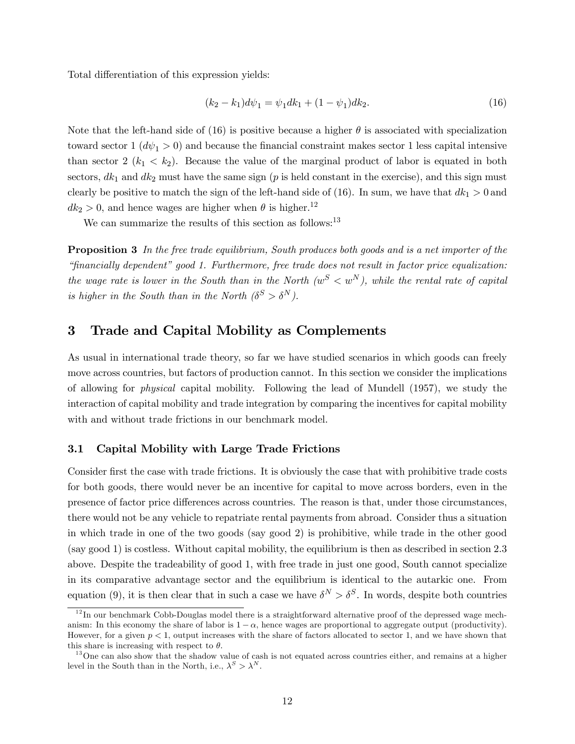Total differentiation of this expression yields:

$$(k_2 - k_1)d\psi_1 = \psi_1 dk_1 + (1 - \psi_1)dk_2. \tag{16}$$

Note that the left-hand side of (16) is positive because a higher $\theta$ is associated with specialization toward sector 1 ($d\psi_1 > 0$) and because the financial constraint makes sector 1 less capital intensive than sector 2 ($k_1 < k_2$). Because the value of the marginal product of labor is equated in both sectors, $dk_1$ and $dk_2$ must have the same sign ($p$ is held constant in the exercise), and this sign must clearly be positive to match the sign of the left-hand side of (16). In sum, we have that $dk_1 > 0$ and $dk_2 > 0$, and hence wages are higher when $\theta$ is higher.[12]

We can summarize the results of this section as follows:[13]

**Proposition 3** *In the free trade equilibrium, South produces both goods and is a net importer of the "financially dependent" good 1. Furthermore, free trade does not result in factor price equalization: the wage rate is lower in the South than in the North ($w^S < w^N$), while the rental rate of capital is higher in the South than in the North ($\delta^S > \delta^N$).*

# 3 Trade and Capital Mobility as Complements

As usual in international trade theory, so far we have studied scenarios in which goods can freely move across countries, but factors of production cannot. In this section we consider the implications of allowing for *physical* capital mobility. Following the lead of Mundell (1957), we study the interaction of capital mobility and trade integration by comparing the incentives for capital mobility with and without trade frictions in our benchmark model.

## 3.1 Capital Mobility with Large Trade Frictions

Consider first the case with trade frictions. It is obviously the case that with prohibitive trade costs for both goods, there would never be an incentive for capital to move across borders, even in the presence of factor price differences across countries. The reason is that, under those circumstances, there would not be any vehicle to repatriate rental payments from abroad. Consider thus a situation in which trade in one of the two goods (say good 2) is prohibitive, while trade in the other good (say good 1) is costless. Without capital mobility, the equilibrium is then as described in section 2.3 above. Despite the tradeability of good 1, with free trade in just one good, South cannot specialize in its comparative advantage sector and the equilibrium is identical to the autarkic one. From equation (9), it is then clear that in such a case we have $\delta^N > \delta^S$. In words, despite both countries

[12] In our benchmark Cobb-Douglas model there is a straightforward alternative proof of the depressed wage mechanism: In this economy the share of labor is $1 - \alpha$, hence wages are proportional to aggregate output (productivity). However, for a given $p < 1$, output increases with the share of factors allocated to sector 1, and we have shown that this share is increasing with respect to $\theta$.

[13] One can also show that the shadow value of cash is not equated across countries either, and remains at a higher level in the South than in the North, i.e., $\lambda^S > \lambda^N$.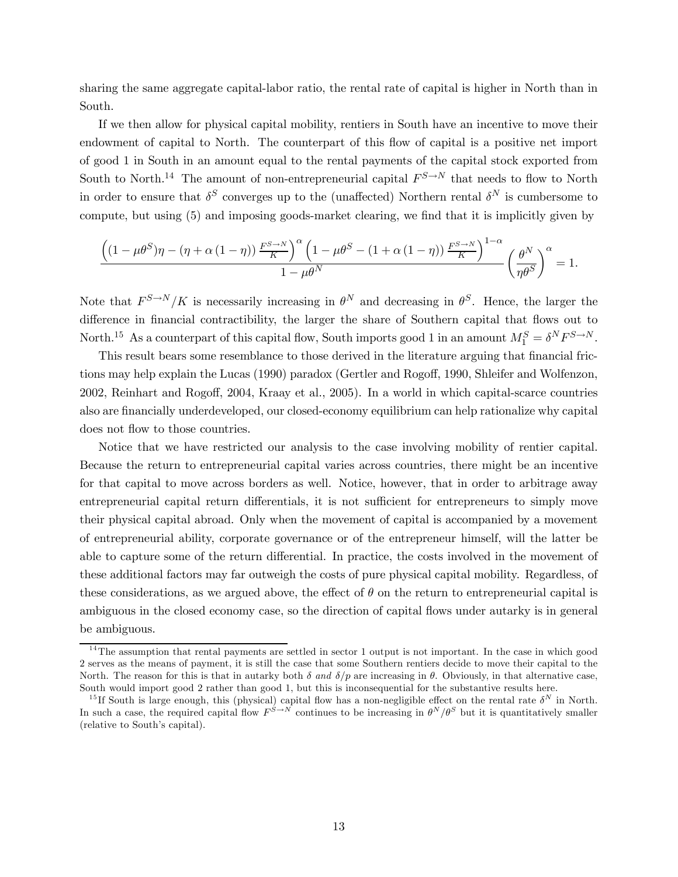sharing the same aggregate capital-labor ratio, the rental rate of capital is higher in North than in South.

If we then allow for physical capital mobility, rentiers in South have an incentive to move their endowment of capital to North. The counterpart of this flow of capital is a positive net import of good 1 in South in an amount equal to the rental payments of the capital stock exported from South to North.[14] The amount of non-entrepreneurial capital $F^{S\to N}$ that needs to flow to North in order to ensure that $\delta^S$ converges up to the (unaffected) Northern rental $\delta^N$ is cumbersome to compute, but using (5) and imposing goods-market clearing, we find that it is implicitly given by

$$\frac{\left((1-\mu\theta^S)\eta-(\eta+\alpha(1-\eta))\frac{F^{S\to N}}{K}\right)^{\alpha}\left(1-\mu\theta^S-(1+\alpha(1-\eta))\frac{F^{S\to N}}{K}\right)^{1-\alpha}}{1-\mu\theta^N}\left(\frac{\theta^N}{\eta\theta^S}\right)^{\alpha}=1.$$

Note that $F^{S\to N}/K$ is necessarily increasing in $\theta^N$ and decreasing in $\theta^S$. Hence, the larger the difference in financial contractibility, the larger the share of Southern capital that flows out to North.[15] As a counterpart of this capital flow, South imports good 1 in an amount $M_1^S=\delta^N F^{S\to N}$.

This result bears some resemblance to those derived in the literature arguing that financial frictions may help explain the Lucas (1990) paradox (Gertler and Rogoff, 1990, Shleifer and Wolfenzon, 2002, Reinhart and Rogoff, 2004, Kraay et al., 2005). In a world in which capital-scarce countries also are financially underdeveloped, our closed-economy equilibrium can help rationalize why capital does not flow to those countries.

Notice that we have restricted our analysis to the case involving mobility of rentier capital. Because the return to entrepreneurial capital varies across countries, there might be an incentive for that capital to move across borders as well. Notice, however, that in order to arbitrage away entrepreneurial capital return differentials, it is not sufficient for entrepreneurs to simply move their physical capital abroad. Only when the movement of capital is accompanied by a movement of entrepreneurial ability, corporate governance or of the entrepreneur himself, will the latter be able to capture some of the return differential. In practice, the costs involved in the movement of these additional factors may far outweigh the costs of pure physical capital mobility. Regardless, of these considerations, as we argued above, the effect of $\theta$ on the return to entrepreneurial capital is ambiguous in the closed economy case, so the direction of capital flows under autarky is in general be ambiguous.

[14] The assumption that rental payments are settled in sector 1 output is not important. In the case in which good 2 serves as the means of payment, it is still the case that some Southern rentiers decide to move their capital to the North. The reason for this is that in autarky both $\delta$ *and* $\delta/p$ are increasing in $\theta$. Obviously, in that alternative case, South would import good 2 rather than good 1, but this is inconsequential for the substantive results here.

[15] If South is large enough, this (physical) capital flow has a non-negligible effect on the rental rate $\delta^N$ in North. In such a case, the required capital flow $F^{S\to N}$ continues to be increasing in $\theta^N/\theta^S$ but it is quantitatively smaller (relative to South's capital).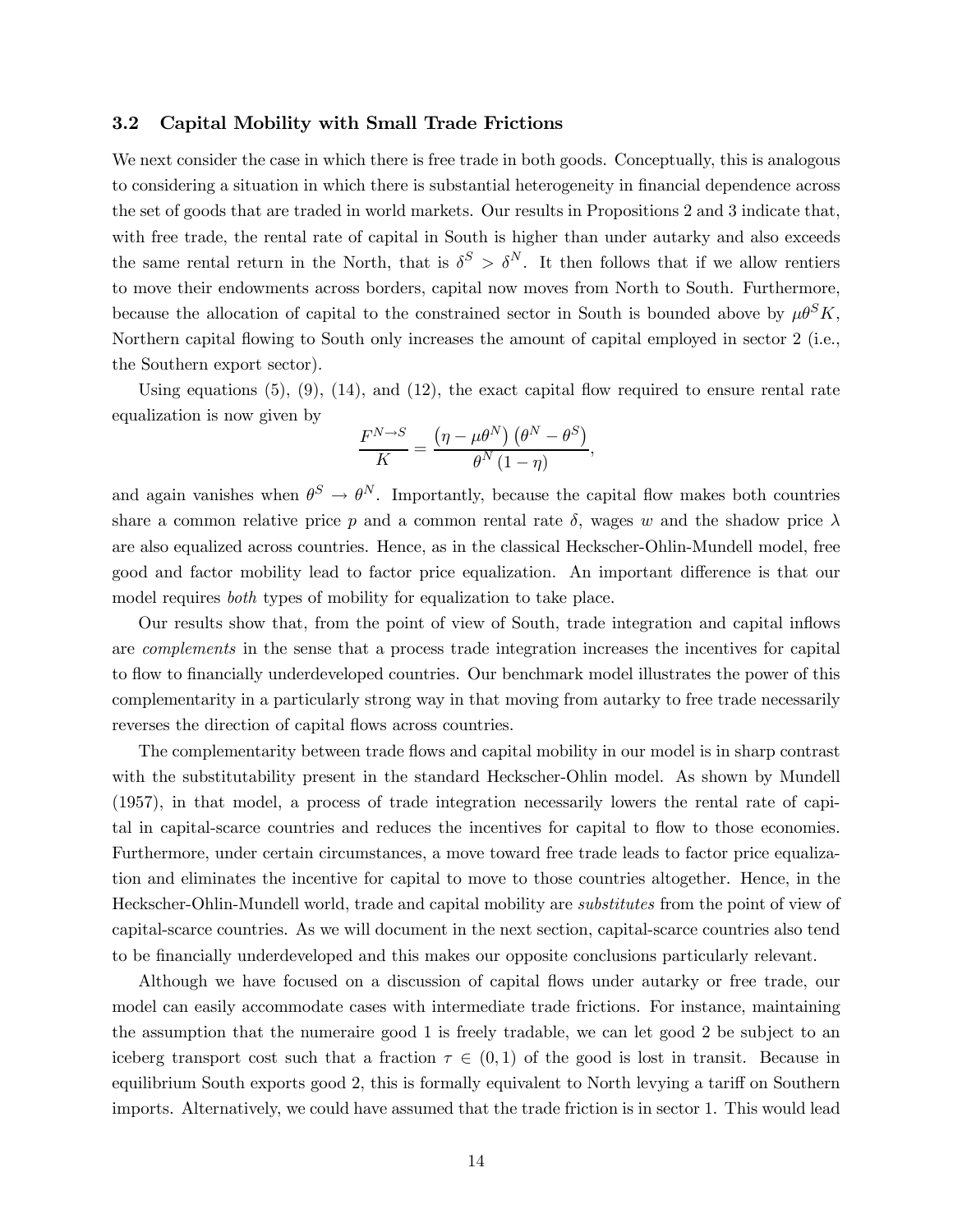### 3.2 Capital Mobility with Small Trade Frictions

We next consider the case in which there is free trade in both goods. Conceptually, this is analogous to considering a situation in which there is substantial heterogeneity in financial dependence across the set of goods that are traded in world markets. Our results in Propositions 2 and 3 indicate that, with free trade, the rental rate of capital in South is higher than under autarky and also exceeds the same rental return in the North, that is $\delta^S > \delta^N$. It then follows that if we allow rentiers to move their endowments across borders, capital now moves from North to South. Furthermore, because the allocation of capital to the constrained sector in South is bounded above by $\mu\theta^S K$, Northern capital flowing to South only increases the amount of capital employed in sector 2 (i.e., the Southern export sector).

Using equations (5), (9), (14), and (12), the exact capital flow required to ensure rental rate equalization is now given by

$$\frac{F^{N\to S}}{K} = \frac{\left(\eta - \mu\theta^N\right)\left(\theta^N - \theta^S\right)}{\theta^N\left(1 - \eta\right)},$$

and again vanishes when $\theta^S \to \theta^N$. Importantly, because the capital flow makes both countries share a common relative price $p$ and a common rental rate $\delta$, wages $w$ and the shadow price $\lambda$ are also equalized across countries. Hence, as in the classical Heckscher-Ohlin-Mundell model, free good and factor mobility lead to factor price equalization. An important difference is that our model requires *both* types of mobility for equalization to take place.

Our results show that, from the point of view of South, trade integration and capital inflows are *complements* in the sense that a process trade integration increases the incentives for capital to flow to financially underdeveloped countries. Our benchmark model illustrates the power of this complementarity in a particularly strong way in that moving from autarky to free trade necessarily reverses the direction of capital flows across countries.

The complementarity between trade flows and capital mobility in our model is in sharp contrast with the substitutability present in the standard Heckscher-Ohlin model. As shown by Mundell (1957), in that model, a process of trade integration necessarily lowers the rental rate of capital in capital-scarce countries and reduces the incentives for capital to flow to those economies. Furthermore, under certain circumstances, a move toward free trade leads to factor price equalization and eliminates the incentive for capital to move to those countries altogether. Hence, in the Heckscher-Ohlin-Mundell world, trade and capital mobility are *substitutes* from the point of view of capital-scarce countries. As we will document in the next section, capital-scarce countries also tend to be financially underdeveloped and this makes our opposite conclusions particularly relevant.

Although we have focused on a discussion of capital flows under autarky or free trade, our model can easily accommodate cases with intermediate trade frictions. For instance, maintaining the assumption that the numeraire good 1 is freely tradable, we can let good 2 be subject to an iceberg transport cost such that a fraction $\tau \in (0, 1)$ of the good is lost in transit. Because in equilibrium South exports good 2, this is formally equivalent to North levying a tariff on Southern imports. Alternatively, we could have assumed that the trade friction is in sector 1. This would lead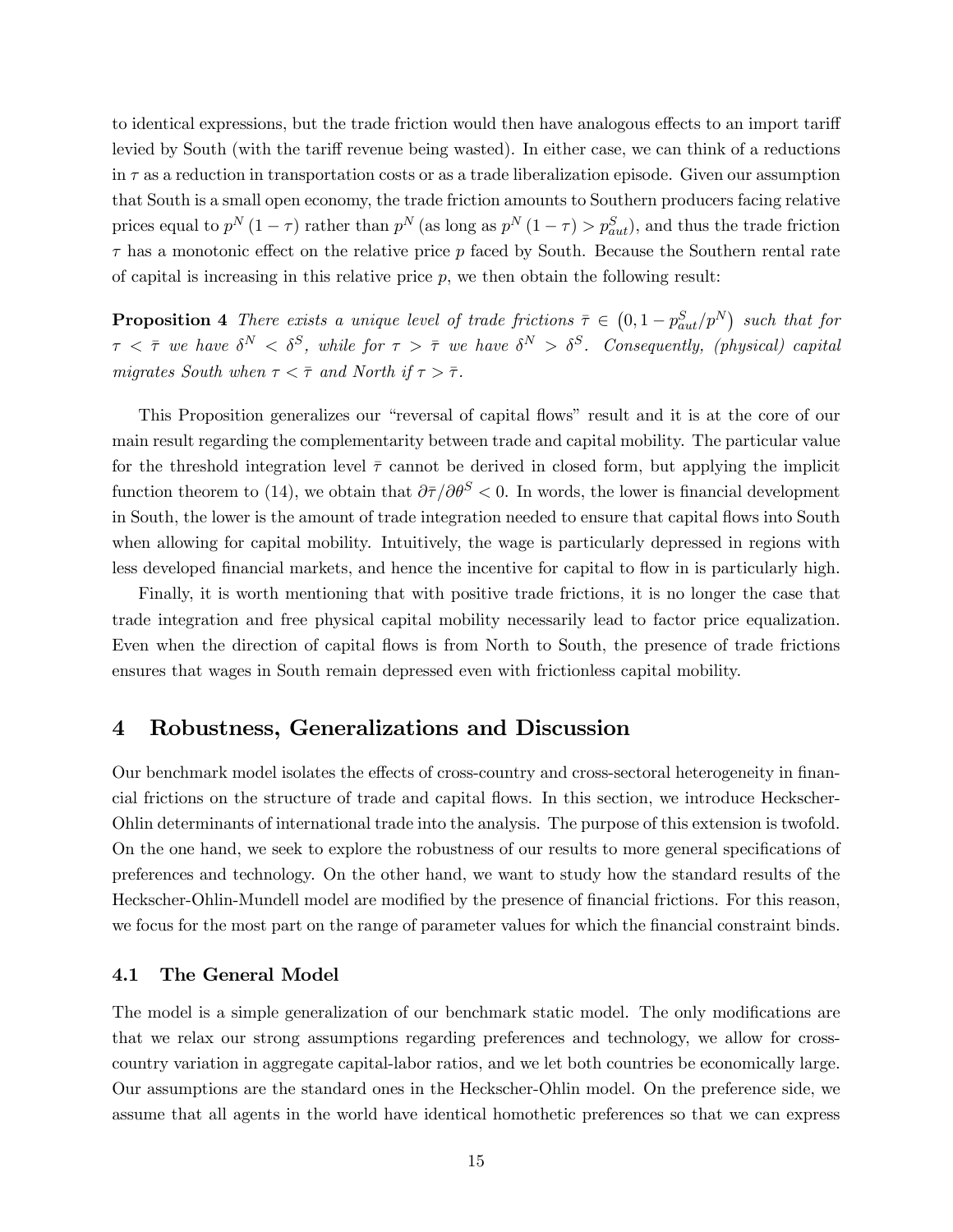to identical expressions, but the trade friction would then have analogous effects to an import tariff levied by South (with the tariff revenue being wasted). In either case, we can think of a reductions in $\tau$ as a reduction in transportation costs or as a trade liberalization episode. Given our assumption that South is a small open economy, the trade friction amounts to Southern producers facing relative prices equal to $p^N(1-\tau)$ rather than $p^N$ (as long as $p^N(1-\tau) > p^S_{aut}$), and thus the trade friction $\tau$ has a monotonic effect on the relative price $p$ faced by South. Because the Southern rental rate of capital is increasing in this relative price $p$, we then obtain the following result:

**Proposition 4** *There exists a unique level of trade frictions $\bar{\tau} \in \left(0, 1 - p^S_{aut}/p^N\right)$ such that for $\tau < \bar{\tau}$ we have $\delta^N < \delta^S$, while for $\tau > \bar{\tau}$ we have $\delta^N > \delta^S$. Consequently, (physical) capital migrates South when $\tau < \bar{\tau}$ and North if $\tau > \bar{\tau}$.*

This Proposition generalizes our "reversal of capital flows" result and it is at the core of our main result regarding the complementarity between trade and capital mobility. The particular value for the threshold integration level $\bar{\tau}$ cannot be derived in closed form, but applying the implicit function theorem to (14), we obtain that $\partial\bar{\tau}/\partial\theta^S < 0$. In words, the lower is financial development in South, the lower is the amount of trade integration needed to ensure that capital flows into South when allowing for capital mobility. Intuitively, the wage is particularly depressed in regions with less developed financial markets, and hence the incentive for capital to flow in is particularly high.

Finally, it is worth mentioning that with positive trade frictions, it is no longer the case that trade integration and free physical capital mobility necessarily lead to factor price equalization. Even when the direction of capital flows is from North to South, the presence of trade frictions ensures that wages in South remain depressed even with frictionless capital mobility.

# 4 Robustness, Generalizations and Discussion

Our benchmark model isolates the effects of cross-country and cross-sectoral heterogeneity in financial frictions on the structure of trade and capital flows. In this section, we introduce Heckscher-Ohlin determinants of international trade into the analysis. The purpose of this extension is twofold. On the one hand, we seek to explore the robustness of our results to more general specifications of preferences and technology. On the other hand, we want to study how the standard results of the Heckscher-Ohlin-Mundell model are modified by the presence of financial frictions. For this reason, we focus for the most part on the range of parameter values for which the financial constraint binds.

## 4.1 The General Model

The model is a simple generalization of our benchmark static model. The only modifications are that we relax our strong assumptions regarding preferences and technology, we allow for cross-country variation in aggregate capital-labor ratios, and we let both countries be economically large. Our assumptions are the standard ones in the Heckscher-Ohlin model. On the preference side, we assume that all agents in the world have identical homothetic preferences so that we can express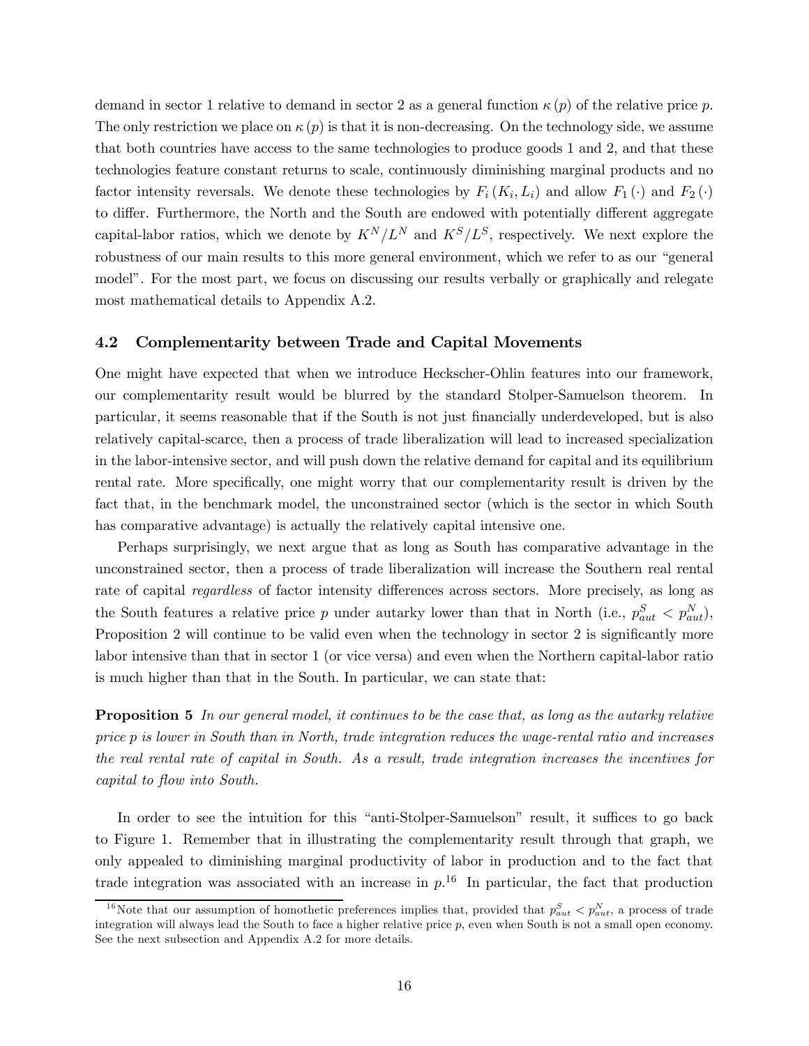demand in sector 1 relative to demand in sector 2 as a general function $\kappa(p)$ of the relative price $p$. The only restriction we place on $\kappa(p)$ is that it is non-decreasing. On the technology side, we assume that both countries have access to the same technologies to produce goods 1 and 2, and that these technologies feature constant returns to scale, continuously diminishing marginal products and no factor intensity reversals. We denote these technologies by $F_i(K_i, L_i)$ and allow $F_1(\cdot)$ and $F_2(\cdot)$ to differ. Furthermore, the North and the South are endowed with potentially different aggregate capital-labor ratios, which we denote by $K^N/L^N$ and $K^S/L^S$, respectively. We next explore the robustness of our main results to this more general environment, which we refer to as our "general model". For the most part, we focus on discussing our results verbally or graphically and relegate most mathematical details to Appendix A.2.

### 4.2 Complementarity between Trade and Capital Movements

One might have expected that when we introduce Heckscher-Ohlin features into our framework, our complementarity result would be blurred by the standard Stolper-Samuelson theorem. In particular, it seems reasonable that if the South is not just financially underdeveloped, but is also relatively capital-scarce, then a process of trade liberalization will lead to increased specialization in the labor-intensive sector, and will push down the relative demand for capital and its equilibrium rental rate. More specifically, one might worry that our complementarity result is driven by the fact that, in the benchmark model, the unconstrained sector (which is the sector in which South has comparative advantage) is actually the relatively capital intensive one.

Perhaps surprisingly, we next argue that as long as South has comparative advantage in the unconstrained sector, then a process of trade liberalization will increase the Southern real rental rate of capital *regardless* of factor intensity differences across sectors. More precisely, as long as the South features a relative price $p$ under autarky lower than that in North (i.e., $p^S_{aut} < p^N_{aut}$), Proposition 2 will continue to be valid even when the technology in sector 2 is significantly more labor intensive than that in sector 1 (or vice versa) and even when the Northern capital-labor ratio is much higher than that in the South. In particular, we can state that:

**Proposition 5** *In our general model, it continues to be the case that, as long as the autarky relative price $p$ is lower in South than in North, trade integration reduces the wage-rental ratio and increases the real rental rate of capital in South. As a result, trade integration increases the incentives for capital to flow into South.*

In order to see the intuition for this "anti-Stolper-Samuelson" result, it suffices to go back to Figure 1. Remember that in illustrating the complementarity result through that graph, we only appealed to diminishing marginal productivity of labor in production and to the fact that trade integration was associated with an increase in $p$.[16] In particular, the fact that production

[16] Note that our assumption of homothetic preferences implies that, provided that $p^S_{aut} < p^N_{aut}$, a process of trade integration will always lead the South to face a higher relative price $p$, even when South is not a small open economy. See the next subsection and Appendix A.2 for more details.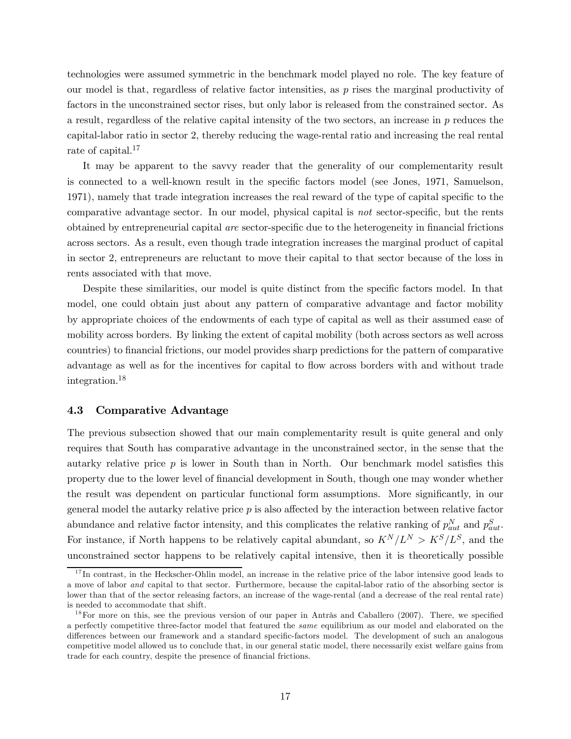technologies were assumed symmetric in the benchmark model played no role. The key feature of our model is that, regardless of relative factor intensities, as $p$ rises the marginal productivity of factors in the unconstrained sector rises, but only labor is released from the constrained sector. As a result, regardless of the relative capital intensity of the two sectors, an increase in $p$ reduces the capital-labor ratio in sector 2, thereby reducing the wage-rental ratio and increasing the real rental rate of capital.[17]

It may be apparent to the savvy reader that the generality of our complementarity result is connected to a well-known result in the specific factors model (see Jones, 1971, Samuelson, 1971), namely that trade integration increases the real reward of the type of capital specific to the comparative advantage sector. In our model, physical capital is *not* sector-specific, but the rents obtained by entrepreneurial capital *are* sector-specific due to the heterogeneity in financial frictions across sectors. As a result, even though trade integration increases the marginal product of capital in sector 2, entrepreneurs are reluctant to move their capital to that sector because of the loss in rents associated with that move.

Despite these similarities, our model is quite distinct from the specific factors model. In that model, one could obtain just about any pattern of comparative advantage and factor mobility by appropriate choices of the endowments of each type of capital as well as their assumed ease of mobility across borders. By linking the extent of capital mobility (both across sectors as well across countries) to financial frictions, our model provides sharp predictions for the pattern of comparative advantage as well as for the incentives for capital to flow across borders with and without trade integration.[18]

### 4.3 Comparative Advantage

The previous subsection showed that our main complementarity result is quite general and only requires that South has comparative advantage in the unconstrained sector, in the sense that the autarky relative price $p$ is lower in South than in North. Our benchmark model satisfies this property due to the lower level of financial development in South, though one may wonder whether the result was dependent on particular functional form assumptions. More significantly, in our general model the autarky relative price $p$ is also affected by the interaction between relative factor abundance and relative factor intensity, and this complicates the relative ranking of $p^N_{aut}$ and $p^S_{aut}$. For instance, if North happens to be relatively capital abundant, so $K^N/L^N > K^S/L^S$, and the unconstrained sector happens to be relatively capital intensive, then it is theoretically possible

[17] In contrast, in the Heckscher-Ohlin model, an increase in the relative price of the labor intensive good leads to a move of labor *and* capital to that sector. Furthermore, because the capital-labor ratio of the absorbing sector is lower than that of the sector releasing factors, an increase of the wage-rental (and a decrease of the real rental rate) is needed to accommodate that shift.

[18] For more on this, see the previous version of our paper in Antràs and Caballero (2007). There, we specified a perfectly competitive three-factor model that featured the *same* equilibrium as our model and elaborated on the differences between our framework and a standard specific-factors model. The development of such an analogous competitive model allowed us to conclude that, in our general static model, there necessarily exist welfare gains from trade for each country, despite the presence of financial frictions.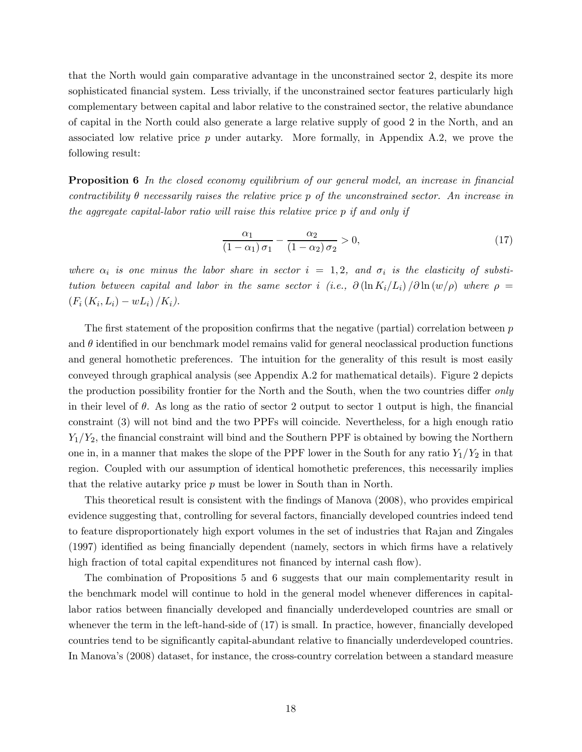that the North would gain comparative advantage in the unconstrained sector 2, despite its more sophisticated financial system. Less trivially, if the unconstrained sector features particularly high complementary between capital and labor relative to the constrained sector, the relative abundance of capital in the North could also generate a large relative supply of good 2 in the North, and an associated low relative price $p$ under autarky. More formally, in Appendix A.2, we prove the following result:

**Proposition 6** *In the closed economy equilibrium of our general model, an increase in financial contractibility $\theta$ necessarily raises the relative price $p$ of the unconstrained sector. An increase in the aggregate capital-labor ratio will raise this relative price $p$ if and only if*

$$\frac{\alpha_1}{(1-\alpha_1)\,\sigma_1} - \frac{\alpha_2}{(1-\alpha_2)\,\sigma_2} > 0, \tag{17}$$

*where $\alpha_i$ is one minus the labor share in sector $i = 1, 2$, and $\sigma_i$ is the elasticity of substitution between capital and labor in the same sector $i$ (i.e., $\partial(\ln K_i/L_i)/\partial \ln(w/\rho)$ where $\rho = (F_i(K_i, L_i) - wL_i)/K_i$).*

The first statement of the proposition confirms that the negative (partial) correlation between $p$ and $\theta$ identified in our benchmark model remains valid for general neoclassical production functions and general homothetic preferences. The intuition for the generality of this result is most easily conveyed through graphical analysis (see Appendix A.2 for mathematical details). Figure 2 depicts the production possibility frontier for the North and the South, when the two countries differ *only* in their level of $\theta$. As long as the ratio of sector 2 output to sector 1 output is high, the financial constraint (3) will not bind and the two PPFs will coincide. Nevertheless, for a high enough ratio $Y_1/Y_2$, the financial constraint will bind and the Southern PPF is obtained by bowing the Northern one in, in a manner that makes the slope of the PPF lower in the South for any ratio $Y_1/Y_2$ in that region. Coupled with our assumption of identical homothetic preferences, this necessarily implies that the relative autarky price $p$ must be lower in South than in North.

This theoretical result is consistent with the findings of Manova (2008), who provides empirical evidence suggesting that, controlling for several factors, financially developed countries indeed tend to feature disproportionately high export volumes in the set of industries that Rajan and Zingales (1997) identified as being financially dependent (namely, sectors in which firms have a relatively high fraction of total capital expenditures not financed by internal cash flow).

The combination of Propositions 5 and 6 suggests that our main complementarity result in the benchmark model will continue to hold in the general model whenever differences in capital-labor ratios between financially developed and financially underdeveloped countries are small or whenever the term in the left-hand-side of (17) is small. In practice, however, financially developed countries tend to be significantly capital-abundant relative to financially underdeveloped countries. In Manova's (2008) dataset, for instance, the cross-country correlation between a standard measure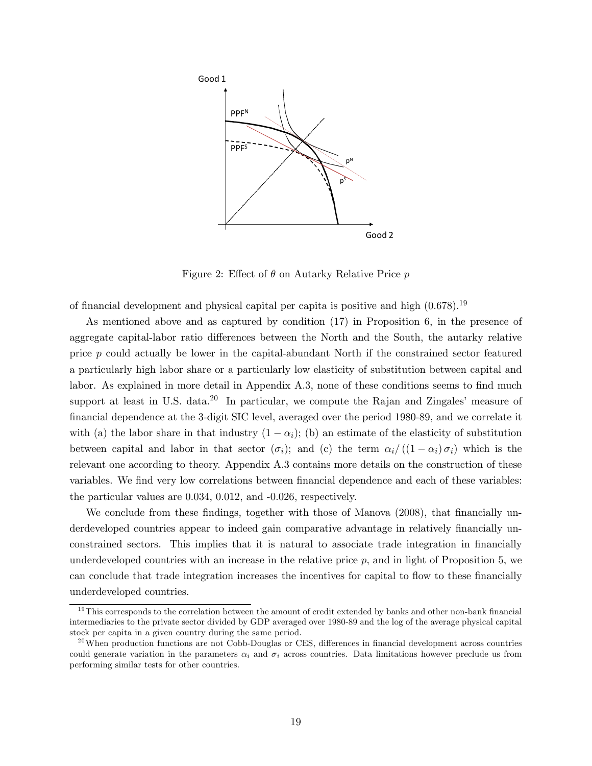Figure 2: Effect of $\theta$ on Autarky Relative Price $p$

of financial development and physical capital per capita is positive and high (0.678).[19]

As mentioned above and as captured by condition (17) in Proposition 6, in the presence of aggregate capital-labor ratio differences between the North and the South, the autarky relative price $p$ could actually be lower in the capital-abundant North if the constrained sector featured a particularly high labor share or a particularly low elasticity of substitution between capital and labor. As explained in more detail in Appendix A.3, none of these conditions seems to find much support at least in U.S. data.[20] In particular, we compute the Rajan and Zingales' measure of financial dependence at the 3-digit SIC level, averaged over the period 1980-89, and we correlate it with (a) the labor share in that industry $(1 - \alpha_i)$; (b) an estimate of the elasticity of substitution between capital and labor in that sector $(\sigma_i)$; and (c) the term $\alpha_i / ((1 - \alpha_i) \sigma_i)$ which is the relevant one according to theory. Appendix A.3 contains more details on the construction of these variables. We find very low correlations between financial dependence and each of these variables: the particular values are 0.034, 0.012, and -0.026, respectively.

We conclude from these findings, together with those of Manova (2008), that financially underdeveloped countries appear to indeed gain comparative advantage in relatively financially unconstrained sectors. This implies that it is natural to associate trade integration in financially underdeveloped countries with an increase in the relative price $p$, and in light of Proposition 5, we can conclude that trade integration increases the incentives for capital to flow to these financially underdeveloped countries.

[19] This corresponds to the correlation between the amount of credit extended by banks and other non-bank financial intermediaries to the private sector divided by GDP averaged over 1980-89 and the log of the average physical capital stock per capita in a given country during the same period.

[20] When production functions are not Cobb-Douglas or CES, differences in financial development across countries could generate variation in the parameters $\alpha_i$ and $\sigma_i$ across countries. Data limitations however preclude us from performing similar tests for other countries.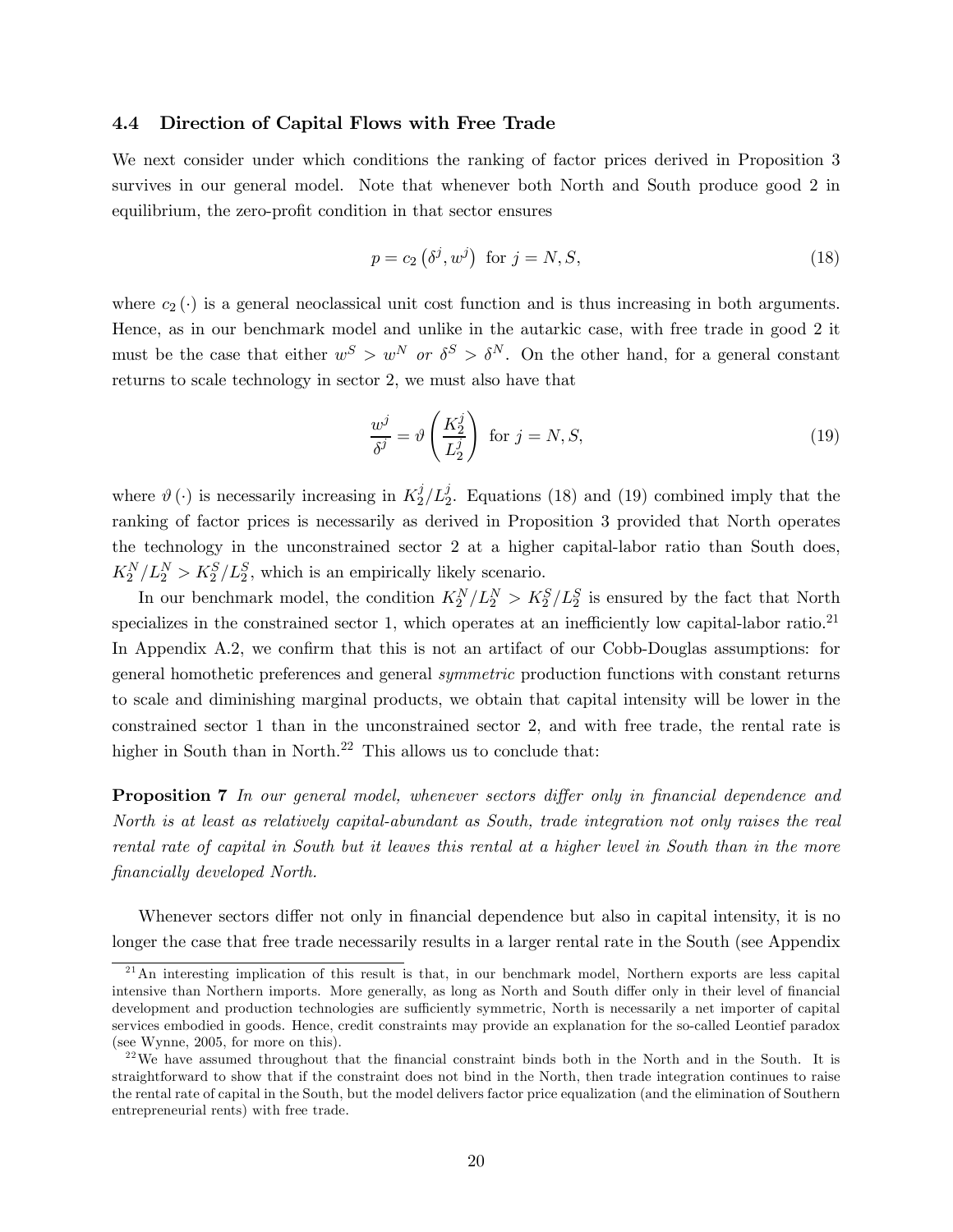### 4.4 Direction of Capital Flows with Free Trade

We next consider under which conditions the ranking of factor prices derived in Proposition 3 survives in our general model. Note that whenever both North and South produce good 2 in equilibrium, the zero-profit condition in that sector ensures

$$p = c_2\left(\delta^j, w^j\right) \text{ for } j = N, S, \tag{18}$$

where $c_2(\cdot)$ is a general neoclassical unit cost function and is thus increasing in both arguments. Hence, as in our benchmark model and unlike in the autarkic case, with free trade in good 2 it must be the case that either $w^S > w^N$ *or* $\delta^S > \delta^N$. On the other hand, for a general constant returns to scale technology in sector 2, we must also have that

$$\frac{w^j}{\delta^j} = \vartheta\left(\frac{K_2^j}{L_2^j}\right) \text{ for } j = N, S, \tag{19}$$

where $\vartheta(\cdot)$ is necessarily increasing in $K_2^j/L_2^j$. Equations (18) and (19) combined imply that the ranking of factor prices is necessarily as derived in Proposition 3 provided that North operates the technology in the unconstrained sector 2 at a higher capital-labor ratio than South does, $K_2^N/L_2^N > K_2^S/L_2^S$, which is an empirically likely scenario.

In our benchmark model, the condition $K_2^N/L_2^N > K_2^S/L_2^S$ is ensured by the fact that North specializes in the constrained sector 1, which operates at an inefficiently low capital-labor ratio.[21] In Appendix A.2, we confirm that this is not an artifact of our Cobb-Douglas assumptions: for general homothetic preferences and general *symmetric* production functions with constant returns to scale and diminishing marginal products, we obtain that capital intensity will be lower in the constrained sector 1 than in the unconstrained sector 2, and with free trade, the rental rate is higher in South than in North.[22] This allows us to conclude that:

**Proposition 7** *In our general model, whenever sectors differ only in financial dependence and North is at least as relatively capital-abundant as South, trade integration not only raises the real rental rate of capital in South but it leaves this rental at a higher level in South than in the more financially developed North.*

Whenever sectors differ not only in financial dependence but also in capital intensity, it is no longer the case that free trade necessarily results in a larger rental rate in the South (see Appendix

[21] An interesting implication of this result is that, in our benchmark model, Northern exports are less capital intensive than Northern imports. More generally, as long as North and South differ only in their level of financial development and production technologies are sufficiently symmetric, North is necessarily a net importer of capital services embodied in goods. Hence, credit constraints may provide an explanation for the so-called Leontief paradox (see Wynne, 2005, for more on this).

[22] We have assumed throughout that the financial constraint binds both in the North and in the South. It is straightforward to show that if the constraint does not bind in the North, then trade integration continues to raise the rental rate of capital in the South, but the model delivers factor price equalization (and the elimination of Southern entrepreneurial rents) with free trade.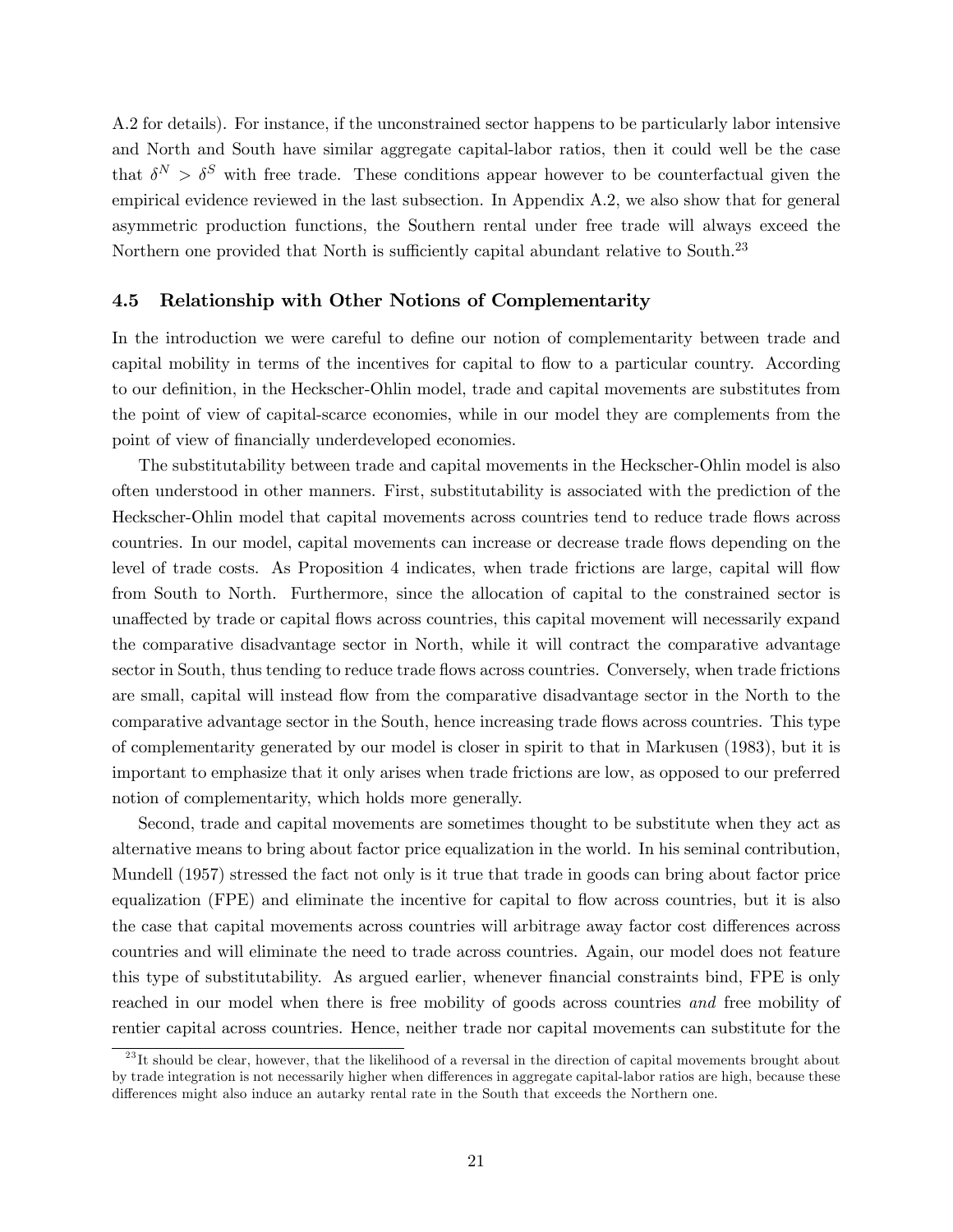A.2 for details). For instance, if the unconstrained sector happens to be particularly labor intensive and North and South have similar aggregate capital-labor ratios, then it could well be the case that $\delta^N > \delta^S$ with free trade. These conditions appear however to be counterfactual given the empirical evidence reviewed in the last subsection. In Appendix A.2, we also show that for general asymmetric production functions, the Southern rental under free trade will always exceed the Northern one provided that North is sufficiently capital abundant relative to South.[23]

### 4.5 Relationship with Other Notions of Complementarity

In the introduction we were careful to define our notion of complementarity between trade and capital mobility in terms of the incentives for capital to flow to a particular country. According to our definition, in the Heckscher-Ohlin model, trade and capital movements are substitutes from the point of view of capital-scarce economies, while in our model they are complements from the point of view of financially underdeveloped economies.

The substitutability between trade and capital movements in the Heckscher-Ohlin model is also often understood in other manners. First, substitutability is associated with the prediction of the Heckscher-Ohlin model that capital movements across countries tend to reduce trade flows across countries. In our model, capital movements can increase or decrease trade flows depending on the level of trade costs. As Proposition 4 indicates, when trade frictions are large, capital will flow from South to North. Furthermore, since the allocation of capital to the constrained sector is unaffected by trade or capital flows across countries, this capital movement will necessarily expand the comparative disadvantage sector in North, while it will contract the comparative advantage sector in South, thus tending to reduce trade flows across countries. Conversely, when trade frictions are small, capital will instead flow from the comparative disadvantage sector in the North to the comparative advantage sector in the South, hence increasing trade flows across countries. This type of complementarity generated by our model is closer in spirit to that in Markusen (1983), but it is important to emphasize that it only arises when trade frictions are low, as opposed to our preferred notion of complementarity, which holds more generally.

Second, trade and capital movements are sometimes thought to be substitute when they act as alternative means to bring about factor price equalization in the world. In his seminal contribution, Mundell (1957) stressed the fact not only is it true that trade in goods can bring about factor price equalization (FPE) and eliminate the incentive for capital to flow across countries, but it is also the case that capital movements across countries will arbitrage away factor cost differences across countries and will eliminate the need to trade across countries. Again, our model does not feature this type of substitutability. As argued earlier, whenever financial constraints bind, FPE is only reached in our model when there is free mobility of goods across countries *and* free mobility of rentier capital across countries. Hence, neither trade nor capital movements can substitute for the

[23] It should be clear, however, that the likelihood of a reversal in the direction of capital movements brought about by trade integration is not necessarily higher when differences in aggregate capital-labor ratios are high, because these differences might also induce an autarky rental rate in the South that exceeds the Northern one.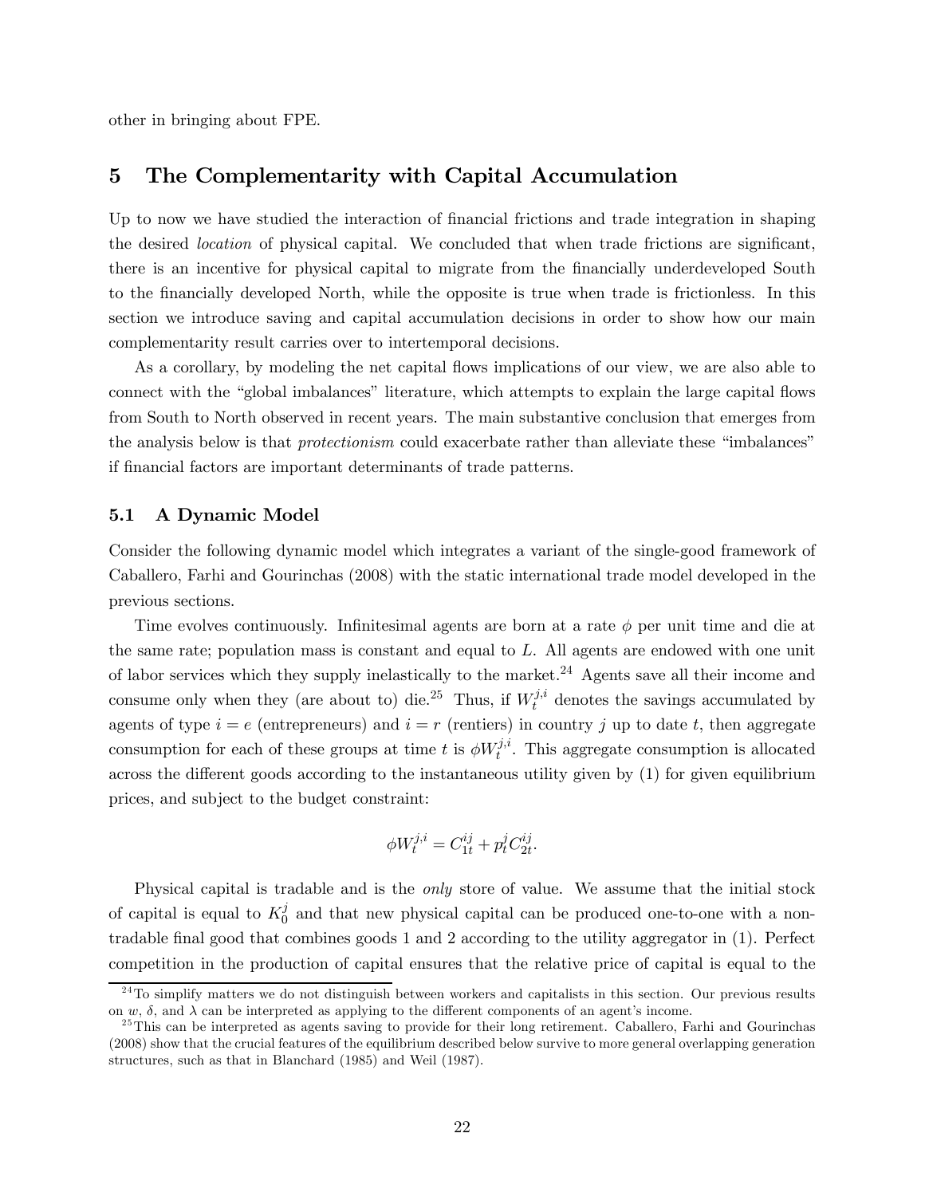other in bringing about FPE.

## 5 The Complementarity with Capital Accumulation

Up to now we have studied the interaction of financial frictions and trade integration in shaping the desired *location* of physical capital. We concluded that when trade frictions are significant, there is an incentive for physical capital to migrate from the financially underdeveloped South to the financially developed North, while the opposite is true when trade is frictionless. In this section we introduce saving and capital accumulation decisions in order to show how our main complementarity result carries over to intertemporal decisions.

As a corollary, by modeling the net capital flows implications of our view, we are also able to connect with the "global imbalances" literature, which attempts to explain the large capital flows from South to North observed in recent years. The main substantive conclusion that emerges from the analysis below is that *protectionism* could exacerbate rather than alleviate these "imbalances" if financial factors are important determinants of trade patterns.

### 5.1 A Dynamic Model

Consider the following dynamic model which integrates a variant of the single-good framework of Caballero, Farhi and Gourinchas (2008) with the static international trade model developed in the previous sections.

Time evolves continuously. Infinitesimal agents are born at a rate $\phi$ per unit time and die at the same rate; population mass is constant and equal to $L$. All agents are endowed with one unit of labor services which they supply inelastically to the market.[24] Agents save all their income and consume only when they (are about to) die.[25] Thus, if $W_t^{j,i}$ denotes the savings accumulated by agents of type $i = e$ (entrepreneurs) and $i = r$ (rentiers) in country $j$ up to date $t$, then aggregate consumption for each of these groups at time $t$ is $\phi W_t^{j,i}$. This aggregate consumption is allocated across the different goods according to the instantaneous utility given by (1) for given equilibrium prices, and subject to the budget constraint:

$$\phi W_t^{j,i} = C_{1t}^{ij} + p_t^j C_{2t}^{ij}.$$

Physical capital is tradable and is the *only* store of value. We assume that the initial stock of capital is equal to $K_0^j$ and that new physical capital can be produced one-to-one with a non-tradable final good that combines goods 1 and 2 according to the utility aggregator in (1). Perfect competition in the production of capital ensures that the relative price of capital is equal to the

[24] To simplify matters we do not distinguish between workers and capitalists in this section. Our previous results on $w$, $\delta$, and $\lambda$ can be interpreted as applying to the different components of an agent's income.

[25] This can be interpreted as agents saving to provide for their long retirement. Caballero, Farhi and Gourinchas (2008) show that the crucial features of the equilibrium described below survive to more general overlapping generation structures, such as that in Blanchard (1985) and Weil (1987).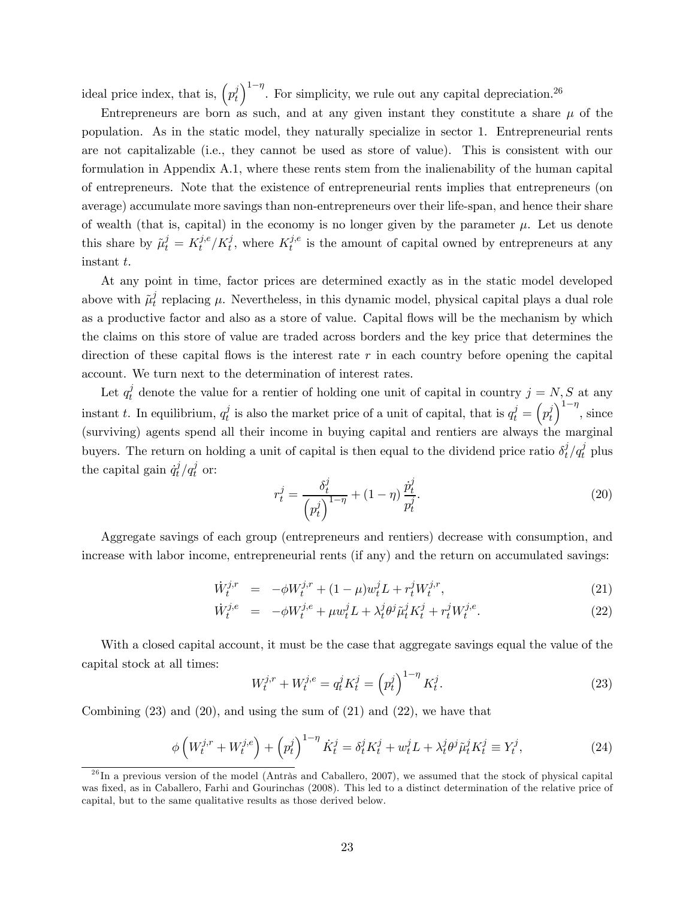ideal price index, that is, $\left(p_t^j\right)^{1-\eta}$. For simplicity, we rule out any capital depreciation.[26]

Entrepreneurs are born as such, and at any given instant they constitute a share $\mu$ of the population. As in the static model, they naturally specialize in sector 1. Entrepreneurial rents are not capitalizable (i.e., they cannot be used as store of value). This is consistent with our formulation in Appendix A.1, where these rents stem from the inalienability of the human capital of entrepreneurs. Note that the existence of entrepreneurial rents implies that entrepreneurs (on average) accumulate more savings than non-entrepreneurs over their life-span, and hence their share of wealth (that is, capital) in the economy is no longer given by the parameter $\mu$. Let us denote this share by $\tilde{\mu}_t^j = K_t^{j,e}/K_t^j$, where $K_t^{j,e}$ is the amount of capital owned by entrepreneurs at any instant $t$.

At any point in time, factor prices are determined exactly as in the static model developed above with $\tilde{\mu}_t^j$ replacing $\mu$. Nevertheless, in this dynamic model, physical capital plays a dual role as a productive factor and also as a store of value. Capital flows will be the mechanism by which the claims on this store of value are traded across borders and the key price that determines the direction of these capital flows is the interest rate $r$ in each country before opening the capital account. We turn next to the determination of interest rates.

Let $q_t^j$ denote the value for a rentier of holding one unit of capital in country $j = N, S$ at any instant $t$. In equilibrium, $q_t^j$ is also the market price of a unit of capital, that is $q_t^j = \left(p_t^j\right)^{1-\eta}$, since (surviving) agents spend all their income in buying capital and rentiers are always the marginal buyers. The return on holding a unit of capital is then equal to the dividend price ratio $\delta_t^j/q_t^j$ plus the capital gain $\dot{q}_t^j/q_t^j$ or:

$$r_t^j = \frac{\delta_t^j}{\left(p_t^j\right)^{1-\eta}} + (1-\eta)\frac{\dot{p}_t^j}{p_t^j}. \tag{20}$$

Aggregate savings of each group (entrepreneurs and rentiers) decrease with consumption, and increase with labor income, entrepreneurial rents (if any) and the return on accumulated savings:

$$\dot{W}_t^{j,r} = -\phi W_t^{j,r} + (1-\mu) w_t^j L + r_t^j W_t^{j,r}, \tag{21}$$

$$\dot{W}_t^{j,e} = -\phi W_t^{j,e} + \mu w_t^j L + \lambda_t^j \theta^j \tilde{\mu}_t^j K_t^j + r_t^j W_t^{j,e}. \tag{22}$$

With a closed capital account, it must be the case that aggregate savings equal the value of the capital stock at all times:

$$W_t^{j,r} + W_t^{j,e} = q_t^j K_t^j = \left(p_t^j\right)^{1-\eta} K_t^j. \tag{23}$$

Combining (23) and (20), and using the sum of (21) and (22), we have that

$$\phi\left(W_t^{j,r} + W_t^{j,e}\right) + \left(p_t^j\right)^{1-\eta} \dot{K}_t^j = \delta_t^j K_t^j + w_t^j L + \lambda_t^j \theta^j \tilde{\mu}_t^j K_t^j \equiv Y_t^j, \tag{24}$$

[26] In a previous version of the model (Antràs and Caballero, 2007), we assumed that the stock of physical capital was fixed, as in Caballero, Farhi and Gourinchas (2008). This led to a distinct determination of the relative price of capital, but to the same qualitative results as those derived below.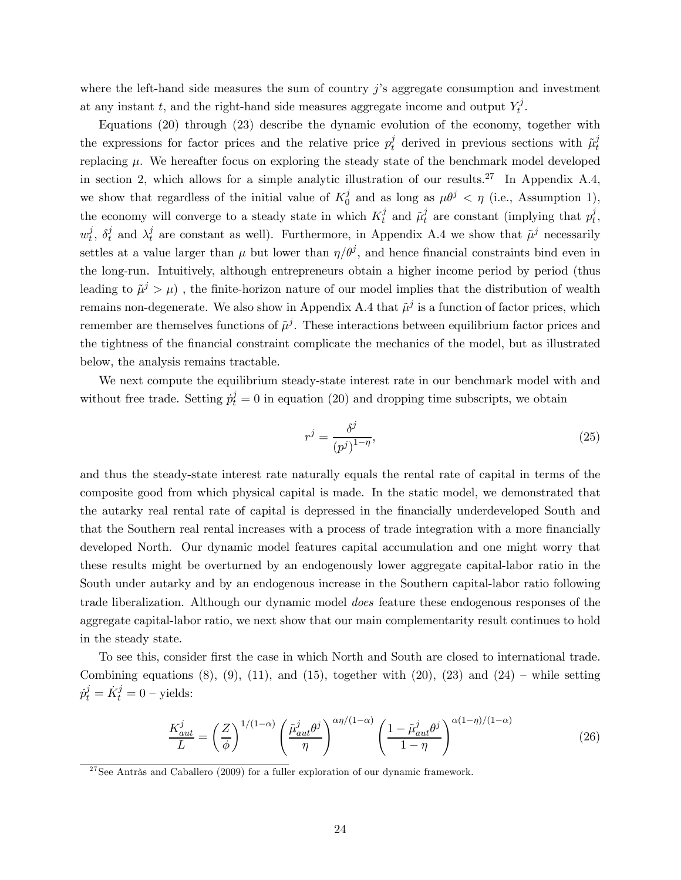where the left-hand side measures the sum of country $j$'s aggregate consumption and investment at any instant $t$, and the right-hand side measures aggregate income and output $Y_t^j$.

Equations (20) through (23) describe the dynamic evolution of the economy, together with the expressions for factor prices and the relative price $p_t^j$ derived in previous sections with $\tilde{\mu}_t^j$ replacing $\mu$. We hereafter focus on exploring the steady state of the benchmark model developed in section 2, which allows for a simple analytic illustration of our results.[27] In Appendix A.4, we show that regardless of the initial value of $K_0^j$ and as long as $\mu\theta^j < \eta$ (i.e., Assumption 1), the economy will converge to a steady state in which $K_t^j$ and $\tilde{\mu}_t^j$ are constant (implying that $p_t^j$, $w_t^j$, $\delta_t^j$ and $\lambda_t^j$ are constant as well). Furthermore, in Appendix A.4 we show that $\tilde{\mu}^j$ necessarily settles at a value larger than $\mu$ but lower than $\eta/\theta^j$, and hence financial constraints bind even in the long-run. Intuitively, although entrepreneurs obtain a higher income period by period (thus leading to $\tilde{\mu}^j > \mu$) , the finite-horizon nature of our model implies that the distribution of wealth remains non-degenerate. We also show in Appendix A.4 that $\tilde{\mu}^j$ is a function of factor prices, which remember are themselves functions of $\tilde{\mu}^j$. These interactions between equilibrium factor prices and the tightness of the financial constraint complicate the mechanics of the model, but as illustrated below, the analysis remains tractable.

We next compute the equilibrium steady-state interest rate in our benchmark model with and without free trade. Setting $\dot{p}_t^j = 0$ in equation (20) and dropping time subscripts, we obtain

$$r^j = \frac{\delta^j}{(p^j)^{1-\eta}}, \tag{25}$$

and thus the steady-state interest rate naturally equals the rental rate of capital in terms of the composite good from which physical capital is made. In the static model, we demonstrated that the autarky real rental rate of capital is depressed in the financially underdeveloped South and that the Southern real rental increases with a process of trade integration with a more financially developed North. Our dynamic model features capital accumulation and one might worry that these results might be overturned by an endogenously lower aggregate capital-labor ratio in the South under autarky and by an endogenous increase in the Southern capital-labor ratio following trade liberalization. Although our dynamic model *does* feature these endogenous responses of the aggregate capital-labor ratio, we next show that our main complementarity result continues to hold in the steady state.

To see this, consider first the case in which North and South are closed to international trade. Combining equations (8), (9), (11), and (15), together with (20), (23) and (24) – while setting $\dot{p}_t^j = \dot{K}_t^j = 0$ – yields:

$$\frac{K_{aut}^j}{L} = \left(\frac{Z}{\phi}\right)^{1/(1-\alpha)} \left(\frac{\tilde{\mu}_{aut}^j \theta^j}{\eta}\right)^{\alpha\eta/(1-\alpha)} \left(\frac{1-\tilde{\mu}_{aut}^j \theta^j}{1-\eta}\right)^{\alpha(1-\eta)/(1-\alpha)} \tag{26}$$

[27] See Antràs and Caballero (2009) for a fuller exploration of our dynamic framework.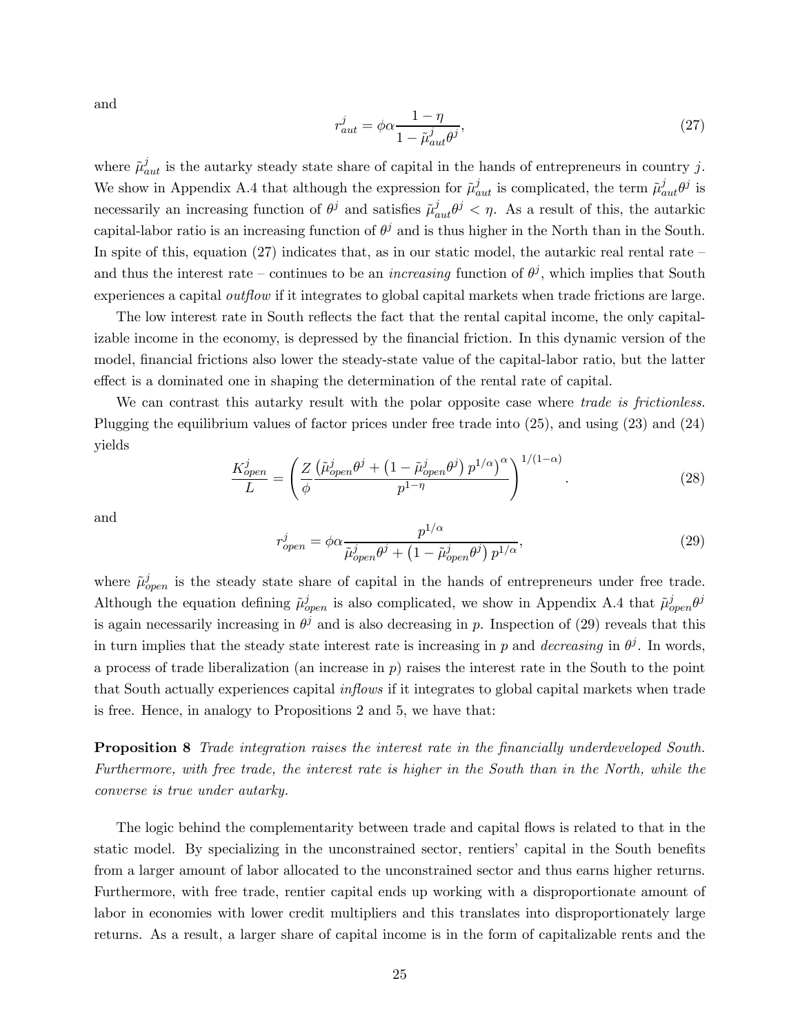and

$$r_{aut}^{j} = \phi\alpha\frac{1-\eta}{1-\tilde{\mu}_{aut}^{j}\theta^{j}}, \tag{27}$$

where $\tilde{\mu}_{aut}^{j}$ is the autarky steady state share of capital in the hands of entrepreneurs in country $j$. We show in Appendix A.4 that although the expression for $\tilde{\mu}_{aut}^{j}$ is complicated, the term $\tilde{\mu}_{aut}^{j}\theta^{j}$ is necessarily an increasing function of $\theta^{j}$ and satisfies $\tilde{\mu}_{aut}^{j}\theta^{j} < \eta$. As a result of this, the autarkic capital-labor ratio is an increasing function of $\theta^{j}$ and is thus higher in the North than in the South. In spite of this, equation (27) indicates that, as in our static model, the autarkic real rental rate – and thus the interest rate – continues to be an *increasing* function of $\theta^{j}$, which implies that South experiences a capital *outflow* if it integrates to global capital markets when trade frictions are large.

The low interest rate in South reflects the fact that the rental capital income, the only capitalizable income in the economy, is depressed by the financial friction. In this dynamic version of the model, financial frictions also lower the steady-state value of the capital-labor ratio, but the latter effect is a dominated one in shaping the determination of the rental rate of capital.

We can contrast this autarky result with the polar opposite case where *trade is frictionless*. Plugging the equilibrium values of factor prices under free trade into (25), and using (23) and (24) yields

$$\frac{K_{open}^{j}}{L} = \left(\frac{Z}{\phi}\frac{\left(\tilde{\mu}_{open}^{j}\theta^{j} + \left(1-\tilde{\mu}_{open}^{j}\theta^{j}\right)p^{1/\alpha}\right)^{\alpha}}{p^{1-\eta}}\right)^{1/(1-\alpha)}. \tag{28}$$

and

$$r_{open}^{j} = \phi\alpha\frac{p^{1/\alpha}}{\tilde{\mu}_{open}^{j}\theta^{j} + \left(1-\tilde{\mu}_{open}^{j}\theta^{j}\right)p^{1/\alpha}}, \tag{29}$$

where $\tilde{\mu}_{open}^{j}$ is the steady state share of capital in the hands of entrepreneurs under free trade. Although the equation defining $\tilde{\mu}_{open}^{j}$ is also complicated, we show in Appendix A.4 that $\tilde{\mu}_{open}^{j}\theta^{j}$ is again necessarily increasing in $\theta^{j}$ and is also decreasing in $p$. Inspection of (29) reveals that this in turn implies that the steady state interest rate is increasing in $p$ and *decreasing* in $\theta^{j}$. In words, a process of trade liberalization (an increase in $p$) raises the interest rate in the South to the point that South actually experiences capital *inflows* if it integrates to global capital markets when trade is free. Hence, in analogy to Propositions 2 and 5, we have that:

**Proposition 8** *Trade integration raises the interest rate in the financially underdeveloped South. Furthermore, with free trade, the interest rate is higher in the South than in the North, while the converse is true under autarky.*

The logic behind the complementarity between trade and capital flows is related to that in the static model. By specializing in the unconstrained sector, rentiers' capital in the South benefits from a larger amount of labor allocated to the unconstrained sector and thus earns higher returns. Furthermore, with free trade, rentier capital ends up working with a disproportionate amount of labor in economies with lower credit multipliers and this translates into disproportionately large returns. As a result, a larger share of capital income is in the form of capitalizable rents and the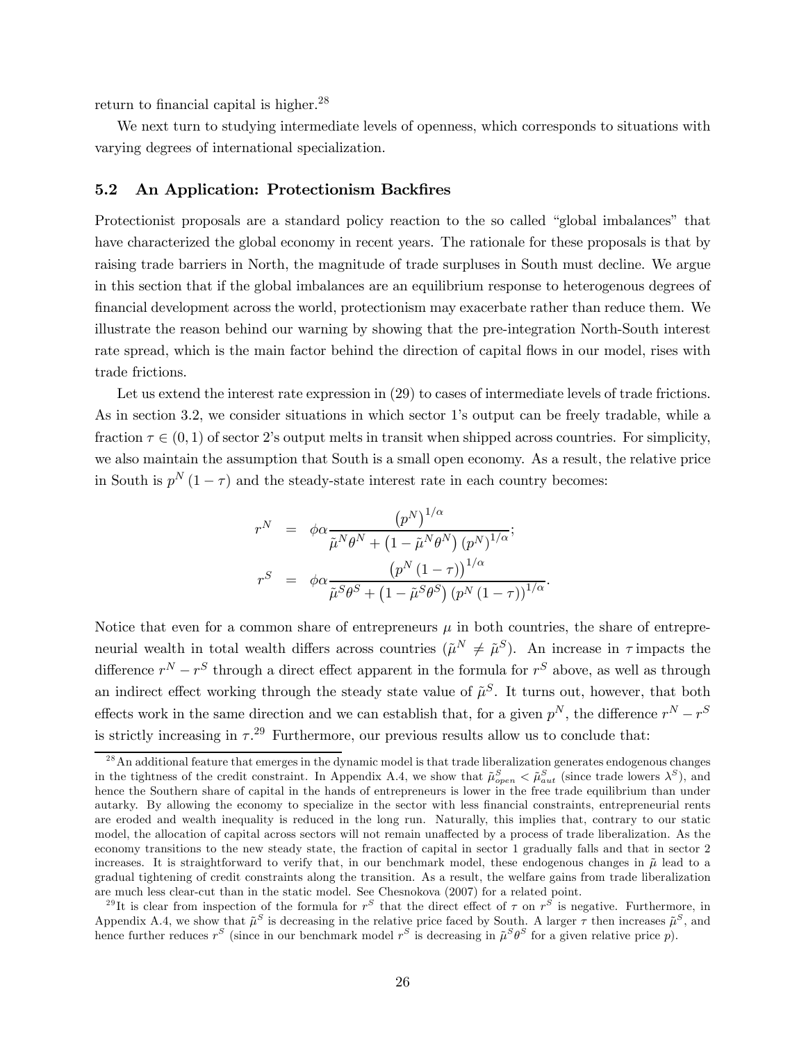return to financial capital is higher.[28]

We next turn to studying intermediate levels of openness, which corresponds to situations with varying degrees of international specialization.

### 5.2 An Application: Protectionism Backfires

Protectionist proposals are a standard policy reaction to the so called "global imbalances" that have characterized the global economy in recent years. The rationale for these proposals is that by raising trade barriers in North, the magnitude of trade surpluses in South must decline. We argue in this section that if the global imbalances are an equilibrium response to heterogenous degrees of financial development across the world, protectionism may exacerbate rather than reduce them. We illustrate the reason behind our warning by showing that the pre-integration North-South interest rate spread, which is the main factor behind the direction of capital flows in our model, rises with trade frictions.

Let us extend the interest rate expression in (29) to cases of intermediate levels of trade frictions. As in section 3.2, we consider situations in which sector 1's output can be freely tradable, while a fraction $\tau \in (0, 1)$ of sector 2's output melts in transit when shipped across countries. For simplicity, we also maintain the assumption that South is a small open economy. As a result, the relative price in South is $p^N (1 - \tau)$ and the steady-state interest rate in each country becomes:

$$
\begin{aligned}
r^N &= \phi\alpha \frac{\left(p^N\right)^{1/\alpha}}{\tilde{\mu}^N\theta^N + \left(1 - \tilde{\mu}^N\theta^N\right)\left(p^N\right)^{1/\alpha}}; \\
r^S &= \phi\alpha \frac{\left(p^N\left(1-\tau\right)\right)^{1/\alpha}}{\tilde{\mu}^S\theta^S + \left(1 - \tilde{\mu}^S\theta^S\right)\left(p^N\left(1-\tau\right)\right)^{1/\alpha}}.
\end{aligned}
$$

Notice that even for a common share of entrepreneurs $\mu$ in both countries, the share of entrepreneurial wealth in total wealth differs across countries ($\tilde{\mu}^N \neq \tilde{\mu}^S$). An increase in $\tau$ impacts the difference $r^N - r^S$ through a direct effect apparent in the formula for $r^S$ above, as well as through an indirect effect working through the steady state value of $\tilde{\mu}^S$. It turns out, however, that both effects work in the same direction and we can establish that, for a given $p^N$, the difference $r^N - r^S$ is strictly increasing in $\tau$.[29] Furthermore, our previous results allow us to conclude that:

---

[28] An additional feature that emerges in the dynamic model is that trade liberalization generates endogenous changes in the tightness of the credit constraint. In Appendix A.4, we show that $\tilde{\mu}^S_{open} < \tilde{\mu}^S_{aut}$ (since trade lowers $\lambda^S$), and hence the Southern share of capital in the hands of entrepreneurs is lower in the free trade equilibrium than under autarky. By allowing the economy to specialize in the sector with less financial constraints, entrepreneurial rents are eroded and wealth inequality is reduced in the long run. Naturally, this implies that, contrary to our static model, the allocation of capital across sectors will not remain unaffected by a process of trade liberalization. As the economy transitions to the new steady state, the fraction of capital in sector 1 gradually falls and that in sector 2 increases. It is straightforward to verify that, in our benchmark model, these endogenous changes in $\tilde{\mu}$ lead to a gradual tightening of credit constraints along the transition. As a result, the welfare gains from trade liberalization are much less clear-cut than in the static model. See Chesnokova (2007) for a related point.

[29] It is clear from inspection of the formula for $r^S$ that the direct effect of $\tau$ on $r^S$ is negative. Furthermore, in Appendix A.4, we show that $\tilde{\mu}^S$ is decreasing in the relative price faced by South. A larger $\tau$ then increases $\tilde{\mu}^S$, and hence further reduces $r^S$ (since in our benchmark model $r^S$ is decreasing in $\tilde{\mu}^S\theta^S$ for a given relative price $p$).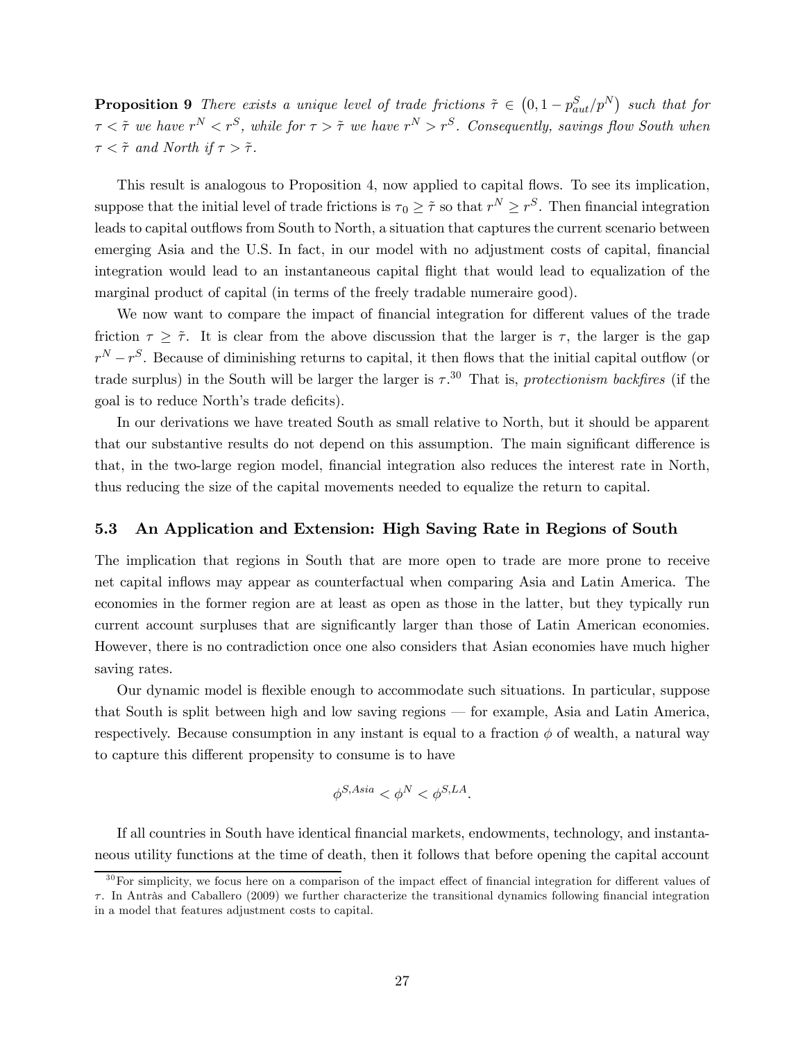**Proposition 9** *There exists a unique level of trade frictions $\tilde{\tau} \in \left(0, 1 - p^S_{aut}/p^N\right)$ such that for $\tau < \tilde{\tau}$ we have $r^N < r^S$, while for $\tau > \tilde{\tau}$ we have $r^N > r^S$. Consequently, savings flow South when $\tau < \tilde{\tau}$ and North if $\tau > \tilde{\tau}$.*

This result is analogous to Proposition 4, now applied to capital flows. To see its implication, suppose that the initial level of trade frictions is $\tau_0 \geq \tilde{\tau}$ so that $r^N \geq r^S$. Then financial integration leads to capital outflows from South to North, a situation that captures the current scenario between emerging Asia and the U.S. In fact, in our model with no adjustment costs of capital, financial integration would lead to an instantaneous capital flight that would lead to equalization of the marginal product of capital (in terms of the freely tradable numeraire good).

We now want to compare the impact of financial integration for different values of the trade friction $\tau \geq \tilde{\tau}$. It is clear from the above discussion that the larger is $\tau$, the larger is the gap $r^N - r^S$. Because of diminishing returns to capital, it then flows that the initial capital outflow (or trade surplus) in the South will be larger the larger is $\tau$.[30] That is, *protectionism backfires* (if the goal is to reduce North's trade deficits).

In our derivations we have treated South as small relative to North, but it should be apparent that our substantive results do not depend on this assumption. The main significant difference is that, in the two-large region model, financial integration also reduces the interest rate in North, thus reducing the size of the capital movements needed to equalize the return to capital.

### 5.3 An Application and Extension: High Saving Rate in Regions of South

The implication that regions in South that are more open to trade are more prone to receive net capital inflows may appear as counterfactual when comparing Asia and Latin America. The economies in the former region are at least as open as those in the latter, but they typically run current account surpluses that are significantly larger than those of Latin American economies. However, there is no contradiction once one also considers that Asian economies have much higher saving rates.

Our dynamic model is flexible enough to accommodate such situations. In particular, suppose that South is split between high and low saving regions — for example, Asia and Latin America, respectively. Because consumption in any instant is equal to a fraction $\phi$ of wealth, a natural way to capture this different propensity to consume is to have

$$\phi^{S,Asia} < \phi^N < \phi^{S,LA}.$$

If all countries in South have identical financial markets, endowments, technology, and instantaneous utility functions at the time of death, then it follows that before opening the capital account

[30] For simplicity, we focus here on a comparison of the impact effect of financial integration for different values of $\tau$. In Antràs and Caballero (2009) we further characterize the transitional dynamics following financial integration in a model that features adjustment costs to capital.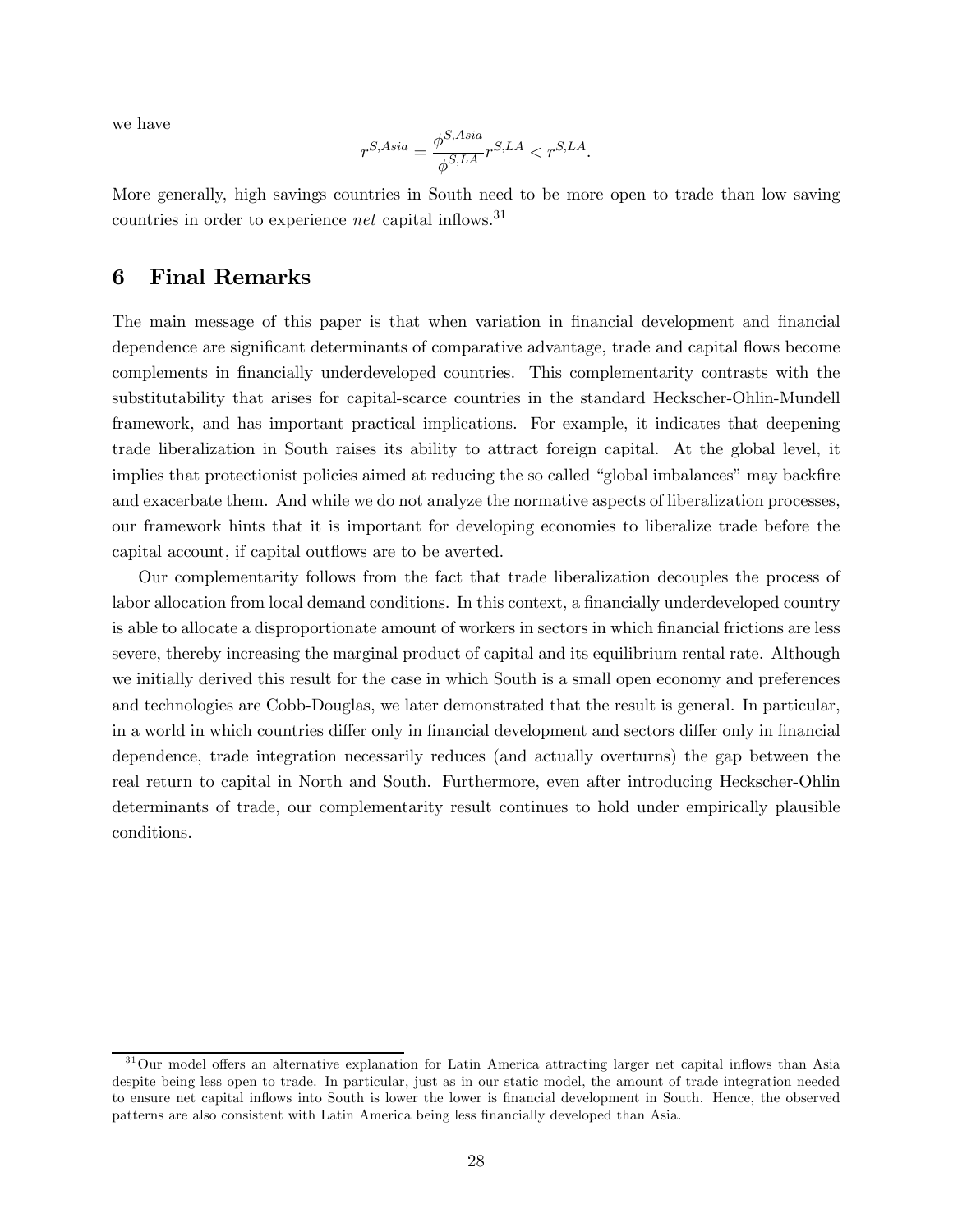we have

$$r^{S,Asia} = \frac{\phi^{S,Asia}}{\phi^{S,LA}} r^{S,LA} < r^{S,LA}.$$

More generally, high savings countries in South need to be more open to trade than low saving countries in order to experience *net* capital inflows.[31]

# 6 Final Remarks

The main message of this paper is that when variation in financial development and financial dependence are significant determinants of comparative advantage, trade and capital flows become complements in financially underdeveloped countries. This complementarity contrasts with the substitutability that arises for capital-scarce countries in the standard Heckscher-Ohlin-Mundell framework, and has important practical implications. For example, it indicates that deepening trade liberalization in South raises its ability to attract foreign capital. At the global level, it implies that protectionist policies aimed at reducing the so called "global imbalances" may backfire and exacerbate them. And while we do not analyze the normative aspects of liberalization processes, our framework hints that it is important for developing economies to liberalize trade before the capital account, if capital outflows are to be averted.

Our complementarity follows from the fact that trade liberalization decouples the process of labor allocation from local demand conditions. In this context, a financially underdeveloped country is able to allocate a disproportionate amount of workers in sectors in which financial frictions are less severe, thereby increasing the marginal product of capital and its equilibrium rental rate. Although we initially derived this result for the case in which South is a small open economy and preferences and technologies are Cobb-Douglas, we later demonstrated that the result is general. In particular, in a world in which countries differ only in financial development and sectors differ only in financial dependence, trade integration necessarily reduces (and actually overturns) the gap between the real return to capital in North and South. Furthermore, even after introducing Heckscher-Ohlin determinants of trade, our complementarity result continues to hold under empirically plausible conditions.

[31] Our model offers an alternative explanation for Latin America attracting larger net capital inflows than Asia despite being less open to trade. In particular, just as in our static model, the amount of trade integration needed to ensure net capital inflows into South is lower the lower is financial development in South. Hence, the observed patterns are also consistent with Latin America being less financially developed than Asia.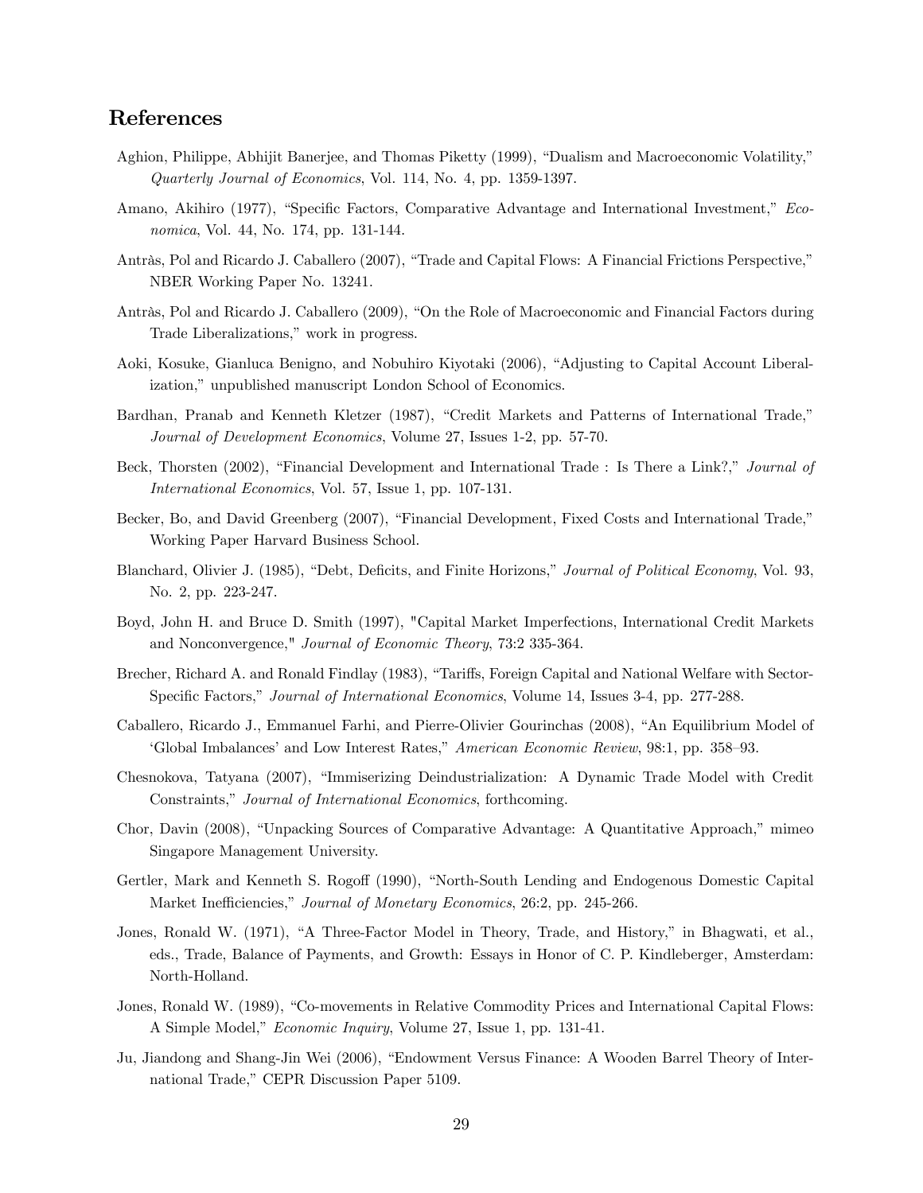## References

Aghion, Philippe, Abhijit Banerjee, and Thomas Piketty (1999), "Dualism and Macroeconomic Volatility," *Quarterly Journal of Economics*, Vol. 114, No. 4, pp. 1359-1397.

Amano, Akihiro (1977), "Specific Factors, Comparative Advantage and International Investment," *Economica*, Vol. 44, No. 174, pp. 131-144.

Antràs, Pol and Ricardo J. Caballero (2007), "Trade and Capital Flows: A Financial Frictions Perspective," NBER Working Paper No. 13241.

Antràs, Pol and Ricardo J. Caballero (2009), "On the Role of Macroeconomic and Financial Factors during Trade Liberalizations," work in progress.

Aoki, Kosuke, Gianluca Benigno, and Nobuhiro Kiyotaki (2006), "Adjusting to Capital Account Liberalization," unpublished manuscript London School of Economics.

Bardhan, Pranab and Kenneth Kletzer (1987), "Credit Markets and Patterns of International Trade," *Journal of Development Economics*, Volume 27, Issues 1-2, pp. 57-70.

Beck, Thorsten (2002), "Financial Development and International Trade : Is There a Link?," *Journal of International Economics*, Vol. 57, Issue 1, pp. 107-131.

Becker, Bo, and David Greenberg (2007), "Financial Development, Fixed Costs and International Trade," Working Paper Harvard Business School.

Blanchard, Olivier J. (1985), "Debt, Deficits, and Finite Horizons," *Journal of Political Economy*, Vol. 93, No. 2, pp. 223-247.

Boyd, John H. and Bruce D. Smith (1997), "Capital Market Imperfections, International Credit Markets and Nonconvergence," *Journal of Economic Theory*, 73:2 335-364.

Brecher, Richard A. and Ronald Findlay (1983), "Tariffs, Foreign Capital and National Welfare with Sector-Specific Factors," *Journal of International Economics*, Volume 14, Issues 3-4, pp. 277-288.

Caballero, Ricardo J., Emmanuel Farhi, and Pierre-Olivier Gourinchas (2008), "An Equilibrium Model of 'Global Imbalances' and Low Interest Rates," *American Economic Review*, 98:1, pp. 358–93.

Chesnokova, Tatyana (2007), "Immiserizing Deindustrialization: A Dynamic Trade Model with Credit Constraints," *Journal of International Economics*, forthcoming.

Chor, Davin (2008), "Unpacking Sources of Comparative Advantage: A Quantitative Approach," mimeo Singapore Management University.

Gertler, Mark and Kenneth S. Rogoff (1990), "North-South Lending and Endogenous Domestic Capital Market Inefficiencies," *Journal of Monetary Economics*, 26:2, pp. 245-266.

Jones, Ronald W. (1971), "A Three-Factor Model in Theory, Trade, and History," in Bhagwati, et al., eds., Trade, Balance of Payments, and Growth: Essays in Honor of C. P. Kindleberger, Amsterdam: North-Holland.

Jones, Ronald W. (1989), "Co-movements in Relative Commodity Prices and International Capital Flows: A Simple Model," *Economic Inquiry*, Volume 27, Issue 1, pp. 131-41.

Ju, Jiandong and Shang-Jin Wei (2006), "Endowment Versus Finance: A Wooden Barrel Theory of International Trade," CEPR Discussion Paper 5109.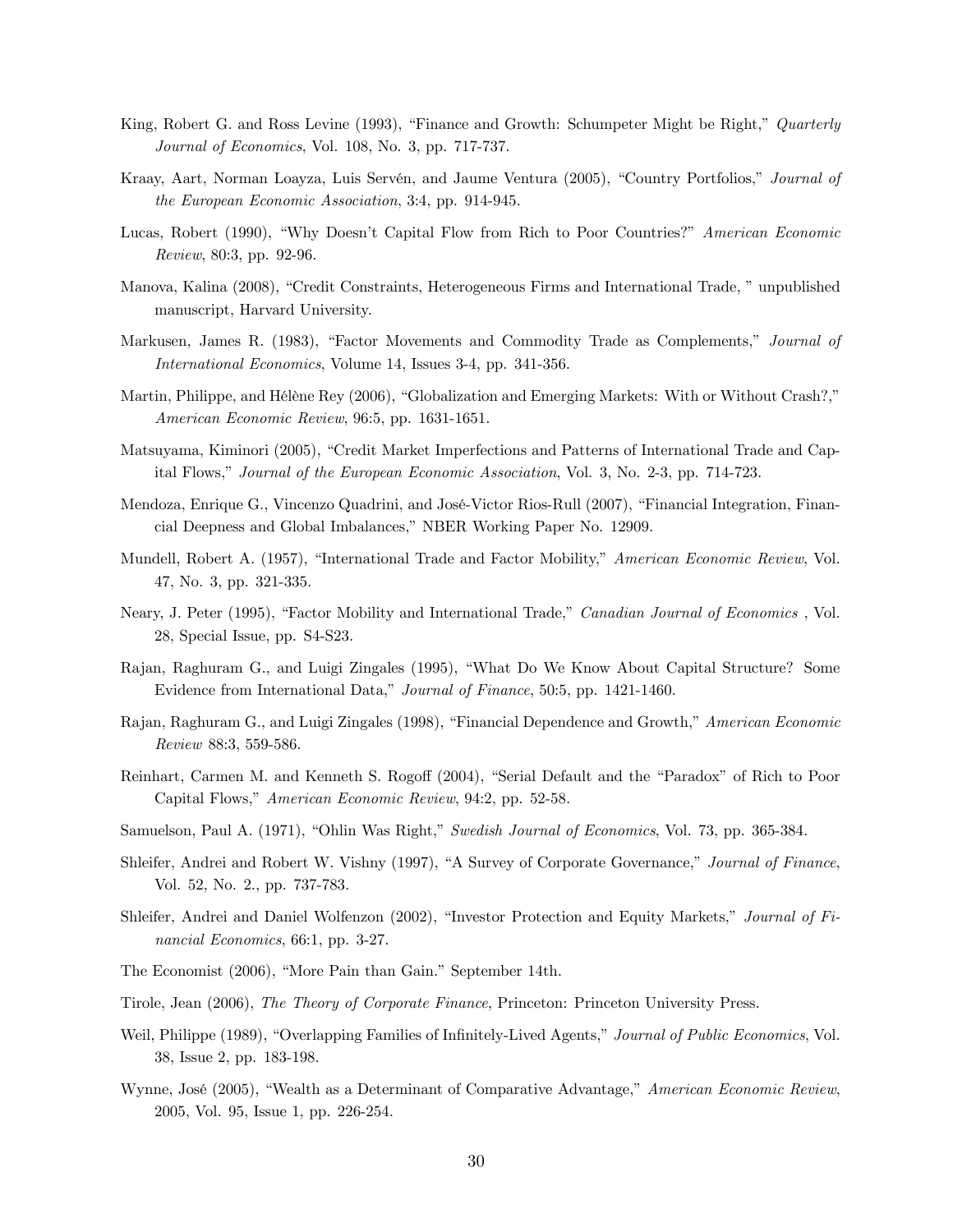King, Robert G. and Ross Levine (1993), "Finance and Growth: Schumpeter Might be Right," *Quarterly Journal of Economics*, Vol. 108, No. 3, pp. 717-737.

Kraay, Aart, Norman Loayza, Luis Servén, and Jaume Ventura (2005), "Country Portfolios," *Journal of the European Economic Association*, 3:4, pp. 914-945.

Lucas, Robert (1990), "Why Doesn't Capital Flow from Rich to Poor Countries?" *American Economic Review*, 80:3, pp. 92-96.

Manova, Kalina (2008), "Credit Constraints, Heterogeneous Firms and International Trade, " unpublished manuscript, Harvard University.

Markusen, James R. (1983), "Factor Movements and Commodity Trade as Complements," *Journal of International Economics*, Volume 14, Issues 3-4, pp. 341-356.

Martin, Philippe, and Hélène Rey (2006), "Globalization and Emerging Markets: With or Without Crash?," *American Economic Review*, 96:5, pp. 1631-1651.

Matsuyama, Kiminori (2005), "Credit Market Imperfections and Patterns of International Trade and Capital Flows," *Journal of the European Economic Association*, Vol. 3, No. 2-3, pp. 714-723.

Mendoza, Enrique G., Vincenzo Quadrini, and José-Victor Rios-Rull (2007), "Financial Integration, Financial Deepness and Global Imbalances," NBER Working Paper No. 12909.

Mundell, Robert A. (1957), "International Trade and Factor Mobility," *American Economic Review*, Vol. 47, No. 3, pp. 321-335.

Neary, J. Peter (1995), "Factor Mobility and International Trade," *Canadian Journal of Economics* , Vol. 28, Special Issue, pp. S4-S23.

Rajan, Raghuram G., and Luigi Zingales (1995), "What Do We Know About Capital Structure? Some Evidence from International Data," *Journal of Finance*, 50:5, pp. 1421-1460.

Rajan, Raghuram G., and Luigi Zingales (1998), "Financial Dependence and Growth," *American Economic Review* 88:3, 559-586.

Reinhart, Carmen M. and Kenneth S. Rogoff (2004), "Serial Default and the "Paradox" of Rich to Poor Capital Flows," *American Economic Review*, 94:2, pp. 52-58.

Samuelson, Paul A. (1971), "Ohlin Was Right," *Swedish Journal of Economics*, Vol. 73, pp. 365-384.

Shleifer, Andrei and Robert W. Vishny (1997), "A Survey of Corporate Governance," *Journal of Finance*, Vol. 52, No. 2., pp. 737-783.

Shleifer, Andrei and Daniel Wolfenzon (2002), "Investor Protection and Equity Markets," *Journal of Financial Economics*, 66:1, pp. 3-27.

The Economist (2006), "More Pain than Gain." September 14th.

Tirole, Jean (2006), *The Theory of Corporate Finance*, Princeton: Princeton University Press.

Weil, Philippe (1989), "Overlapping Families of Infinitely-Lived Agents," *Journal of Public Economics*, Vol. 38, Issue 2, pp. 183-198.

Wynne, José (2005), "Wealth as a Determinant of Comparative Advantage," *American Economic Review*, 2005, Vol. 95, Issue 1, pp. 226-254.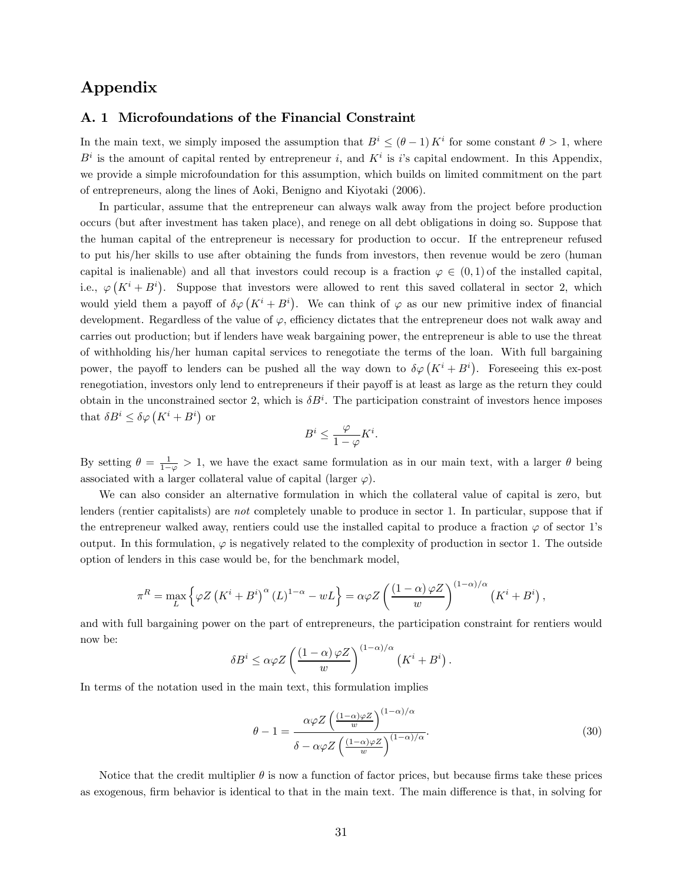# Appendix

## A. 1 Microfoundations of the Financial Constraint

In the main text, we simply imposed the assumption that $B^i \leq (\theta - 1) K^i$ for some constant $\theta > 1$, where $B^i$ is the amount of capital rented by entrepreneur $i$, and $K^i$ is $i$'s capital endowment. In this Appendix, we provide a simple microfoundation for this assumption, which builds on limited commitment on the part of entrepreneurs, along the lines of Aoki, Benigno and Kiyotaki (2006).

In particular, assume that the entrepreneur can always walk away from the project before production occurs (but after investment has taken place), and renege on all debt obligations in doing so. Suppose that the human capital of the entrepreneur is necessary for production to occur. If the entrepreneur refused to put his/her skills to use after obtaining the funds from investors, then revenue would be zero (human capital is inalienable) and all that investors could recoup is a fraction $\varphi \in (0, 1)$ of the installed capital, i.e., $\varphi(K^i + B^i)$. Suppose that investors were allowed to rent this saved collateral in sector 2, which would yield them a payoff of $\delta\varphi(K^i + B^i)$. We can think of $\varphi$ as our new primitive index of financial development. Regardless of the value of $\varphi$, efficiency dictates that the entrepreneur does not walk away and carries out production; but if lenders have weak bargaining power, the entrepreneur is able to use the threat of withholding his/her human capital services to renegotiate the terms of the loan. With full bargaining power, the payoff to lenders can be pushed all the way down to $\delta\varphi(K^i + B^i)$. Foreseeing this ex-post renegotiation, investors only lend to entrepreneurs if their payoff is at least as large as the return they could obtain in the unconstrained sector 2, which is $\delta B^i$. The participation constraint of investors hence imposes that $\delta B^i \leq \delta\varphi(K^i + B^i)$ or

$$B^i \leq \frac{\varphi}{1 - \varphi} K^i.$$

By setting $\theta = \frac{1}{1-\varphi} > 1$, we have the exact same formulation as in our main text, with a larger $\theta$ being associated with a larger collateral value of capital (larger $\varphi$).

We can also consider an alternative formulation in which the collateral value of capital is zero, but lenders (rentier capitalists) are *not* completely unable to produce in sector 1. In particular, suppose that if the entrepreneur walked away, rentiers could use the installed capital to produce a fraction $\varphi$ of sector 1's output. In this formulation, $\varphi$ is negatively related to the complexity of production in sector 1. The outside option of lenders in this case would be, for the benchmark model,

$$\pi^R = \max_L \left\{ \varphi Z \left(K^i + B^i\right)^\alpha (L)^{1-\alpha} - wL \right\} = \alpha\varphi Z \left( \frac{(1-\alpha)\varphi Z}{w} \right)^{(1-\alpha)/\alpha} \left(K^i + B^i\right),$$

and with full bargaining power on the part of entrepreneurs, the participation constraint for rentiers would now be:

$$\delta B^i \leq \alpha\varphi Z \left( \frac{(1-\alpha)\varphi Z}{w} \right)^{(1-\alpha)/\alpha} \left(K^i + B^i\right).$$

In terms of the notation used in the main text, this formulation implies

$$\theta - 1 = \frac{\alpha\varphi Z \left( \frac{(1-\alpha)\varphi Z}{w} \right)^{(1-\alpha)/\alpha}}{\delta - \alpha\varphi Z \left( \frac{(1-\alpha)\varphi Z}{w} \right)^{(1-\alpha)/\alpha}}. \tag{30}$$

Notice that the credit multiplier $\theta$ is now a function of factor prices, but because firms take these prices as exogenous, firm behavior is identical to that in the main text. The main difference is that, in solving for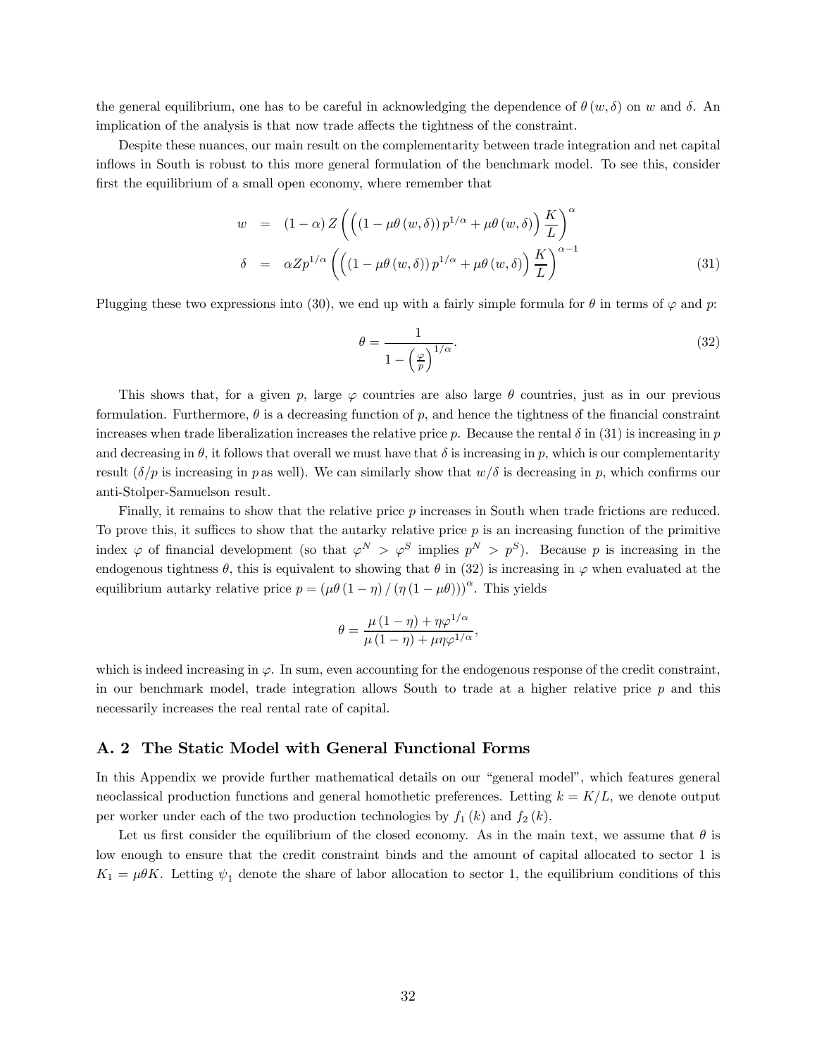the general equilibrium, one has to be careful in acknowledging the dependence of $\theta(w,\delta)$ on $w$ and $\delta$. An implication of the analysis is that now trade affects the tightness of the constraint.

Despite these nuances, our main result on the complementarity between trade integration and net capital inflows in South is robust to this more general formulation of the benchmark model. To see this, consider first the equilibrium of a small open economy, where remember that

$$
\begin{aligned}
w &= (1-\alpha) Z \left( \left( (1-\mu\theta(w,\delta)) p^{1/\alpha} + \mu\theta(w,\delta) \right) \frac{K}{L} \right)^{\alpha} \\
\delta &= \alpha Z p^{1/\alpha} \left( \left( (1-\mu\theta(w,\delta)) p^{1/\alpha} + \mu\theta(w,\delta) \right) \frac{K}{L} \right)^{\alpha-1}
\end{aligned}
\tag{31}
$$

Plugging these two expressions into (30), we end up with a fairly simple formula for $\theta$ in terms of $\varphi$ and $p$:

$$
\theta = \frac{1}{1-\left(\frac{\varphi}{p}\right)^{1/\alpha}}. \tag{32}
$$

This shows that, for a given $p$, large $\varphi$ countries are also large $\theta$ countries, just as in our previous formulation. Furthermore, $\theta$ is a decreasing function of $p$, and hence the tightness of the financial constraint increases when trade liberalization increases the relative price $p$. Because the rental $\delta$ in (31) is increasing in $p$ and decreasing in $\theta$, it follows that overall we must have that $\delta$ is increasing in $p$, which is our complementarity result ($\delta/p$ is increasing in $p$ as well). We can similarly show that $w/\delta$ is decreasing in $p$, which confirms our anti-Stolper-Samuelson result.

Finally, it remains to show that the relative price $p$ increases in South when trade frictions are reduced. To prove this, it suffices to show that the autarky relative price $p$ is an increasing function of the primitive index $\varphi$ of financial development (so that $\varphi^N > \varphi^S$ implies $p^N > p^S$). Because $p$ is increasing in the endogenous tightness $\theta$, this is equivalent to showing that $\theta$ in (32) is increasing in $\varphi$ when evaluated at the equilibrium autarky relative price $p = \left(\mu\theta(1-\eta)/(\eta(1-\mu\theta))\right)^{\alpha}$. This yields

$$
\theta = \frac{\mu(1-\eta) + \eta\varphi^{1/\alpha}}{\mu(1-\eta) + \mu\eta\varphi^{1/\alpha}},
$$

which is indeed increasing in $\varphi$. In sum, even accounting for the endogenous response of the credit constraint, in our benchmark model, trade integration allows South to trade at a higher relative price $p$ and this necessarily increases the real rental rate of capital.

## A. 2 The Static Model with General Functional Forms

In this Appendix we provide further mathematical details on our "general model", which features general neoclassical production functions and general homothetic preferences. Letting $k = K/L$, we denote output per worker under each of the two production technologies by $f_1(k)$ and $f_2(k)$.

Let us first consider the equilibrium of the closed economy. As in the main text, we assume that $\theta$ is low enough to ensure that the credit constraint binds and the amount of capital allocated to sector 1 is $K_1 = \mu\theta K$. Letting $\psi_1$ denote the share of labor allocation to sector 1, the equilibrium conditions of this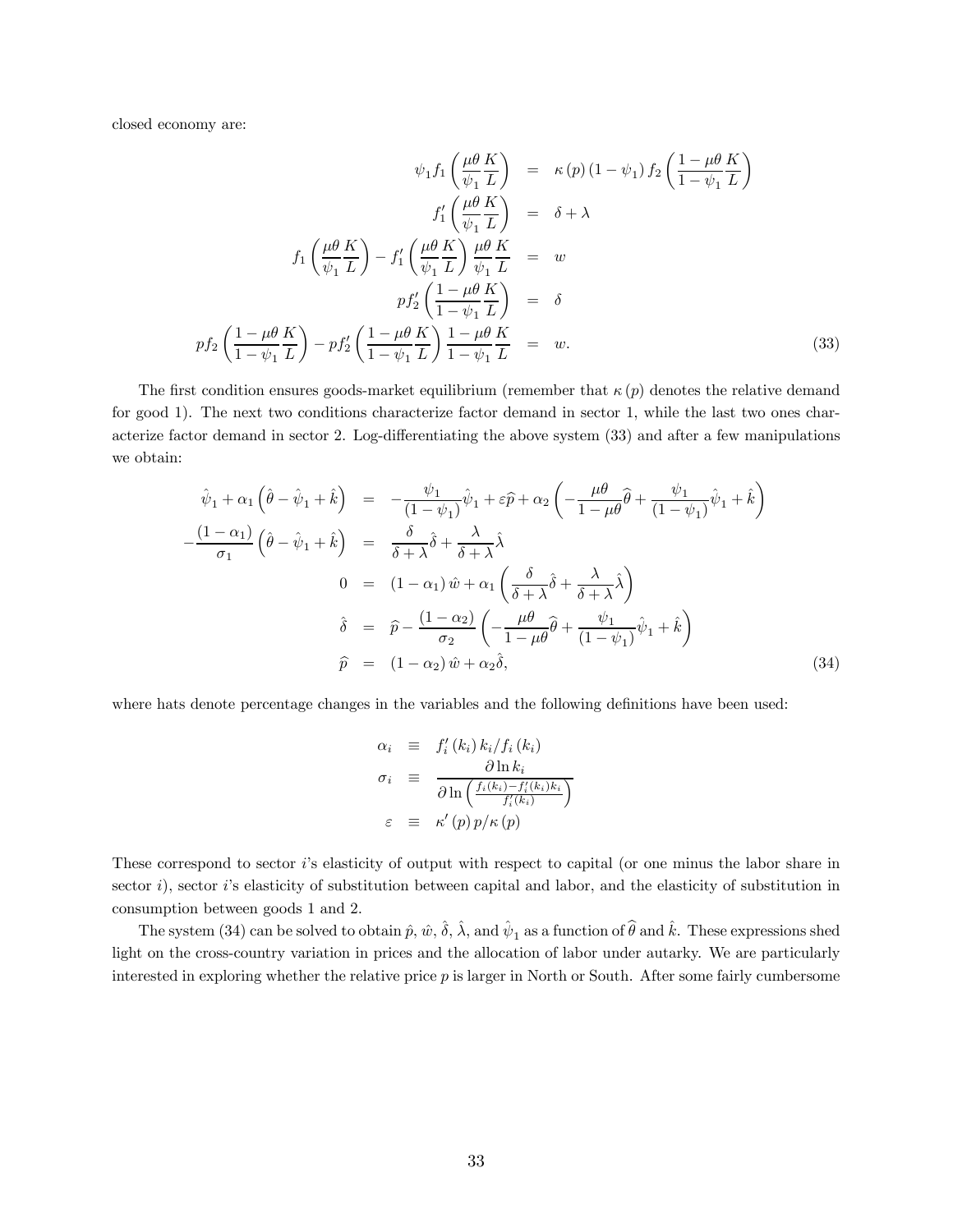closed economy are:

$$
\begin{aligned}
\psi_1 f_1\left(\frac{\mu\theta}{\psi_1}\frac{K}{L}\right) &= \kappa(p)(1-\psi_1) f_2\left(\frac{1-\mu\theta}{1-\psi_1}\frac{K}{L}\right) \\
f_1'\left(\frac{\mu\theta}{\psi_1}\frac{K}{L}\right) &= \delta+\lambda \\
f_1\left(\frac{\mu\theta}{\psi_1}\frac{K}{L}\right) - f_1'\left(\frac{\mu\theta}{\psi_1}\frac{K}{L}\right)\frac{\mu\theta}{\psi_1}\frac{K}{L} &= w \\
p f_2'\left(\frac{1-\mu\theta}{1-\psi_1}\frac{K}{L}\right) &= \delta \\
p f_2\left(\frac{1-\mu\theta}{1-\psi_1}\frac{K}{L}\right) - p f_2'\left(\frac{1-\mu\theta}{1-\psi_1}\frac{K}{L}\right)\frac{1-\mu\theta}{1-\psi_1}\frac{K}{L} &= w. 
\end{aligned}
\tag{33}
$$

The first condition ensures goods-market equilibrium (remember that $\kappa(p)$ denotes the relative demand for good 1). The next two conditions characterize factor demand in sector 1, while the last two ones characterize factor demand in sector 2. Log-differentiating the above system (33) and after a few manipulations we obtain:

$$
\begin{aligned}
\hat{\psi}_1 + \alpha_1\left(\hat{\theta} - \hat{\psi}_1 + \hat{k}\right) &= -\frac{\psi_1}{(1-\psi_1)}\hat{\psi}_1 + \varepsilon\widehat{p} + \alpha_2\left(-\frac{\mu\theta}{1-\mu\theta}\widehat{\theta} + \frac{\psi_1}{(1-\psi_1)}\hat{\psi}_1 + \hat{k}\right) \\
-\frac{(1-\alpha_1)}{\sigma_1}\left(\hat{\theta} - \hat{\psi}_1 + \hat{k}\right) &= \frac{\delta}{\delta+\lambda}\hat{\delta} + \frac{\lambda}{\delta+\lambda}\hat{\lambda} \\
0 &= (1-\alpha_1)\hat{w} + \alpha_1\left(\frac{\delta}{\delta+\lambda}\hat{\delta} + \frac{\lambda}{\delta+\lambda}\hat{\lambda}\right) \\
\hat{\delta} &= \widehat{p} - \frac{(1-\alpha_2)}{\sigma_2}\left(-\frac{\mu\theta}{1-\mu\theta}\widehat{\theta} + \frac{\psi_1}{(1-\psi_1)}\hat{\psi}_1 + \hat{k}\right) \\
\widehat{p} &= (1-\alpha_2)\hat{w} + \alpha_2\hat{\delta},
\end{aligned}
\tag{34}
$$

where hats denote percentage changes in the variables and the following definitions have been used:

$$
\begin{aligned}
\alpha_i &\equiv f_i'(k_i)k_i/f_i(k_i) \\
\sigma_i &\equiv \frac{\partial \ln k_i}{\partial \ln\left(\frac{f_i(k_i) - f_i'(k_i)k_i}{f_i'(k_i)}\right)} \\
\varepsilon &\equiv \kappa'(p)p/\kappa(p)
\end{aligned}
$$

These correspond to sector $i$'s elasticity of output with respect to capital (or one minus the labor share in sector $i$), sector $i$'s elasticity of substitution between capital and labor, and the elasticity of substitution in consumption between goods 1 and 2.

The system (34) can be solved to obtain $\hat{p}$, $\hat{w}$, $\hat{\delta}$, $\hat{\lambda}$, and $\hat{\psi}_1$ as a function of $\widehat{\theta}$ and $\hat{k}$. These expressions shed light on the cross-country variation in prices and the allocation of labor under autarky. We are particularly interested in exploring whether the relative price $p$ is larger in North or South. After some fairly cumbersome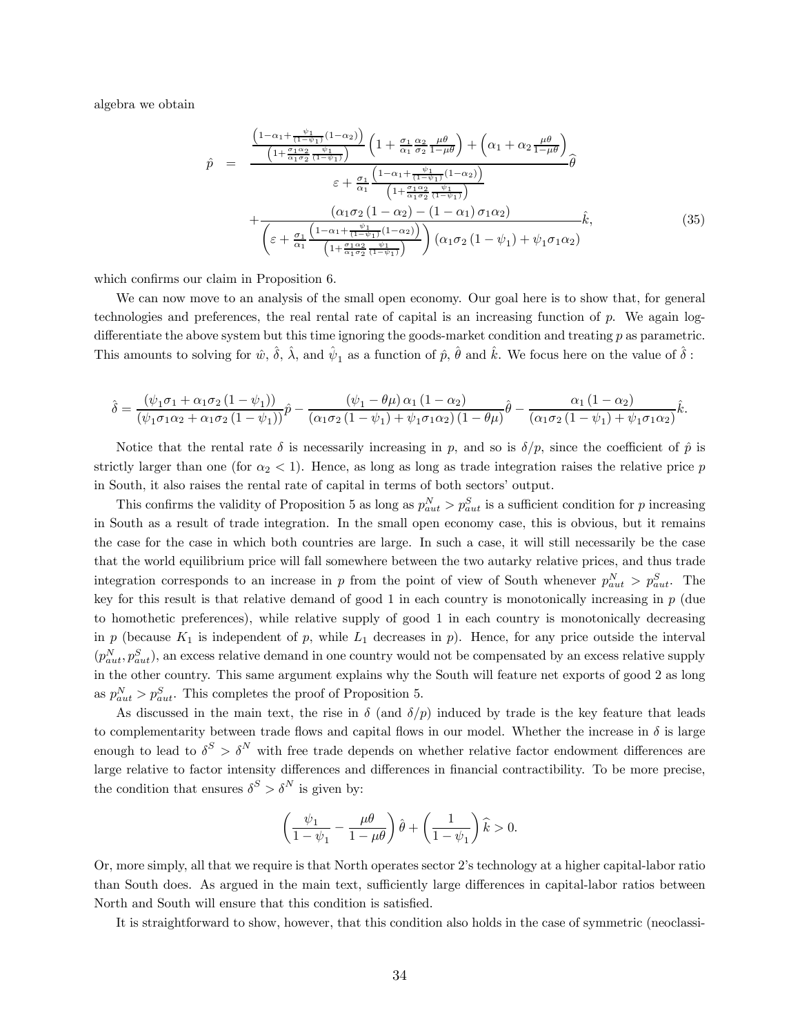algebra we obtain

$$
\hat{p} = \frac{\frac{\left(1-\alpha_1+\frac{\psi_1}{(1-\psi_1)}(1-\alpha_2)\right)}{\left(1+\frac{\sigma_1\alpha_2}{\alpha_1\sigma_2}\frac{\psi_1}{(1-\psi_1)}\right)}\left(1+\frac{\sigma_1}{\alpha_1}\frac{\alpha_2}{\sigma_2}\frac{\mu\theta}{1-\mu\theta}\right)+\left(\alpha_1+\alpha_2\frac{\mu\theta}{1-\mu\theta}\right)}{\varepsilon+\frac{\sigma_1}{\alpha_1}\frac{\left(1-\alpha_1+\frac{\psi_1}{(1-\psi_1)}(1-\alpha_2)\right)}{\left(1+\frac{\sigma_1\alpha_2}{\alpha_1\sigma_2}\frac{\psi_1}{(1-\psi_1)}\right)}}\hat{\theta}
+\frac{\left(\alpha_1\sigma_2\left(1-\alpha_2\right)-\left(1-\alpha_1\right)\sigma_1\alpha_2\right)}{\left(\varepsilon+\frac{\sigma_1}{\alpha_1}\frac{\left(1-\alpha_1+\frac{\psi_1}{(1-\psi_1)}(1-\alpha_2)\right)}{\left(1+\frac{\sigma_1\alpha_2}{\alpha_1\sigma_2}\frac{\psi_1}{(1-\psi_1)}\right)}\right)\left(\alpha_1\sigma_2\left(1-\psi_1\right)+\psi_1\sigma_1\alpha_2\right)}\hat{k}, \tag{35}
$$

which confirms our claim in Proposition 6.

We can now move to an analysis of the small open economy. Our goal here is to show that, for general technologies and preferences, the real rental rate of capital is an increasing function of $p$. We again log-differentiate the above system but this time ignoring the goods-market condition and treating $p$ as parametric. This amounts to solving for $\hat{w}$, $\hat{\delta}$, $\hat{\lambda}$, and $\hat{\psi}_1$ as a function of $\hat{p}$, $\hat{\theta}$ and $\hat{k}$. We focus here on the value of $\hat{\delta}$ :

$$
\hat{\delta} = \frac{\left(\psi_1\sigma_1+\alpha_1\sigma_2\left(1-\psi_1\right)\right)}{\left(\psi_1\sigma_1\alpha_2+\alpha_1\sigma_2\left(1-\psi_1\right)\right)}\hat{p}-\frac{\left(\psi_1-\theta\mu\right)\alpha_1\left(1-\alpha_2\right)}{\left(\alpha_1\sigma_2\left(1-\psi_1\right)+\psi_1\sigma_1\alpha_2\right)\left(1-\theta\mu\right)}\hat{\theta}-\frac{\alpha_1\left(1-\alpha_2\right)}{\left(\alpha_1\sigma_2\left(1-\psi_1\right)+\psi_1\sigma_1\alpha_2\right)}\hat{k}.
$$

Notice that the rental rate $\delta$ is necessarily increasing in $p$, and so is $\delta/p$, since the coefficient of $\hat{p}$ is strictly larger than one (for $\alpha_2 < 1$). Hence, as long as long as trade integration raises the relative price $p$ in South, it also raises the rental rate of capital in terms of both sectors' output.

This confirms the validity of Proposition 5 as long as $p^N_{aut} > p^S_{aut}$ is a sufficient condition for $p$ increasing in South as a result of trade integration. In the small open economy case, this is obvious, but it remains the case for the case in which both countries are large. In such a case, it will still necessarily be the case that the world equilibrium price will fall somewhere between the two autarky relative prices, and thus trade integration corresponds to an increase in $p$ from the point of view of South whenever $p^N_{aut} > p^S_{aut}$. The key for this result is that relative demand of good 1 in each country is monotonically increasing in $p$ (due to homothetic preferences), while relative supply of good 1 in each country is monotonically decreasing in $p$ (because $K_1$ is independent of $p$, while $L_1$ decreases in $p$). Hence, for any price outside the interval $(p^N_{aut}, p^S_{aut})$, an excess relative demand in one country would not be compensated by an excess relative supply in the other country. This same argument explains why the South will feature net exports of good 2 as long as $p^N_{aut} > p^S_{aut}$. This completes the proof of Proposition 5.

As discussed in the main text, the rise in $\delta$ (and $\delta/p$) induced by trade is the key feature that leads to complementarity between trade flows and capital flows in our model. Whether the increase in $\delta$ is large enough to lead to $\delta^S > \delta^N$ with free trade depends on whether relative factor endowment differences are large relative to factor intensity differences and differences in financial contractibility. To be more precise, the condition that ensures $\delta^S > \delta^N$ is given by:

$$
\left(\frac{\psi_1}{1-\psi_1}-\frac{\mu\theta}{1-\mu\theta}\right)\hat{\theta}+\left(\frac{1}{1-\psi_1}\right)\hat{k} > 0.
$$

Or, more simply, all that we require is that North operates sector 2's technology at a higher capital-labor ratio than South does. As argued in the main text, sufficiently large differences in capital-labor ratios between North and South will ensure that this condition is satisfied.

It is straightforward to show, however, that this condition also holds in the case of symmetric (neoclassi-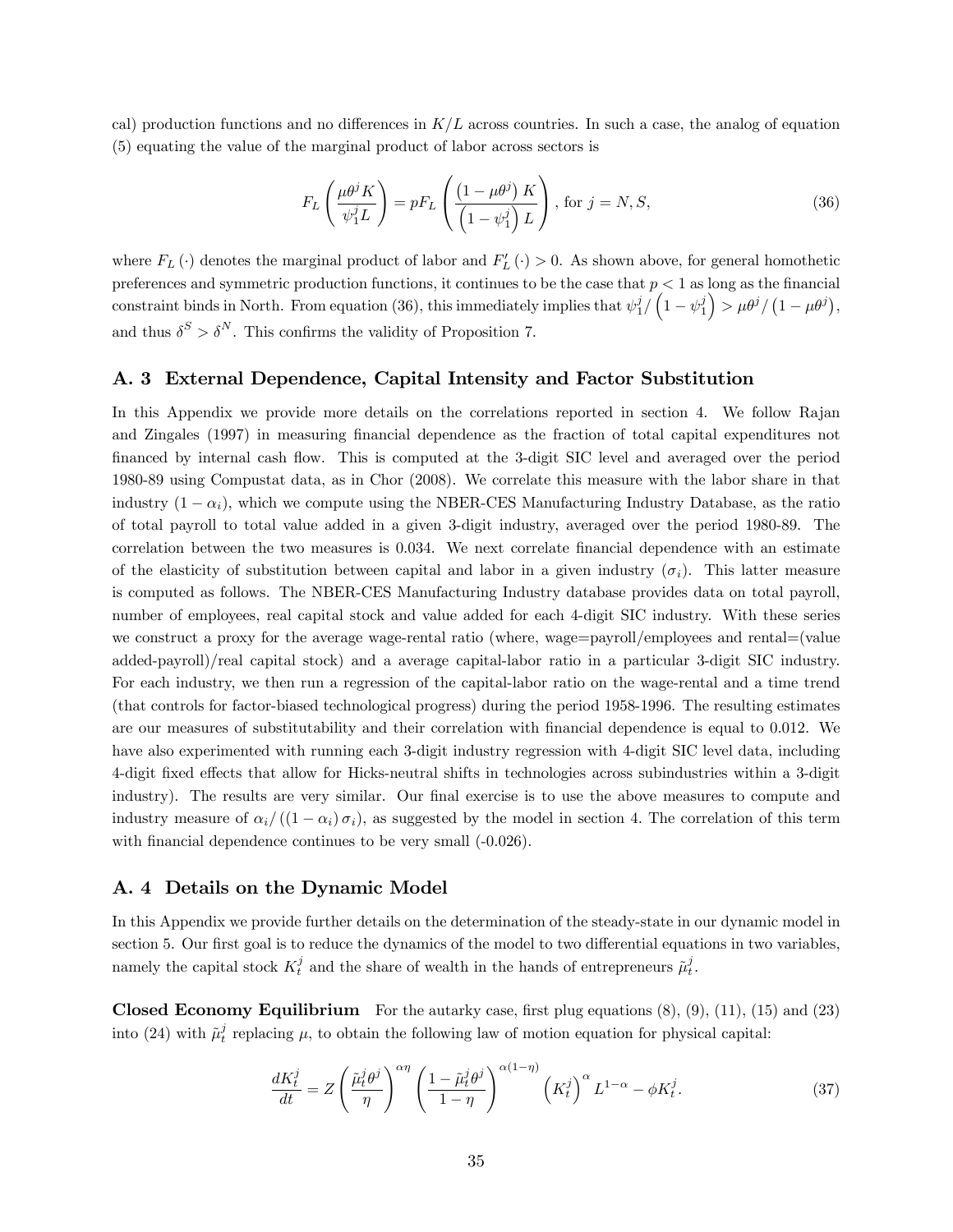cal) production functions and no differences in $K/L$ across countries. In such a case, the analog of equation (5) equating the value of the marginal product of labor across sectors is

$$F_L\left(\frac{\mu\theta^j K}{\psi_1^j L}\right) = pF_L\left(\frac{\left(1-\mu\theta^j\right)K}{\left(1-\psi_1^j\right)L}\right), \text{ for } j = N, S, \tag{36}$$

where $F_L(\cdot)$ denotes the marginal product of labor and $F_L'(\cdot) > 0$. As shown above, for general homothetic preferences and symmetric production functions, it continues to be the case that $p < 1$ as long as the financial constraint binds in North. From equation (36), this immediately implies that $\psi_1^j / \left(1-\psi_1^j\right) > \mu\theta^j / \left(1-\mu\theta^j\right)$, and thus $\delta^S > \delta^N$. This confirms the validity of Proposition 7.

## A. 3 External Dependence, Capital Intensity and Factor Substitution

In this Appendix we provide more details on the correlations reported in section 4. We follow Rajan and Zingales (1997) in measuring financial dependence as the fraction of total capital expenditures not financed by internal cash flow. This is computed at the 3-digit SIC level and averaged over the period 1980-89 using Compustat data, as in Chor (2008). We correlate this measure with the labor share in that industry $(1-\alpha_i)$, which we compute using the NBER-CES Manufacturing Industry Database, as the ratio of total payroll to total value added in a given 3-digit industry, averaged over the period 1980-89. The correlation between the two measures is 0.034. We next correlate financial dependence with an estimate of the elasticity of substitution between capital and labor in a given industry $(\sigma_i)$. This latter measure is computed as follows. The NBER-CES Manufacturing Industry database provides data on total payroll, number of employees, real capital stock and value added for each 4-digit SIC industry. With these series we construct a proxy for the average wage-rental ratio (where, wage=payroll/employees and rental=(value added-payroll)/real capital stock) and a average capital-labor ratio in a particular 3-digit SIC industry. For each industry, we then run a regression of the capital-labor ratio on the wage-rental and a time trend (that controls for factor-biased technological progress) during the period 1958-1996. The resulting estimates are our measures of substitutability and their correlation with financial dependence is equal to 0.012. We have also experimented with running each 3-digit industry regression with 4-digit SIC level data, including 4-digit fixed effects that allow for Hicks-neutral shifts in technologies across subindustries within a 3-digit industry). The results are very similar. Our final exercise is to use the above measures to compute and industry measure of $\alpha_i / \left((1-\alpha_i)\sigma_i\right)$, as suggested by the model in section 4. The correlation of this term with financial dependence continues to be very small (-0.026).

## A. 4 Details on the Dynamic Model

In this Appendix we provide further details on the determination of the steady-state in our dynamic model in section 5. Our first goal is to reduce the dynamics of the model to two differential equations in two variables, namely the capital stock $K_t^j$ and the share of wealth in the hands of entrepreneurs $\tilde{\mu}_t^j$.

**Closed Economy Equilibrium** For the autarky case, first plug equations (8), (9), (11), (15) and (23) into (24) with $\tilde{\mu}_t^j$ replacing $\mu$, to obtain the following law of motion equation for physical capital:

$$\frac{dK_t^j}{dt} = Z\left(\frac{\tilde{\mu}_t^j\theta^j}{\eta}\right)^{\alpha\eta}\left(\frac{1-\tilde{\mu}_t^j\theta^j}{1-\eta}\right)^{\alpha(1-\eta)}\left(K_t^j\right)^{\alpha}L^{1-\alpha} - \phi K_t^j. \tag{37}$$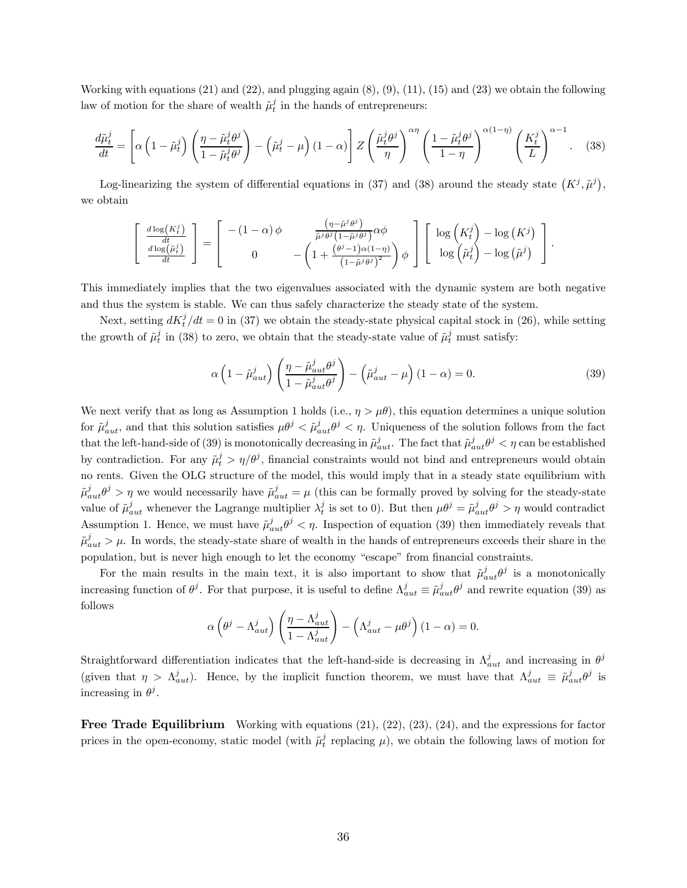Working with equations (21) and (22), and plugging again (8), (9), (11), (15) and (23) we obtain the following law of motion for the share of wealth $\tilde{\mu}_t^j$ in the hands of entrepreneurs:

$$\frac{d\tilde{\mu}_t^j}{dt} = \left[\alpha\left(1-\tilde{\mu}_t^j\right)\left(\frac{\eta - \tilde{\mu}_t^j\theta^j}{1-\tilde{\mu}_t^j\theta^j}\right) - \left(\tilde{\mu}_t^j - \mu\right)(1-\alpha)\right] Z\left(\frac{\tilde{\mu}_t^j\theta^j}{\eta}\right)^{\alpha\eta}\left(\frac{1-\tilde{\mu}_t^j\theta^j}{1-\eta}\right)^{\alpha(1-\eta)}\left(\frac{K_t^j}{L}\right)^{\alpha-1}. \quad (38)$$

Log-linearizing the system of differential equations in (37) and (38) around the steady state $\left(K^j, \tilde{\mu}^j\right)$, we obtain

$$\begin{bmatrix} \frac{d\log\left(K_t^j\right)}{dt} \\ \frac{d\log\left(\tilde{\mu}_t^j\right)}{dt} \end{bmatrix} = \begin{bmatrix} -(1-\alpha)\phi & \frac{\left(\eta-\tilde{\mu}^j\theta^j\right)}{\tilde{\mu}^j\theta^j\left(1-\tilde{\mu}^j\theta^j\right)}\alpha\phi \\ 0 & -\left(1+\frac{\left(\theta^j-1\right)\alpha(1-\eta)}{\left(1-\tilde{\mu}^j\theta^j\right)^2}\right)\phi \end{bmatrix}\begin{bmatrix} \log\left(K_t^j\right) - \log\left(K^j\right) \\ \log\left(\tilde{\mu}_t^j\right) - \log\left(\tilde{\mu}^j\right) \end{bmatrix}.$$

This immediately implies that the two eigenvalues associated with the dynamic system are both negative and thus the system is stable. We can thus safely characterize the steady state of the system.

Next, setting $dK_t^j/dt = 0$ in (37) we obtain the steady-state physical capital stock in (26), while setting the growth of $\tilde{\mu}_t^j$ in (38) to zero, we obtain that the steady-state value of $\tilde{\mu}_t^j$ must satisfy:

$$\alpha\left(1-\tilde{\mu}_{aut}^j\right)\left(\frac{\eta-\tilde{\mu}_{aut}^j\theta^j}{1-\tilde{\mu}_{aut}^j\theta^j}\right) - \left(\tilde{\mu}_{aut}^j - \mu\right)(1-\alpha) = 0. \quad (39)$$

We next verify that as long as Assumption 1 holds (i.e., $\eta > \mu\theta$), this equation determines a unique solution for $\tilde{\mu}_{aut}^j$, and that this solution satisfies $\mu\theta^j < \tilde{\mu}_{aut}^j\theta^j < \eta$. Uniqueness of the solution follows from the fact that the left-hand-side of (39) is monotonically decreasing in $\tilde{\mu}_{aut}^j$. The fact that $\tilde{\mu}_{aut}^j\theta^j < \eta$ can be established by contradiction. For any $\tilde{\mu}_t^j > \eta/\theta^j$, financial constraints would not bind and entrepreneurs would obtain no rents. Given the OLG structure of the model, this would imply that in a steady state equilibrium with $\tilde{\mu}_{aut}^j\theta^j > \eta$ we would necessarily have $\tilde{\mu}_{aut}^j = \mu$ (this can be formally proved by solving for the steady-state value of $\tilde{\mu}_{aut}^j$ whenever the Lagrange multiplier $\lambda_t^j$ is set to 0). But then $\mu\theta^j = \tilde{\mu}_{aut}^j\theta^j > \eta$ would contradict Assumption 1. Hence, we must have $\tilde{\mu}_{aut}^j\theta^j < \eta$. Inspection of equation (39) then immediately reveals that $\tilde{\mu}_{aut}^j > \mu$. In words, the steady-state share of wealth in the hands of entrepreneurs exceeds their share in the population, but is never high enough to let the economy "escape" from financial constraints.

For the main results in the main text, it is also important to show that $\tilde{\mu}_{aut}^j\theta^j$ is a monotonically increasing function of $\theta^j$. For that purpose, it is useful to define $\Lambda_{aut}^j \equiv \tilde{\mu}_{aut}^j\theta^j$ and rewrite equation (39) as follows

$$\alpha\left(\theta^j - \Lambda_{aut}^j\right)\left(\frac{\eta-\Lambda_{aut}^j}{1-\Lambda_{aut}^j}\right) - \left(\Lambda_{aut}^j - \mu\theta^j\right)(1-\alpha) = 0.$$

Straightforward differentiation indicates that the left-hand-side is decreasing in $\Lambda_{aut}^j$ and increasing in $\theta^j$ (given that $\eta > \Lambda_{aut}^j$). Hence, by the implicit function theorem, we must have that $\Lambda_{aut}^j \equiv \tilde{\mu}_{aut}^j\theta^j$ is increasing in $\theta^j$.

**Free Trade Equilibrium** Working with equations (21), (22), (23), (24), and the expressions for factor prices in the open-economy, static model (with $\tilde{\mu}_t^j$ replacing $\mu$), we obtain the following laws of motion for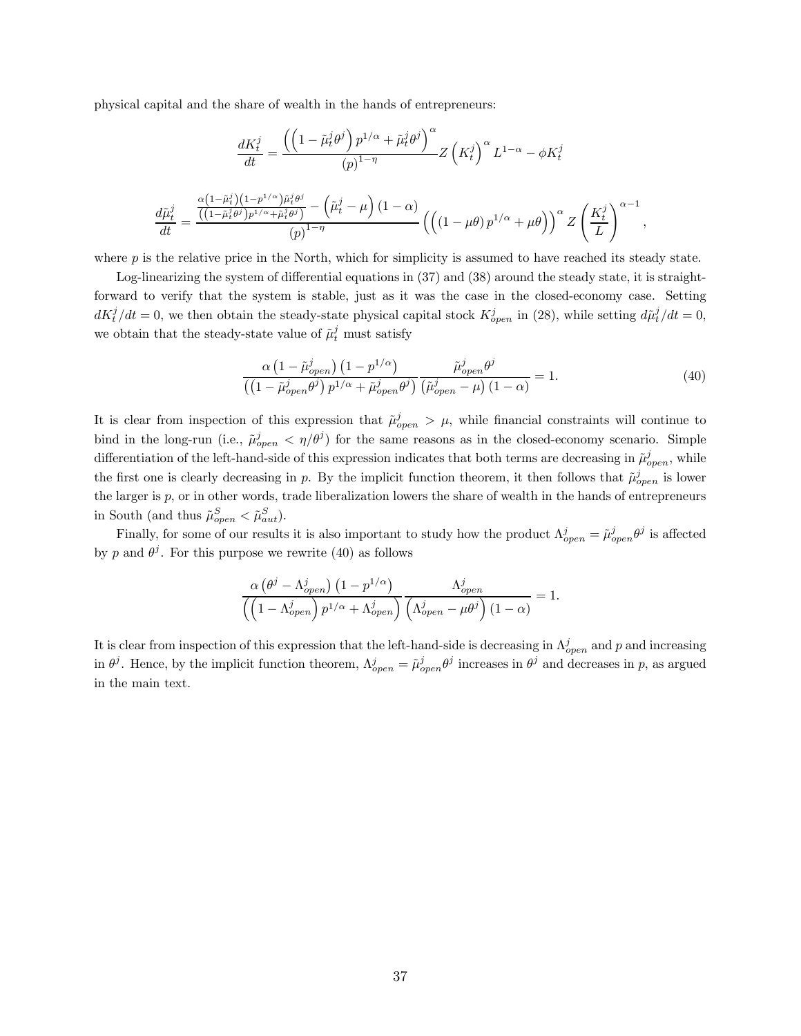physical capital and the share of wealth in the hands of entrepreneurs:

$$\frac{dK_t^j}{dt} = \frac{\left(\left(1-\tilde{\mu}_t^j\theta^j\right)p^{1/\alpha}+\tilde{\mu}_t^j\theta^j\right)^{\alpha}}{(p)^{1-\eta}} Z\left(K_t^j\right)^{\alpha}L^{1-\alpha}-\phi K_t^j$$

$$\frac{d\tilde{\mu}_t^j}{dt} = \frac{\frac{\alpha\left(1-\tilde{\mu}_t^j\right)\left(1-p^{1/\alpha}\right)\tilde{\mu}_t^j\theta^j}{\left(\left(1-\tilde{\mu}_t^j\theta^j\right)p^{1/\alpha}+\tilde{\mu}_t^j\theta^j\right)}-\left(\tilde{\mu}_t^j-\mu\right)(1-\alpha)}{(p)^{1-\eta}}\left(\left((1-\mu\theta)\,p^{1/\alpha}+\mu\theta\right)\right)^{\alpha} Z\left(\frac{K_t^j}{L}\right)^{\alpha-1},$$

where $p$ is the relative price in the North, which for simplicity is assumed to have reached its steady state.

Log-linearizing the system of differential equations in (37) and (38) around the steady state, it is straightforward to verify that the system is stable, just as it was the case in the closed-economy case. Setting $dK_t^j/dt=0$, we then obtain the steady-state physical capital stock $K_{open}^j$ in (28), while setting $d\tilde{\mu}_t^j/dt=0$, we obtain that the steady-state value of $\tilde{\mu}_t^j$ must satisfy

$$\frac{\alpha\left(1-\tilde{\mu}_{open}^j\right)\left(1-p^{1/\alpha}\right)}{\left(\left(1-\tilde{\mu}_{open}^j\theta^j\right)p^{1/\alpha}+\tilde{\mu}_{open}^j\theta^j\right)}\frac{\tilde{\mu}_{open}^j\theta^j}{\left(\tilde{\mu}_{open}^j-\mu\right)(1-\alpha)}=1. \tag{40}$$

It is clear from inspection of this expression that $\tilde{\mu}_{open}^j > \mu$, while financial constraints will continue to bind in the long-run (i.e., $\tilde{\mu}_{open}^j < \eta/\theta^j$) for the same reasons as in the closed-economy scenario. Simple differentiation of the left-hand-side of this expression indicates that both terms are decreasing in $\tilde{\mu}_{open}^j$, while the first one is clearly decreasing in $p$. By the implicit function theorem, it then follows that $\tilde{\mu}_{open}^j$ is lower the larger is $p$, or in other words, trade liberalization lowers the share of wealth in the hands of entrepreneurs in South (and thus $\tilde{\mu}_{open}^S < \tilde{\mu}_{aut}^S$).

Finally, for some of our results it is also important to study how the product $\Lambda_{open}^j = \tilde{\mu}_{open}^j\theta^j$ is affected by $p$ and $\theta^j$. For this purpose we rewrite (40) as follows

$$\frac{\alpha\left(\theta^j-\Lambda_{open}^j\right)\left(1-p^{1/\alpha}\right)}{\left(\left(1-\Lambda_{open}^j\right)p^{1/\alpha}+\Lambda_{open}^j\right)}\frac{\Lambda_{open}^j}{\left(\Lambda_{open}^j-\mu\theta^j\right)(1-\alpha)}=1.$$

It is clear from inspection of this expression that the left-hand-side is decreasing in $\Lambda_{open}^j$ and $p$ and increasing in $\theta^j$. Hence, by the implicit function theorem, $\Lambda_{open}^j = \tilde{\mu}_{open}^j\theta^j$ increases in $\theta^j$ and decreases in $p$, as argued in the main text.